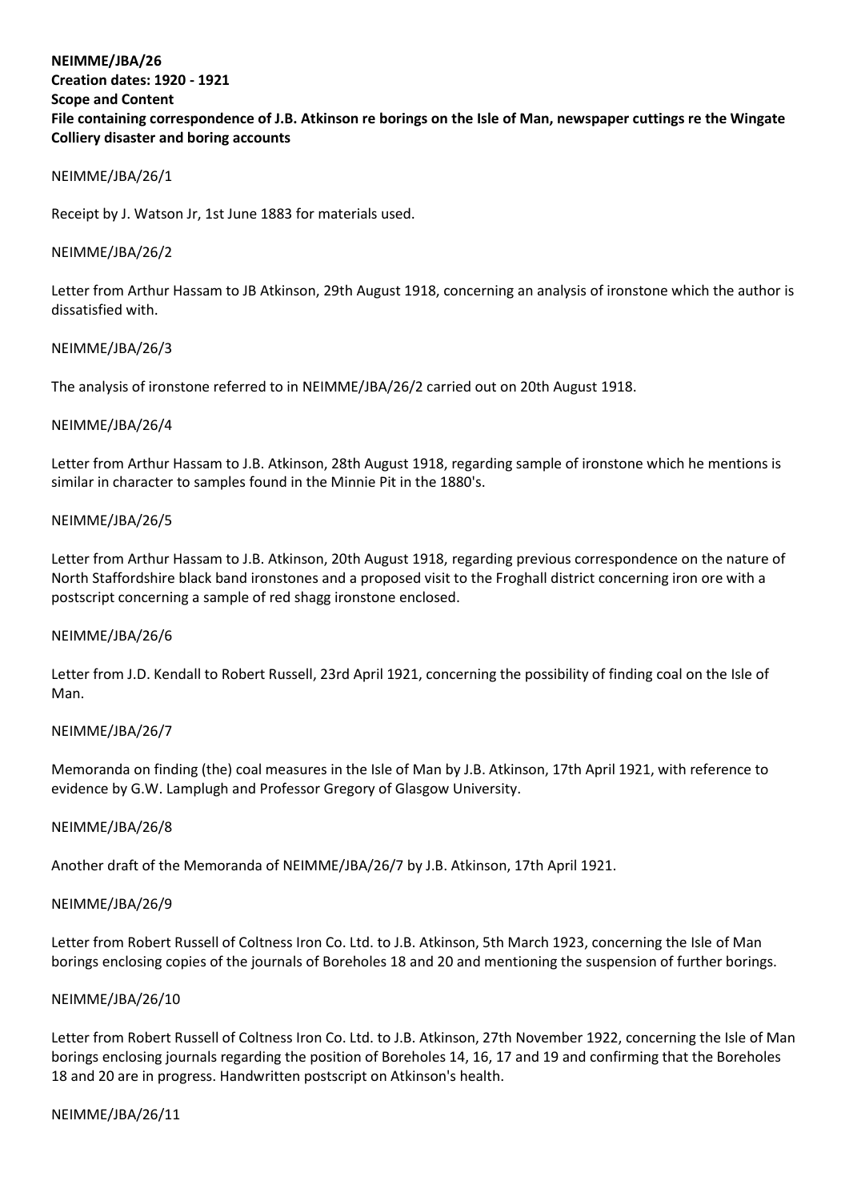**NEIMME/JBA/26**
**Creation dates: 1920 - 1921**
**Scope and Content**
**File containing correspondence of J.B. Atkinson re borings on the Isle of Man, newspaper cuttings re the Wingate Colliery disaster and boring accounts**

NEIMME/JBA/26/1

Receipt by J. Watson Jr, 1st June 1883 for materials used.

NEIMME/JBA/26/2

Letter from Arthur Hassam to JB Atkinson, 29th August 1918, concerning an analysis of ironstone which the author is dissatisfied with.

NEIMME/JBA/26/3

The analysis of ironstone referred to in NEIMME/JBA/26/2 carried out on 20th August 1918.

NEIMME/JBA/26/4

Letter from Arthur Hassam to J.B. Atkinson, 28th August 1918, regarding sample of ironstone which he mentions is similar in character to samples found in the Minnie Pit in the 1880's.

NEIMME/JBA/26/5

Letter from Arthur Hassam to J.B. Atkinson, 20th August 1918, regarding previous correspondence on the nature of North Staffordshire black band ironstones and a proposed visit to the Froghall district concerning iron ore with a postscript concerning a sample of red shagg ironstone enclosed.

NEIMME/JBA/26/6

Letter from J.D. Kendall to Robert Russell, 23rd April 1921, concerning the possibility of finding coal on the Isle of Man.

NEIMME/JBA/26/7

Memoranda on finding (the) coal measures in the Isle of Man by J.B. Atkinson, 17th April 1921, with reference to evidence by G.W. Lamplugh and Professor Gregory of Glasgow University.

NEIMME/JBA/26/8

Another draft of the Memoranda of NEIMME/JBA/26/7 by J.B. Atkinson, 17th April 1921.

NEIMME/JBA/26/9

Letter from Robert Russell of Coltness Iron Co. Ltd. to J.B. Atkinson, 5th March 1923, concerning the Isle of Man borings enclosing copies of the journals of Boreholes 18 and 20 and mentioning the suspension of further borings.

NEIMME/JBA/26/10

Letter from Robert Russell of Coltness Iron Co. Ltd. to J.B. Atkinson, 27th November 1922, concerning the Isle of Man borings enclosing journals regarding the position of Boreholes 14, 16, 17 and 19 and confirming that the Boreholes 18 and 20 are in progress. Handwritten postscript on Atkinson's health.

NEIMME/JBA/26/11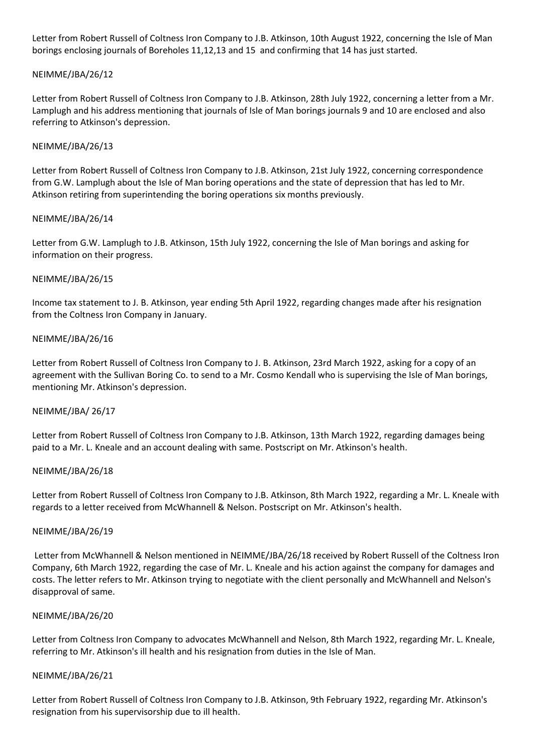Letter from Robert Russell of Coltness Iron Company to J.B. Atkinson, 10th August 1922, concerning the Isle of Man borings enclosing journals of Boreholes 11,12,13 and 15 and confirming that 14 has just started.

NEIMME/JBA/26/12

Letter from Robert Russell of Coltness Iron Company to J.B. Atkinson, 28th July 1922, concerning a letter from a Mr. Lamplugh and his address mentioning that journals of Isle of Man borings journals 9 and 10 are enclosed and also referring to Atkinson's depression.

NEIMME/JBA/26/13

Letter from Robert Russell of Coltness Iron Company to J.B. Atkinson, 21st July 1922, concerning correspondence from G.W. Lamplugh about the Isle of Man boring operations and the state of depression that has led to Mr. Atkinson retiring from superintending the boring operations six months previously.

NEIMME/JBA/26/14

Letter from G.W. Lamplugh to J.B. Atkinson, 15th July 1922, concerning the Isle of Man borings and asking for information on their progress.

NEIMME/JBA/26/15

Income tax statement to J. B. Atkinson, year ending 5th April 1922, regarding changes made after his resignation from the Coltness Iron Company in January.

NEIMME/JBA/26/16

Letter from Robert Russell of Coltness Iron Company to J. B. Atkinson, 23rd March 1922, asking for a copy of an agreement with the Sullivan Boring Co. to send to a Mr. Cosmo Kendall who is supervising the Isle of Man borings, mentioning Mr. Atkinson's depression.

NEIMME/JBA/ 26/17

Letter from Robert Russell of Coltness Iron Company to J.B. Atkinson, 13th March 1922, regarding damages being paid to a Mr. L. Kneale and an account dealing with same. Postscript on Mr. Atkinson's health.

NEIMME/JBA/26/18

Letter from Robert Russell of Coltness Iron Company to J.B. Atkinson, 8th March 1922, regarding a Mr. L. Kneale with regards to a letter received from McWhannell & Nelson. Postscript on Mr. Atkinson's health.

NEIMME/JBA/26/19

Letter from McWhannell & Nelson mentioned in NEIMME/JBA/26/18 received by Robert Russell of the Coltness Iron Company, 6th March 1922, regarding the case of Mr. L. Kneale and his action against the company for damages and costs. The letter refers to Mr. Atkinson trying to negotiate with the client personally and McWhannell and Nelson's disapproval of same.

NEIMME/JBA/26/20

Letter from Coltness Iron Company to advocates McWhannell and Nelson, 8th March 1922, regarding Mr. L. Kneale, referring to Mr. Atkinson's ill health and his resignation from duties in the Isle of Man.

NEIMME/JBA/26/21

Letter from Robert Russell of Coltness Iron Company to J.B. Atkinson, 9th February 1922, regarding Mr. Atkinson's resignation from his supervisorship due to ill health.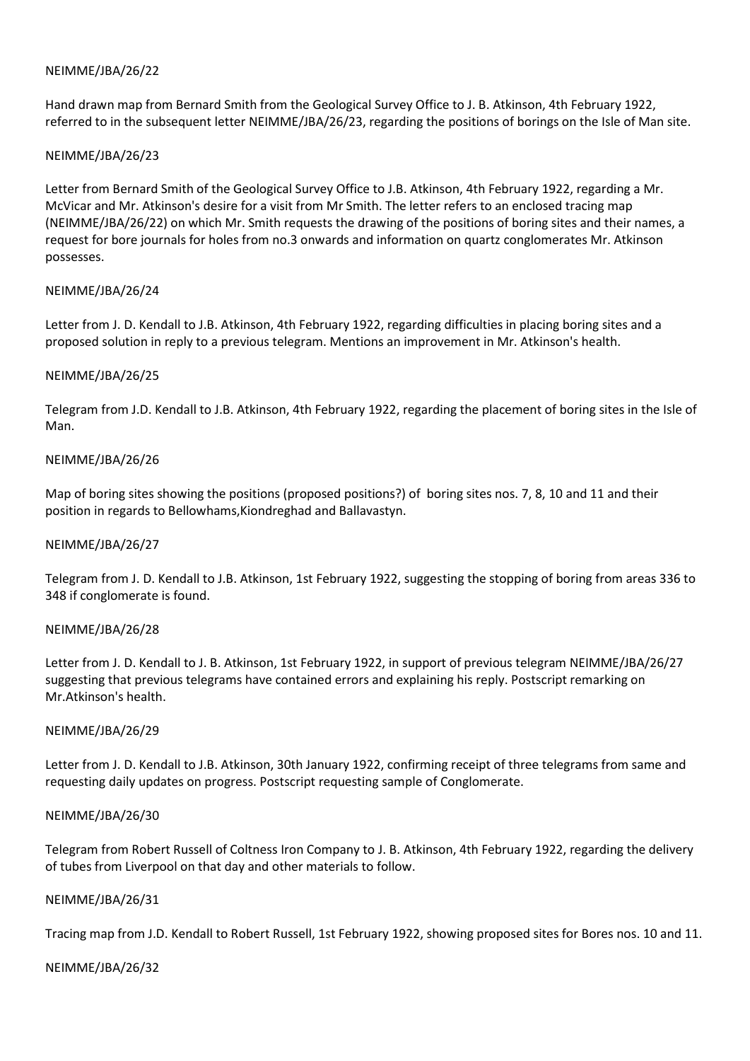NEIMME/JBA/26/22

Hand drawn map from Bernard Smith from the Geological Survey Office to J. B. Atkinson, 4th February 1922, referred to in the subsequent letter NEIMME/JBA/26/23, regarding the positions of borings on the Isle of Man site.

NEIMME/JBA/26/23

Letter from Bernard Smith of the Geological Survey Office to J.B. Atkinson, 4th February 1922, regarding a Mr. McVicar and Mr. Atkinson's desire for a visit from Mr Smith. The letter refers to an enclosed tracing map (NEIMME/JBA/26/22) on which Mr. Smith requests the drawing of the positions of boring sites and their names, a request for bore journals for holes from no.3 onwards and information on quartz conglomerates Mr. Atkinson possesses.

NEIMME/JBA/26/24

Letter from J. D. Kendall to J.B. Atkinson, 4th February 1922, regarding difficulties in placing boring sites and a proposed solution in reply to a previous telegram. Mentions an improvement in Mr. Atkinson's health.

NEIMME/JBA/26/25

Telegram from J.D. Kendall to J.B. Atkinson, 4th February 1922, regarding the placement of boring sites in the Isle of Man.

NEIMME/JBA/26/26

Map of boring sites showing the positions (proposed positions?) of boring sites nos. 7, 8, 10 and 11 and their position in regards to Bellowhams,Kiondreghad and Ballavastyn.

NEIMME/JBA/26/27

Telegram from J. D. Kendall to J.B. Atkinson, 1st February 1922, suggesting the stopping of boring from areas 336 to 348 if conglomerate is found.

NEIMME/JBA/26/28

Letter from J. D. Kendall to J. B. Atkinson, 1st February 1922, in support of previous telegram NEIMME/JBA/26/27 suggesting that previous telegrams have contained errors and explaining his reply. Postscript remarking on Mr.Atkinson's health.

NEIMME/JBA/26/29

Letter from J. D. Kendall to J.B. Atkinson, 30th January 1922, confirming receipt of three telegrams from same and requesting daily updates on progress. Postscript requesting sample of Conglomerate.

NEIMME/JBA/26/30

Telegram from Robert Russell of Coltness Iron Company to J. B. Atkinson, 4th February 1922, regarding the delivery of tubes from Liverpool on that day and other materials to follow.

NEIMME/JBA/26/31

Tracing map from J.D. Kendall to Robert Russell, 1st February 1922, showing proposed sites for Bores nos. 10 and 11.

NEIMME/JBA/26/32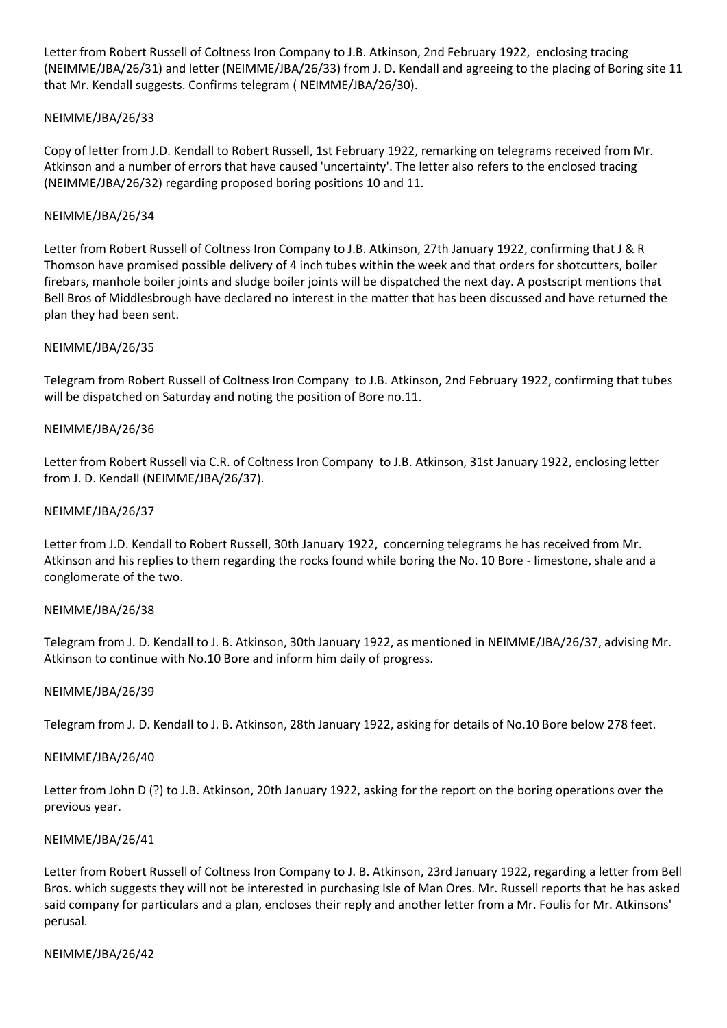Letter from Robert Russell of Coltness Iron Company to J.B. Atkinson, 2nd February 1922, enclosing tracing (NEIMME/JBA/26/31) and letter (NEIMME/JBA/26/33) from J. D. Kendall and agreeing to the placing of Boring site 11 that Mr. Kendall suggests. Confirms telegram ( NEIMME/JBA/26/30).

NEIMME/JBA/26/33

Copy of letter from J.D. Kendall to Robert Russell, 1st February 1922, remarking on telegrams received from Mr. Atkinson and a number of errors that have caused 'uncertainty'. The letter also refers to the enclosed tracing (NEIMME/JBA/26/32) regarding proposed boring positions 10 and 11.

NEIMME/JBA/26/34

Letter from Robert Russell of Coltness Iron Company to J.B. Atkinson, 27th January 1922, confirming that J & R Thomson have promised possible delivery of 4 inch tubes within the week and that orders for shotcutters, boiler firebars, manhole boiler joints and sludge boiler joints will be dispatched the next day. A postscript mentions that Bell Bros of Middlesbrough have declared no interest in the matter that has been discussed and have returned the plan they had been sent.

NEIMME/JBA/26/35

Telegram from Robert Russell of Coltness Iron Company to J.B. Atkinson, 2nd February 1922, confirming that tubes will be dispatched on Saturday and noting the position of Bore no.11.

NEIMME/JBA/26/36

Letter from Robert Russell via C.R. of Coltness Iron Company to J.B. Atkinson, 31st January 1922, enclosing letter from J. D. Kendall (NEIMME/JBA/26/37).

NEIMME/JBA/26/37

Letter from J.D. Kendall to Robert Russell, 30th January 1922, concerning telegrams he has received from Mr. Atkinson and his replies to them regarding the rocks found while boring the No. 10 Bore - limestone, shale and a conglomerate of the two.

NEIMME/JBA/26/38

Telegram from J. D. Kendall to J. B. Atkinson, 30th January 1922, as mentioned in NEIMME/JBA/26/37, advising Mr. Atkinson to continue with No.10 Bore and inform him daily of progress.

NEIMME/JBA/26/39

Telegram from J. D. Kendall to J. B. Atkinson, 28th January 1922, asking for details of No.10 Bore below 278 feet.

NEIMME/JBA/26/40

Letter from John D (?) to J.B. Atkinson, 20th January 1922, asking for the report on the boring operations over the previous year.

NEIMME/JBA/26/41

Letter from Robert Russell of Coltness Iron Company to J. B. Atkinson, 23rd January 1922, regarding a letter from Bell Bros. which suggests they will not be interested in purchasing Isle of Man Ores. Mr. Russell reports that he has asked said company for particulars and a plan, encloses their reply and another letter from a Mr. Foulis for Mr. Atkinsons' perusal.

NEIMME/JBA/26/42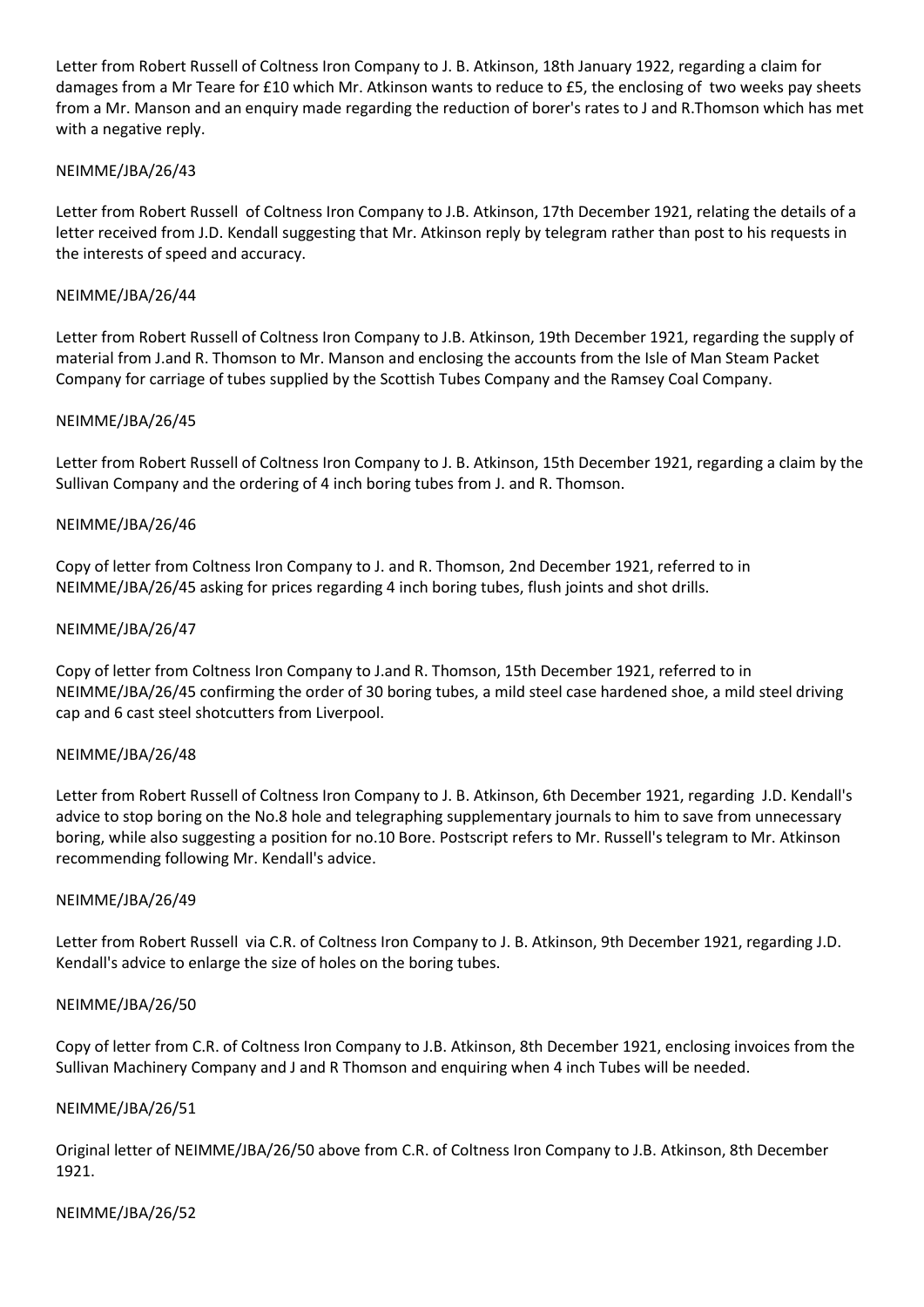Letter from Robert Russell of Coltness Iron Company to J. B. Atkinson, 18th January 1922, regarding a claim for damages from a Mr Teare for £10 which Mr. Atkinson wants to reduce to £5, the enclosing of two weeks pay sheets from a Mr. Manson and an enquiry made regarding the reduction of borer's rates to J and R.Thomson which has met with a negative reply.

NEIMME/JBA/26/43

Letter from Robert Russell of Coltness Iron Company to J.B. Atkinson, 17th December 1921, relating the details of a letter received from J.D. Kendall suggesting that Mr. Atkinson reply by telegram rather than post to his requests in the interests of speed and accuracy.

NEIMME/JBA/26/44

Letter from Robert Russell of Coltness Iron Company to J.B. Atkinson, 19th December 1921, regarding the supply of material from J.and R. Thomson to Mr. Manson and enclosing the accounts from the Isle of Man Steam Packet Company for carriage of tubes supplied by the Scottish Tubes Company and the Ramsey Coal Company.

NEIMME/JBA/26/45

Letter from Robert Russell of Coltness Iron Company to J. B. Atkinson, 15th December 1921, regarding a claim by the Sullivan Company and the ordering of 4 inch boring tubes from J. and R. Thomson.

NEIMME/JBA/26/46

Copy of letter from Coltness Iron Company to J. and R. Thomson, 2nd December 1921, referred to in NEIMME/JBA/26/45 asking for prices regarding 4 inch boring tubes, flush joints and shot drills.

NEIMME/JBA/26/47

Copy of letter from Coltness Iron Company to J.and R. Thomson, 15th December 1921, referred to in NEIMME/JBA/26/45 confirming the order of 30 boring tubes, a mild steel case hardened shoe, a mild steel driving cap and 6 cast steel shotcutters from Liverpool.

NEIMME/JBA/26/48

Letter from Robert Russell of Coltness Iron Company to J. B. Atkinson, 6th December 1921, regarding J.D. Kendall's advice to stop boring on the No.8 hole and telegraphing supplementary journals to him to save from unnecessary boring, while also suggesting a position for no.10 Bore. Postscript refers to Mr. Russell's telegram to Mr. Atkinson recommending following Mr. Kendall's advice.

NEIMME/JBA/26/49

Letter from Robert Russell via C.R. of Coltness Iron Company to J. B. Atkinson, 9th December 1921, regarding J.D. Kendall's advice to enlarge the size of holes on the boring tubes.

NEIMME/JBA/26/50

Copy of letter from C.R. of Coltness Iron Company to J.B. Atkinson, 8th December 1921, enclosing invoices from the Sullivan Machinery Company and J and R Thomson and enquiring when 4 inch Tubes will be needed.

NEIMME/JBA/26/51

Original letter of NEIMME/JBA/26/50 above from C.R. of Coltness Iron Company to J.B. Atkinson, 8th December 1921.

NEIMME/JBA/26/52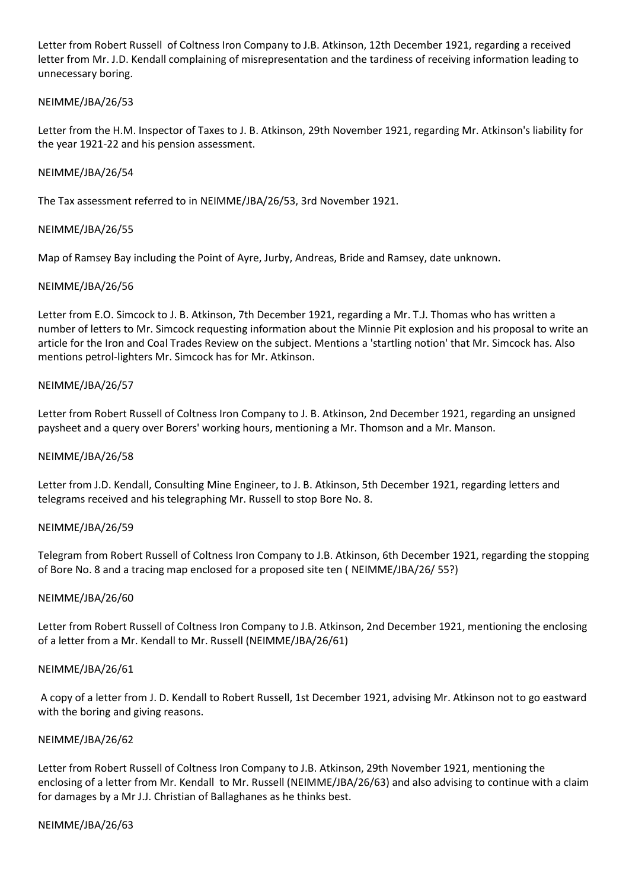Letter from Robert Russell  of Coltness Iron Company to J.B. Atkinson, 12th December 1921, regarding a received letter from Mr. J.D. Kendall complaining of misrepresentation and the tardiness of receiving information leading to unnecessary boring.

NEIMME/JBA/26/53

Letter from the H.M. Inspector of Taxes to J. B. Atkinson, 29th November 1921, regarding Mr. Atkinson's liability for the year 1921-22 and his pension assessment.

NEIMME/JBA/26/54

The Tax assessment referred to in NEIMME/JBA/26/53, 3rd November 1921.

NEIMME/JBA/26/55

Map of Ramsey Bay including the Point of Ayre, Jurby, Andreas, Bride and Ramsey, date unknown.

NEIMME/JBA/26/56

Letter from E.O. Simcock to J. B. Atkinson, 7th December 1921, regarding a Mr. T.J. Thomas who has written a number of letters to Mr. Simcock requesting information about the Minnie Pit explosion and his proposal to write an article for the Iron and Coal Trades Review on the subject. Mentions a 'startling notion' that Mr. Simcock has. Also mentions petrol-lighters Mr. Simcock has for Mr. Atkinson.

NEIMME/JBA/26/57

Letter from Robert Russell of Coltness Iron Company to J. B. Atkinson, 2nd December 1921, regarding an unsigned paysheet and a query over Borers' working hours, mentioning a Mr. Thomson and a Mr. Manson.

NEIMME/JBA/26/58

Letter from J.D. Kendall, Consulting Mine Engineer, to J. B. Atkinson, 5th December 1921, regarding letters and telegrams received and his telegraphing Mr. Russell to stop Bore No. 8.

NEIMME/JBA/26/59

Telegram from Robert Russell of Coltness Iron Company to J.B. Atkinson, 6th December 1921, regarding the stopping of Bore No. 8 and a tracing map enclosed for a proposed site ten ( NEIMME/JBA/26/ 55?)

NEIMME/JBA/26/60

Letter from Robert Russell of Coltness Iron Company to J.B. Atkinson, 2nd December 1921, mentioning the enclosing of a letter from a Mr. Kendall to Mr. Russell (NEIMME/JBA/26/61)

NEIMME/JBA/26/61

A copy of a letter from J. D. Kendall to Robert Russell, 1st December 1921, advising Mr. Atkinson not to go eastward with the boring and giving reasons.

NEIMME/JBA/26/62

Letter from Robert Russell of Coltness Iron Company to J.B. Atkinson, 29th November 1921, mentioning the enclosing of a letter from Mr. Kendall  to Mr. Russell (NEIMME/JBA/26/63) and also advising to continue with a claim for damages by a Mr J.J. Christian of Ballaghanes as he thinks best.

NEIMME/JBA/26/63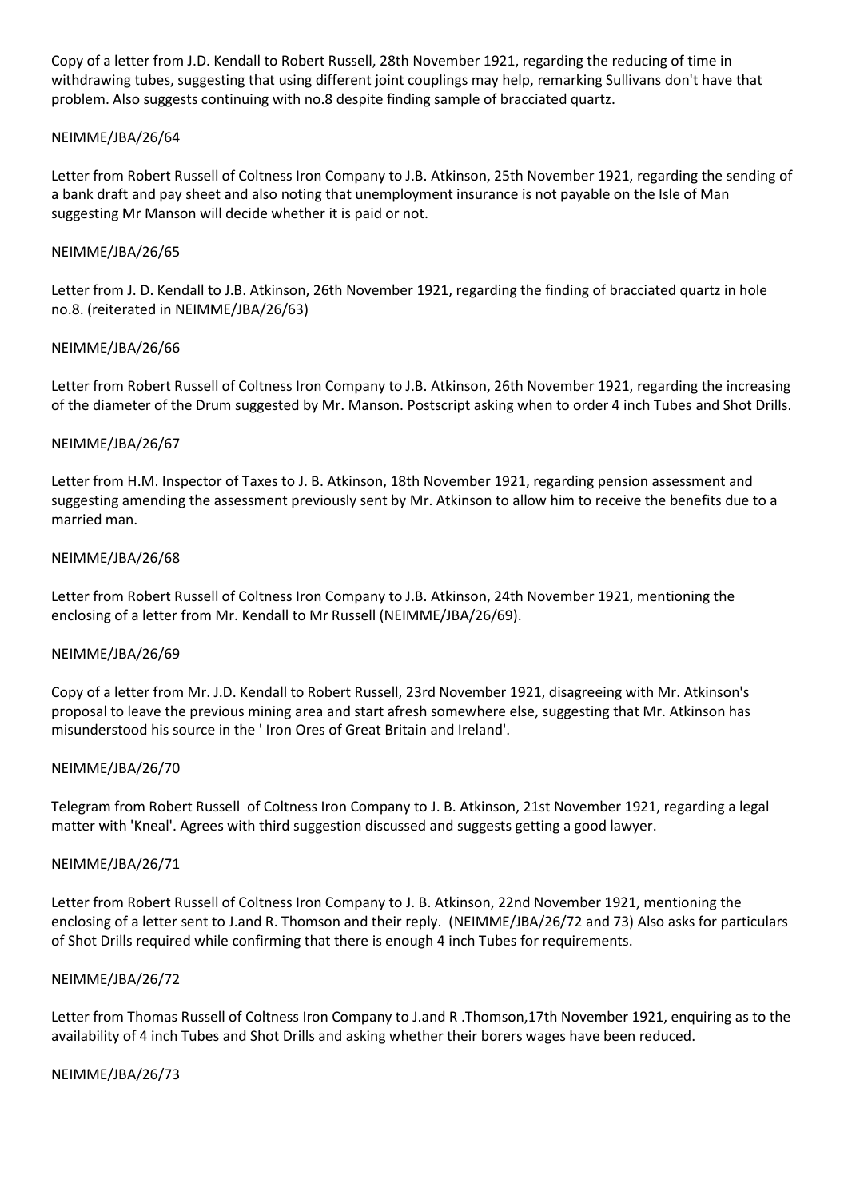Copy of a letter from J.D. Kendall to Robert Russell, 28th November 1921, regarding the reducing of time in withdrawing tubes, suggesting that using different joint couplings may help, remarking Sullivans don't have that problem. Also suggests continuing with no.8 despite finding sample of bracciated quartz.

NEIMME/JBA/26/64

Letter from Robert Russell of Coltness Iron Company to J.B. Atkinson, 25th November 1921, regarding the sending of a bank draft and pay sheet and also noting that unemployment insurance is not payable on the Isle of Man suggesting Mr Manson will decide whether it is paid or not.

NEIMME/JBA/26/65

Letter from J. D. Kendall to J.B. Atkinson, 26th November 1921, regarding the finding of bracciated quartz in hole no.8. (reiterated in NEIMME/JBA/26/63)

NEIMME/JBA/26/66

Letter from Robert Russell of Coltness Iron Company to J.B. Atkinson, 26th November 1921, regarding the increasing of the diameter of the Drum suggested by Mr. Manson. Postscript asking when to order 4 inch Tubes and Shot Drills.

NEIMME/JBA/26/67

Letter from H.M. Inspector of Taxes to J. B. Atkinson, 18th November 1921, regarding pension assessment and suggesting amending the assessment previously sent by Mr. Atkinson to allow him to receive the benefits due to a married man.

NEIMME/JBA/26/68

Letter from Robert Russell of Coltness Iron Company to J.B. Atkinson, 24th November 1921, mentioning the enclosing of a letter from Mr. Kendall to Mr Russell (NEIMME/JBA/26/69).

NEIMME/JBA/26/69

Copy of a letter from Mr. J.D. Kendall to Robert Russell, 23rd November 1921, disagreeing with Mr. Atkinson's proposal to leave the previous mining area and start afresh somewhere else, suggesting that Mr. Atkinson has misunderstood his source in the ' Iron Ores of Great Britain and Ireland'.

NEIMME/JBA/26/70

Telegram from Robert Russell of Coltness Iron Company to J. B. Atkinson, 21st November 1921, regarding a legal matter with 'Kneal'. Agrees with third suggestion discussed and suggests getting a good lawyer.

NEIMME/JBA/26/71

Letter from Robert Russell of Coltness Iron Company to J. B. Atkinson, 22nd November 1921, mentioning the enclosing of a letter sent to J.and R. Thomson and their reply. (NEIMME/JBA/26/72 and 73) Also asks for particulars of Shot Drills required while confirming that there is enough 4 inch Tubes for requirements.

NEIMME/JBA/26/72

Letter from Thomas Russell of Coltness Iron Company to J.and R .Thomson,17th November 1921, enquiring as to the availability of 4 inch Tubes and Shot Drills and asking whether their borers wages have been reduced.

NEIMME/JBA/26/73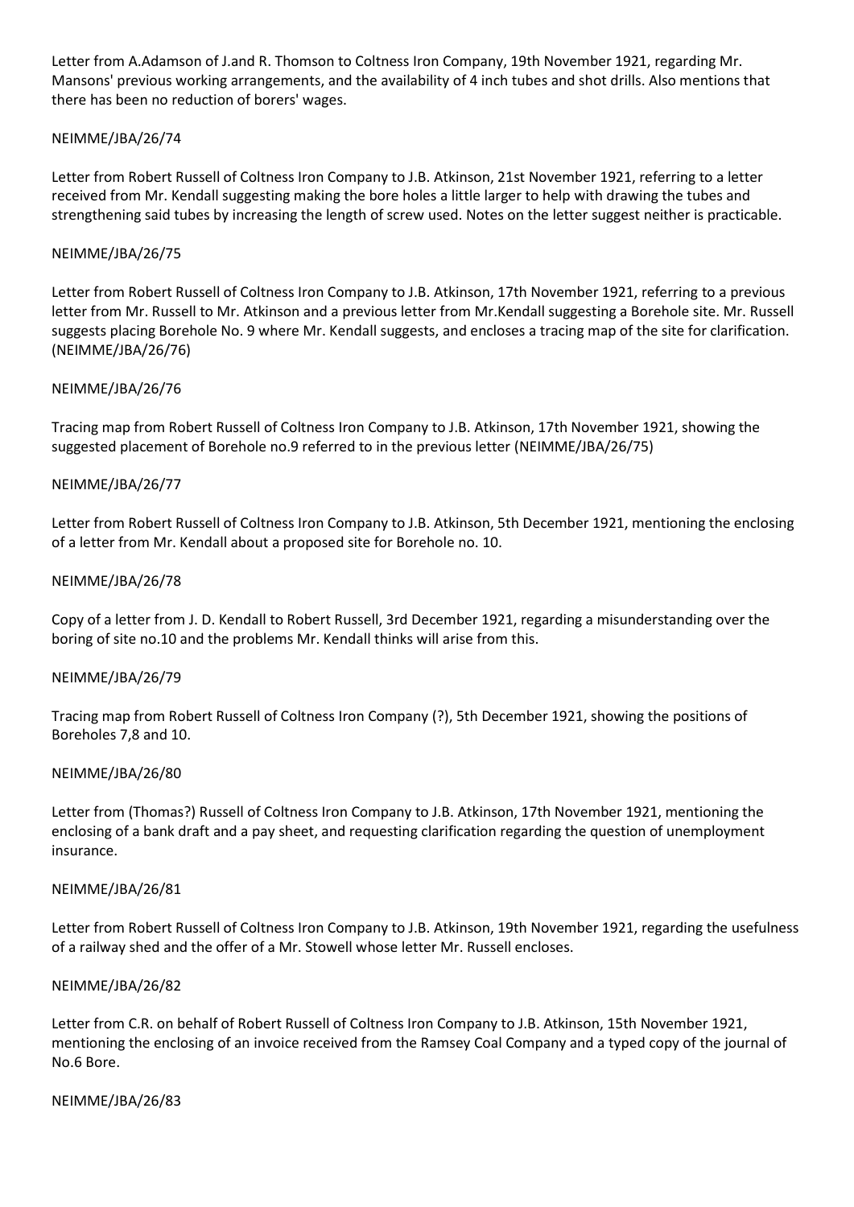Letter from A.Adamson of J.and R. Thomson to Coltness Iron Company, 19th November 1921, regarding Mr. Mansons' previous working arrangements, and the availability of 4 inch tubes and shot drills. Also mentions that there has been no reduction of borers' wages.

NEIMME/JBA/26/74

Letter from Robert Russell of Coltness Iron Company to J.B. Atkinson, 21st November 1921, referring to a letter received from Mr. Kendall suggesting making the bore holes a little larger to help with drawing the tubes and strengthening said tubes by increasing the length of screw used. Notes on the letter suggest neither is practicable.

NEIMME/JBA/26/75

Letter from Robert Russell of Coltness Iron Company to J.B. Atkinson, 17th November 1921, referring to a previous letter from Mr. Russell to Mr. Atkinson and a previous letter from Mr.Kendall suggesting a Borehole site. Mr. Russell suggests placing Borehole No. 9 where Mr. Kendall suggests, and encloses a tracing map of the site for clarification. (NEIMME/JBA/26/76)

NEIMME/JBA/26/76

Tracing map from Robert Russell of Coltness Iron Company to J.B. Atkinson, 17th November 1921, showing the suggested placement of Borehole no.9 referred to in the previous letter (NEIMME/JBA/26/75)

NEIMME/JBA/26/77

Letter from Robert Russell of Coltness Iron Company to J.B. Atkinson, 5th December 1921, mentioning the enclosing of a letter from Mr. Kendall about a proposed site for Borehole no. 10.

NEIMME/JBA/26/78

Copy of a letter from J. D. Kendall to Robert Russell, 3rd December 1921, regarding a misunderstanding over the boring of site no.10 and the problems Mr. Kendall thinks will arise from this.

NEIMME/JBA/26/79

Tracing map from Robert Russell of Coltness Iron Company (?), 5th December 1921, showing the positions of Boreholes 7,8 and 10.

NEIMME/JBA/26/80

Letter from (Thomas?) Russell of Coltness Iron Company to J.B. Atkinson, 17th November 1921, mentioning the enclosing of a bank draft and a pay sheet, and requesting clarification regarding the question of unemployment insurance.

NEIMME/JBA/26/81

Letter from Robert Russell of Coltness Iron Company to J.B. Atkinson, 19th November 1921, regarding the usefulness of a railway shed and the offer of a Mr. Stowell whose letter Mr. Russell encloses.

NEIMME/JBA/26/82

Letter from C.R. on behalf of Robert Russell of Coltness Iron Company to J.B. Atkinson, 15th November 1921, mentioning the enclosing of an invoice received from the Ramsey Coal Company and a typed copy of the journal of No.6 Bore.

NEIMME/JBA/26/83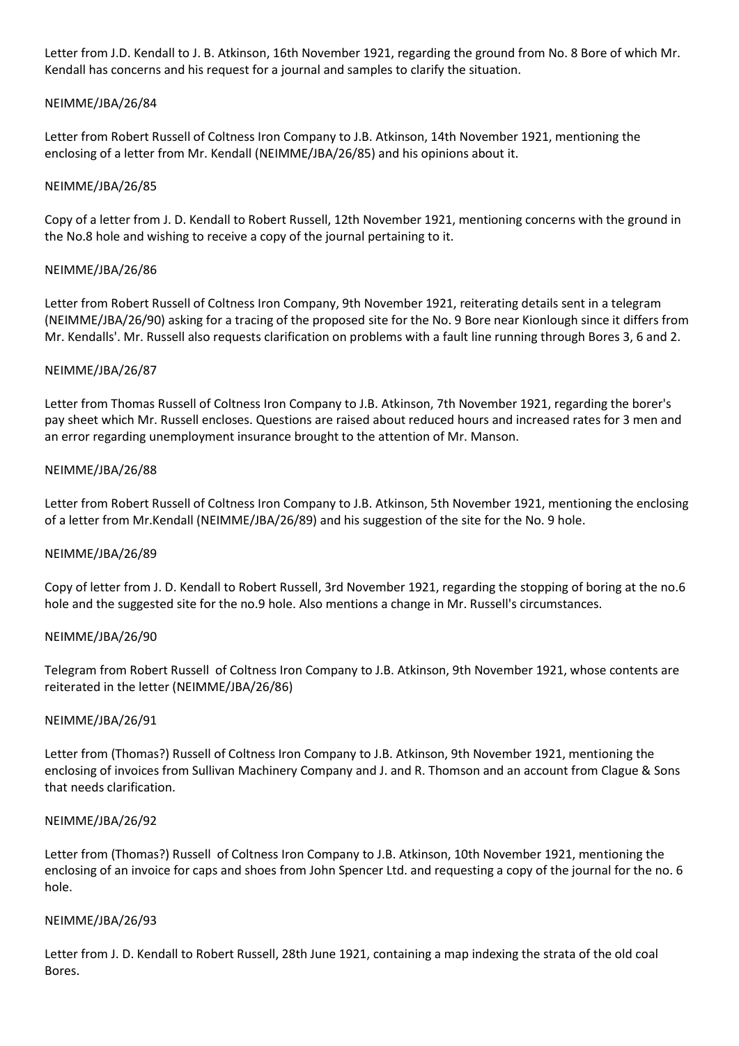Letter from J.D. Kendall to J. B. Atkinson, 16th November 1921, regarding the ground from No. 8 Bore of which Mr. Kendall has concerns and his request for a journal and samples to clarify the situation.

NEIMME/JBA/26/84

Letter from Robert Russell of Coltness Iron Company to J.B. Atkinson, 14th November 1921, mentioning the enclosing of a letter from Mr. Kendall (NEIMME/JBA/26/85) and his opinions about it.

NEIMME/JBA/26/85

Copy of a letter from J. D. Kendall to Robert Russell, 12th November 1921, mentioning concerns with the ground in the No.8 hole and wishing to receive a copy of the journal pertaining to it.

NEIMME/JBA/26/86

Letter from Robert Russell of Coltness Iron Company, 9th November 1921, reiterating details sent in a telegram (NEIMME/JBA/26/90) asking for a tracing of the proposed site for the No. 9 Bore near Kionlough since it differs from Mr. Kendalls'. Mr. Russell also requests clarification on problems with a fault line running through Bores 3, 6 and 2.

NEIMME/JBA/26/87

Letter from Thomas Russell of Coltness Iron Company to J.B. Atkinson, 7th November 1921, regarding the borer's pay sheet which Mr. Russell encloses. Questions are raised about reduced hours and increased rates for 3 men and an error regarding unemployment insurance brought to the attention of Mr. Manson.

NEIMME/JBA/26/88

Letter from Robert Russell of Coltness Iron Company to J.B. Atkinson, 5th November 1921, mentioning the enclosing of a letter from Mr.Kendall (NEIMME/JBA/26/89) and his suggestion of the site for the No. 9 hole.

NEIMME/JBA/26/89

Copy of letter from J. D. Kendall to Robert Russell, 3rd November 1921, regarding the stopping of boring at the no.6 hole and the suggested site for the no.9 hole. Also mentions a change in Mr. Russell's circumstances.

NEIMME/JBA/26/90

Telegram from Robert Russell of Coltness Iron Company to J.B. Atkinson, 9th November 1921, whose contents are reiterated in the letter (NEIMME/JBA/26/86)

NEIMME/JBA/26/91

Letter from (Thomas?) Russell of Coltness Iron Company to J.B. Atkinson, 9th November 1921, mentioning the enclosing of invoices from Sullivan Machinery Company and J. and R. Thomson and an account from Clague & Sons that needs clarification.

NEIMME/JBA/26/92

Letter from (Thomas?) Russell of Coltness Iron Company to J.B. Atkinson, 10th November 1921, mentioning the enclosing of an invoice for caps and shoes from John Spencer Ltd. and requesting a copy of the journal for the no. 6 hole.

NEIMME/JBA/26/93

Letter from J. D. Kendall to Robert Russell, 28th June 1921, containing a map indexing the strata of the old coal Bores.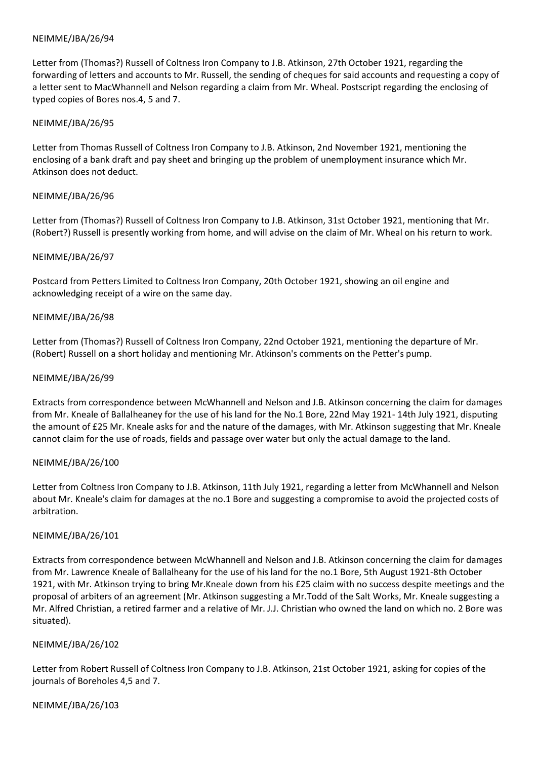NEIMME/JBA/26/94

Letter from (Thomas?) Russell of Coltness Iron Company to J.B. Atkinson, 27th October 1921, regarding the forwarding of letters and accounts to Mr. Russell, the sending of cheques for said accounts and requesting a copy of a letter sent to MacWhannell and Nelson regarding a claim from Mr. Wheal. Postscript regarding the enclosing of typed copies of Bores nos.4, 5 and 7.

NEIMME/JBA/26/95

Letter from Thomas Russell of Coltness Iron Company to J.B. Atkinson, 2nd November 1921, mentioning the enclosing of a bank draft and pay sheet and bringing up the problem of unemployment insurance which Mr. Atkinson does not deduct.

NEIMME/JBA/26/96

Letter from (Thomas?) Russell of Coltness Iron Company to J.B. Atkinson, 31st October 1921, mentioning that Mr. (Robert?) Russell is presently working from home, and will advise on the claim of Mr. Wheal on his return to work.

NEIMME/JBA/26/97

Postcard from Petters Limited to Coltness Iron Company, 20th October 1921, showing an oil engine and acknowledging receipt of a wire on the same day.

NEIMME/JBA/26/98

Letter from (Thomas?) Russell of Coltness Iron Company, 22nd October 1921, mentioning the departure of Mr. (Robert) Russell on a short holiday and mentioning Mr. Atkinson's comments on the Petter's pump.

NEIMME/JBA/26/99

Extracts from correspondence between McWhannell and Nelson and J.B. Atkinson concerning the claim for damages from Mr. Kneale of Ballalheaney for the use of his land for the No.1 Bore, 22nd May 1921- 14th July 1921, disputing the amount of £25 Mr. Kneale asks for and the nature of the damages, with Mr. Atkinson suggesting that Mr. Kneale cannot claim for the use of roads, fields and passage over water but only the actual damage to the land.

NEIMME/JBA/26/100

Letter from Coltness Iron Company to J.B. Atkinson, 11th July 1921, regarding a letter from McWhannell and Nelson about Mr. Kneale's claim for damages at the no.1 Bore and suggesting a compromise to avoid the projected costs of arbitration.

NEIMME/JBA/26/101

Extracts from correspondence between McWhannell and Nelson and J.B. Atkinson concerning the claim for damages from Mr. Lawrence Kneale of Ballalheany for the use of his land for the no.1 Bore, 5th August 1921-8th October 1921, with Mr. Atkinson trying to bring Mr.Kneale down from his £25 claim with no success despite meetings and the proposal of arbiters of an agreement (Mr. Atkinson suggesting a Mr.Todd of the Salt Works, Mr. Kneale suggesting a Mr. Alfred Christian, a retired farmer and a relative of Mr. J.J. Christian who owned the land on which no. 2 Bore was situated).

NEIMME/JBA/26/102

Letter from Robert Russell of Coltness Iron Company to J.B. Atkinson, 21st October 1921, asking for copies of the journals of Boreholes 4,5 and 7.

NEIMME/JBA/26/103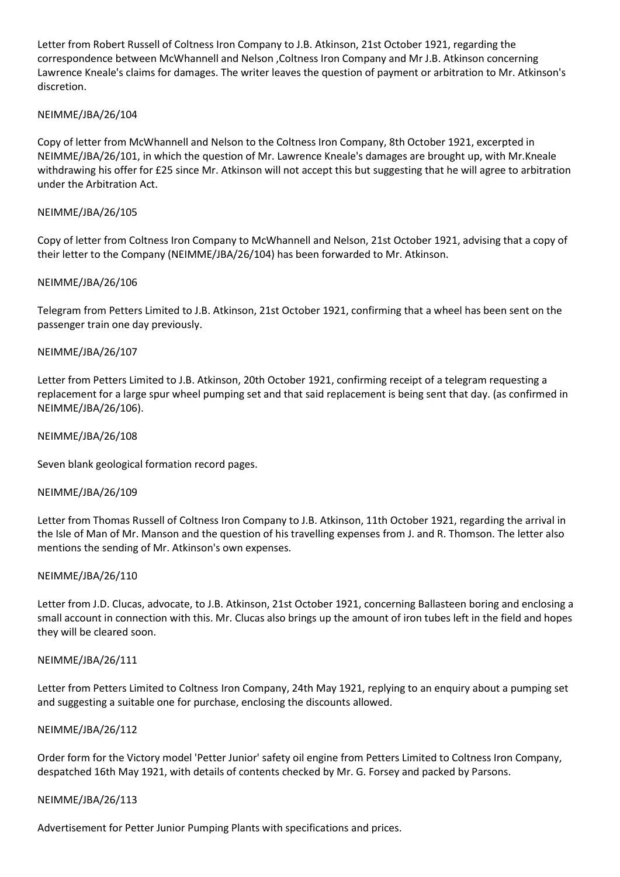Letter from Robert Russell of Coltness Iron Company to J.B. Atkinson, 21st October 1921, regarding the correspondence between McWhannell and Nelson ,Coltness Iron Company and Mr J.B. Atkinson concerning Lawrence Kneale's claims for damages. The writer leaves the question of payment or arbitration to Mr. Atkinson's discretion.

NEIMME/JBA/26/104

Copy of letter from McWhannell and Nelson to the Coltness Iron Company, 8th October 1921, excerpted in NEIMME/JBA/26/101, in which the question of Mr. Lawrence Kneale's damages are brought up, with Mr.Kneale withdrawing his offer for £25 since Mr. Atkinson will not accept this but suggesting that he will agree to arbitration under the Arbitration Act.

NEIMME/JBA/26/105

Copy of letter from Coltness Iron Company to McWhannell and Nelson, 21st October 1921, advising that a copy of their letter to the Company (NEIMME/JBA/26/104) has been forwarded to Mr. Atkinson.

NEIMME/JBA/26/106

Telegram from Petters Limited to J.B. Atkinson, 21st October 1921, confirming that a wheel has been sent on the passenger train one day previously.

NEIMME/JBA/26/107

Letter from Petters Limited to J.B. Atkinson, 20th October 1921, confirming receipt of a telegram requesting a replacement for a large spur wheel pumping set and that said replacement is being sent that day. (as confirmed in NEIMME/JBA/26/106).

NEIMME/JBA/26/108

Seven blank geological formation record pages.

NEIMME/JBA/26/109

Letter from Thomas Russell of Coltness Iron Company to J.B. Atkinson, 11th October 1921, regarding the arrival in the Isle of Man of Mr. Manson and the question of his travelling expenses from J. and R. Thomson. The letter also mentions the sending of Mr. Atkinson's own expenses.

NEIMME/JBA/26/110

Letter from J.D. Clucas, advocate, to J.B. Atkinson, 21st October 1921, concerning Ballasteen boring and enclosing a small account in connection with this. Mr. Clucas also brings up the amount of iron tubes left in the field and hopes they will be cleared soon.

NEIMME/JBA/26/111

Letter from Petters Limited to Coltness Iron Company, 24th May 1921, replying to an enquiry about a pumping set and suggesting a suitable one for purchase, enclosing the discounts allowed.

NEIMME/JBA/26/112

Order form for the Victory model 'Petter Junior' safety oil engine from Petters Limited to Coltness Iron Company, despatched 16th May 1921, with details of contents checked by Mr. G. Forsey and packed by Parsons.

NEIMME/JBA/26/113

Advertisement for Petter Junior Pumping Plants with specifications and prices.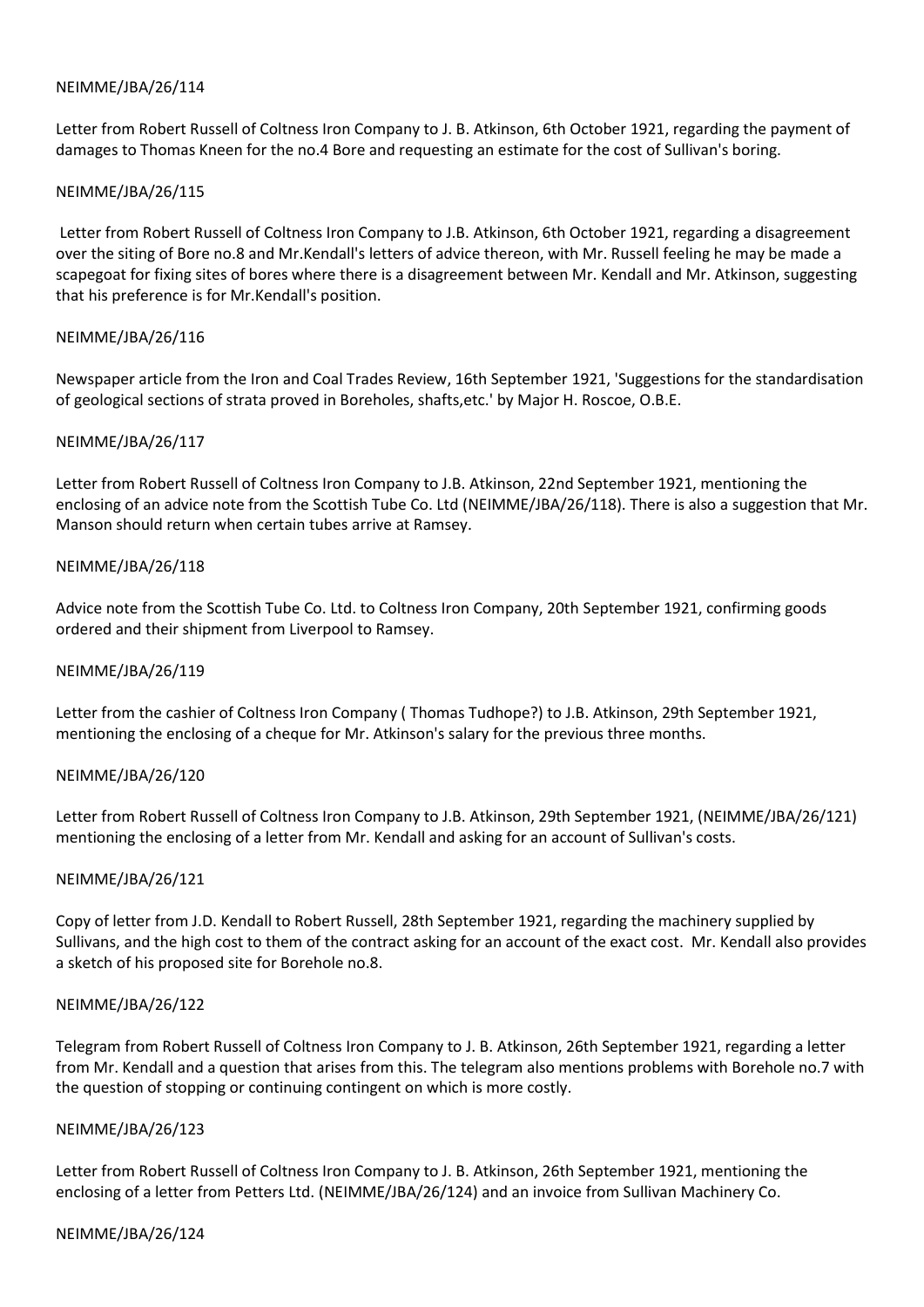NEIMME/JBA/26/114

Letter from Robert Russell of Coltness Iron Company to J. B. Atkinson, 6th October 1921, regarding the payment of damages to Thomas Kneen for the no.4 Bore and requesting an estimate for the cost of Sullivan's boring.

NEIMME/JBA/26/115

Letter from Robert Russell of Coltness Iron Company to J.B. Atkinson, 6th October 1921, regarding a disagreement over the siting of Bore no.8 and Mr.Kendall's letters of advice thereon, with Mr. Russell feeling he may be made a scapegoat for fixing sites of bores where there is a disagreement between Mr. Kendall and Mr. Atkinson, suggesting that his preference is for Mr.Kendall's position.

NEIMME/JBA/26/116

Newspaper article from the Iron and Coal Trades Review, 16th September 1921, 'Suggestions for the standardisation of geological sections of strata proved in Boreholes, shafts,etc.' by Major H. Roscoe, O.B.E.

NEIMME/JBA/26/117

Letter from Robert Russell of Coltness Iron Company to J.B. Atkinson, 22nd September 1921, mentioning the enclosing of an advice note from the Scottish Tube Co. Ltd (NEIMME/JBA/26/118). There is also a suggestion that Mr. Manson should return when certain tubes arrive at Ramsey.

NEIMME/JBA/26/118

Advice note from the Scottish Tube Co. Ltd. to Coltness Iron Company, 20th September 1921, confirming goods ordered and their shipment from Liverpool to Ramsey.

NEIMME/JBA/26/119

Letter from the cashier of Coltness Iron Company ( Thomas Tudhope?) to J.B. Atkinson, 29th September 1921, mentioning the enclosing of a cheque for Mr. Atkinson's salary for the previous three months.

NEIMME/JBA/26/120

Letter from Robert Russell of Coltness Iron Company to J.B. Atkinson, 29th September 1921, (NEIMME/JBA/26/121) mentioning the enclosing of a letter from Mr. Kendall and asking for an account of Sullivan's costs.

NEIMME/JBA/26/121

Copy of letter from J.D. Kendall to Robert Russell, 28th September 1921, regarding the machinery supplied by Sullivans, and the high cost to them of the contract asking for an account of the exact cost. Mr. Kendall also provides a sketch of his proposed site for Borehole no.8.

NEIMME/JBA/26/122

Telegram from Robert Russell of Coltness Iron Company to J. B. Atkinson, 26th September 1921, regarding a letter from Mr. Kendall and a question that arises from this. The telegram also mentions problems with Borehole no.7 with the question of stopping or continuing contingent on which is more costly.

NEIMME/JBA/26/123

Letter from Robert Russell of Coltness Iron Company to J. B. Atkinson, 26th September 1921, mentioning the enclosing of a letter from Petters Ltd. (NEIMME/JBA/26/124) and an invoice from Sullivan Machinery Co.

NEIMME/JBA/26/124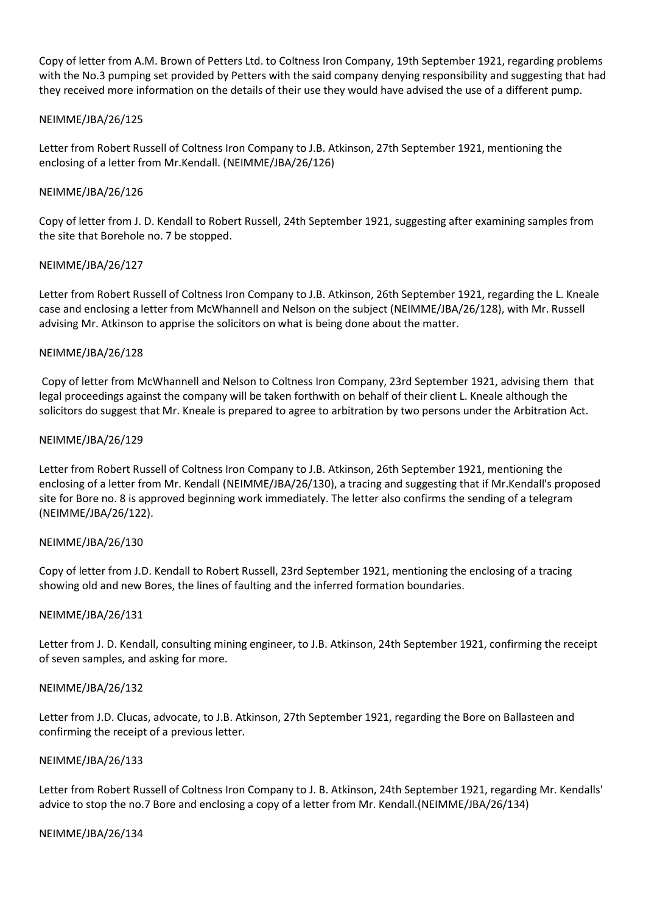Copy of letter from A.M. Brown of Petters Ltd. to Coltness Iron Company, 19th September 1921, regarding problems with the No.3 pumping set provided by Petters with the said company denying responsibility and suggesting that had they received more information on the details of their use they would have advised the use of a different pump.

NEIMME/JBA/26/125

Letter from Robert Russell of Coltness Iron Company to J.B. Atkinson, 27th September 1921, mentioning the enclosing of a letter from Mr.Kendall. (NEIMME/JBA/26/126)

NEIMME/JBA/26/126

Copy of letter from J. D. Kendall to Robert Russell, 24th September 1921, suggesting after examining samples from the site that Borehole no. 7 be stopped.

NEIMME/JBA/26/127

Letter from Robert Russell of Coltness Iron Company to J.B. Atkinson, 26th September 1921, regarding the L. Kneale case and enclosing a letter from McWhannell and Nelson on the subject (NEIMME/JBA/26/128), with Mr. Russell advising Mr. Atkinson to apprise the solicitors on what is being done about the matter.

NEIMME/JBA/26/128

Copy of letter from McWhannell and Nelson to Coltness Iron Company, 23rd September 1921, advising them that legal proceedings against the company will be taken forthwith on behalf of their client L. Kneale although the solicitors do suggest that Mr. Kneale is prepared to agree to arbitration by two persons under the Arbitration Act.

NEIMME/JBA/26/129

Letter from Robert Russell of Coltness Iron Company to J.B. Atkinson, 26th September 1921, mentioning the enclosing of a letter from Mr. Kendall (NEIMME/JBA/26/130), a tracing and suggesting that if Mr.Kendall's proposed site for Bore no. 8 is approved beginning work immediately. The letter also confirms the sending of a telegram (NEIMME/JBA/26/122).

NEIMME/JBA/26/130

Copy of letter from J.D. Kendall to Robert Russell, 23rd September 1921, mentioning the enclosing of a tracing showing old and new Bores, the lines of faulting and the inferred formation boundaries.

NEIMME/JBA/26/131

Letter from J. D. Kendall, consulting mining engineer, to J.B. Atkinson, 24th September 1921, confirming the receipt of seven samples, and asking for more.

NEIMME/JBA/26/132

Letter from J.D. Clucas, advocate, to J.B. Atkinson, 27th September 1921, regarding the Bore on Ballasteen and confirming the receipt of a previous letter.

NEIMME/JBA/26/133

Letter from Robert Russell of Coltness Iron Company to J. B. Atkinson, 24th September 1921, regarding Mr. Kendalls' advice to stop the no.7 Bore and enclosing a copy of a letter from Mr. Kendall.(NEIMME/JBA/26/134)

NEIMME/JBA/26/134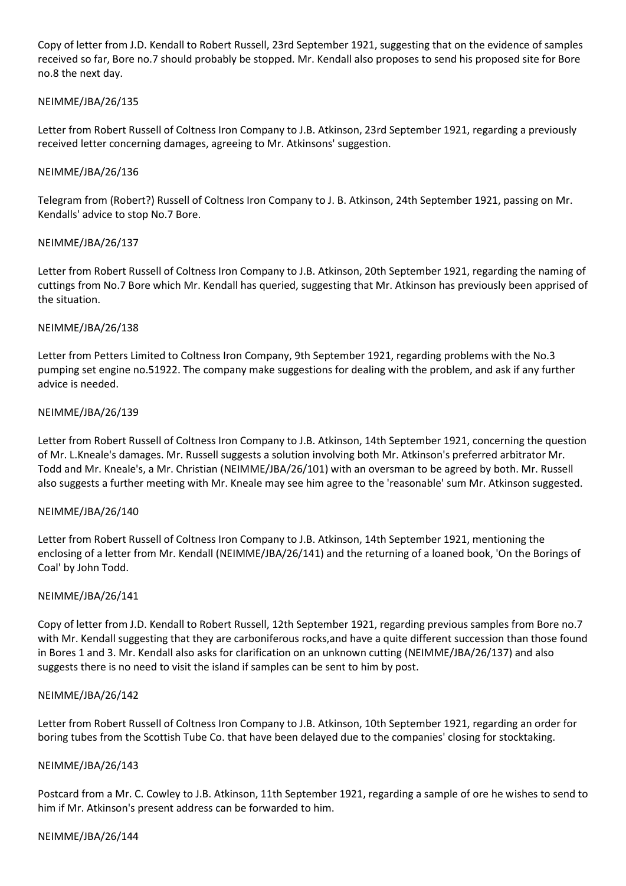Copy of letter from J.D. Kendall to Robert Russell, 23rd September 1921, suggesting that on the evidence of samples received so far, Bore no.7 should probably be stopped. Mr. Kendall also proposes to send his proposed site for Bore no.8 the next day.

NEIMME/JBA/26/135

Letter from Robert Russell of Coltness Iron Company to J.B. Atkinson, 23rd September 1921, regarding a previously received letter concerning damages, agreeing to Mr. Atkinsons' suggestion.

NEIMME/JBA/26/136

Telegram from (Robert?) Russell of Coltness Iron Company to J. B. Atkinson, 24th September 1921, passing on Mr. Kendalls' advice to stop No.7 Bore.

NEIMME/JBA/26/137

Letter from Robert Russell of Coltness Iron Company to J.B. Atkinson, 20th September 1921, regarding the naming of cuttings from No.7 Bore which Mr. Kendall has queried, suggesting that Mr. Atkinson has previously been apprised of the situation.

NEIMME/JBA/26/138

Letter from Petters Limited to Coltness Iron Company, 9th September 1921, regarding problems with the No.3 pumping set engine no.51922. The company make suggestions for dealing with the problem, and ask if any further advice is needed.

NEIMME/JBA/26/139

Letter from Robert Russell of Coltness Iron Company to J.B. Atkinson, 14th September 1921, concerning the question of Mr. L.Kneale's damages. Mr. Russell suggests a solution involving both Mr. Atkinson's preferred arbitrator Mr. Todd and Mr. Kneale's, a Mr. Christian (NEIMME/JBA/26/101) with an oversman to be agreed by both. Mr. Russell also suggests a further meeting with Mr. Kneale may see him agree to the 'reasonable' sum Mr. Atkinson suggested.

NEIMME/JBA/26/140

Letter from Robert Russell of Coltness Iron Company to J.B. Atkinson, 14th September 1921, mentioning the enclosing of a letter from Mr. Kendall (NEIMME/JBA/26/141) and the returning of a loaned book, 'On the Borings of Coal' by John Todd.

NEIMME/JBA/26/141

Copy of letter from J.D. Kendall to Robert Russell, 12th September 1921, regarding previous samples from Bore no.7 with Mr. Kendall suggesting that they are carboniferous rocks,and have a quite different succession than those found in Bores 1 and 3. Mr. Kendall also asks for clarification on an unknown cutting (NEIMME/JBA/26/137) and also suggests there is no need to visit the island if samples can be sent to him by post.

NEIMME/JBA/26/142

Letter from Robert Russell of Coltness Iron Company to J.B. Atkinson, 10th September 1921, regarding an order for boring tubes from the Scottish Tube Co. that have been delayed due to the companies' closing for stocktaking.

NEIMME/JBA/26/143

Postcard from a Mr. C. Cowley to J.B. Atkinson, 11th September 1921, regarding a sample of ore he wishes to send to him if Mr. Atkinson's present address can be forwarded to him.

NEIMME/JBA/26/144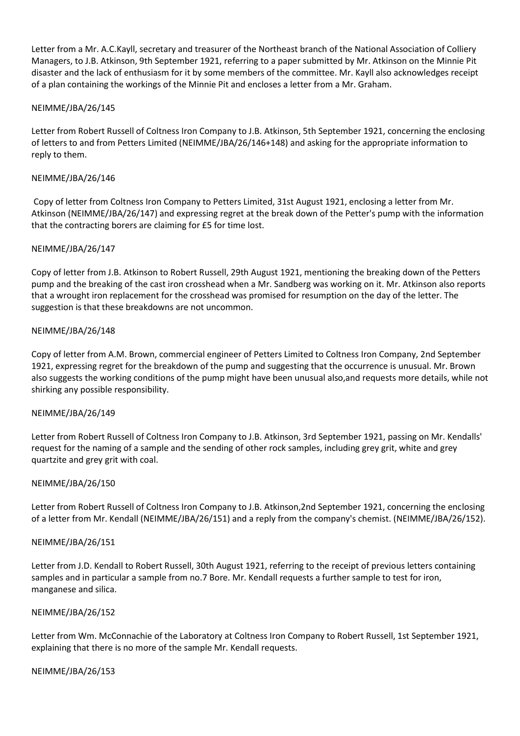Letter from a Mr. A.C.Kayll, secretary and treasurer of the Northeast branch of the National Association of Colliery Managers, to J.B. Atkinson, 9th September 1921, referring to a paper submitted by Mr. Atkinson on the Minnie Pit disaster and the lack of enthusiasm for it by some members of the committee. Mr. Kayll also acknowledges receipt of a plan containing the workings of the Minnie Pit and encloses a letter from a Mr. Graham.

NEIMME/JBA/26/145

Letter from Robert Russell of Coltness Iron Company to J.B. Atkinson, 5th September 1921, concerning the enclosing of letters to and from Petters Limited (NEIMME/JBA/26/146+148) and asking for the appropriate information to reply to them.

NEIMME/JBA/26/146

Copy of letter from Coltness Iron Company to Petters Limited, 31st August 1921, enclosing a letter from Mr. Atkinson (NEIMME/JBA/26/147) and expressing regret at the break down of the Petter's pump with the information that the contracting borers are claiming for £5 for time lost.

NEIMME/JBA/26/147

Copy of letter from J.B. Atkinson to Robert Russell, 29th August 1921, mentioning the breaking down of the Petters pump and the breaking of the cast iron crosshead when a Mr. Sandberg was working on it. Mr. Atkinson also reports that a wrought iron replacement for the crosshead was promised for resumption on the day of the letter. The suggestion is that these breakdowns are not uncommon.

NEIMME/JBA/26/148

Copy of letter from A.M. Brown, commercial engineer of Petters Limited to Coltness Iron Company, 2nd September 1921, expressing regret for the breakdown of the pump and suggesting that the occurrence is unusual. Mr. Brown also suggests the working conditions of the pump might have been unusual also,and requests more details, while not shirking any possible responsibility.

NEIMME/JBA/26/149

Letter from Robert Russell of Coltness Iron Company to J.B. Atkinson, 3rd September 1921, passing on Mr. Kendalls' request for the naming of a sample and the sending of other rock samples, including grey grit, white and grey quartzite and grey grit with coal.

NEIMME/JBA/26/150

Letter from Robert Russell of Coltness Iron Company to J.B. Atkinson,2nd September 1921, concerning the enclosing of a letter from Mr. Kendall (NEIMME/JBA/26/151) and a reply from the company's chemist. (NEIMME/JBA/26/152).

NEIMME/JBA/26/151

Letter from J.D. Kendall to Robert Russell, 30th August 1921, referring to the receipt of previous letters containing samples and in particular a sample from no.7 Bore. Mr. Kendall requests a further sample to test for iron, manganese and silica.

NEIMME/JBA/26/152

Letter from Wm. McConnachie of the Laboratory at Coltness Iron Company to Robert Russell, 1st September 1921, explaining that there is no more of the sample Mr. Kendall requests.

NEIMME/JBA/26/153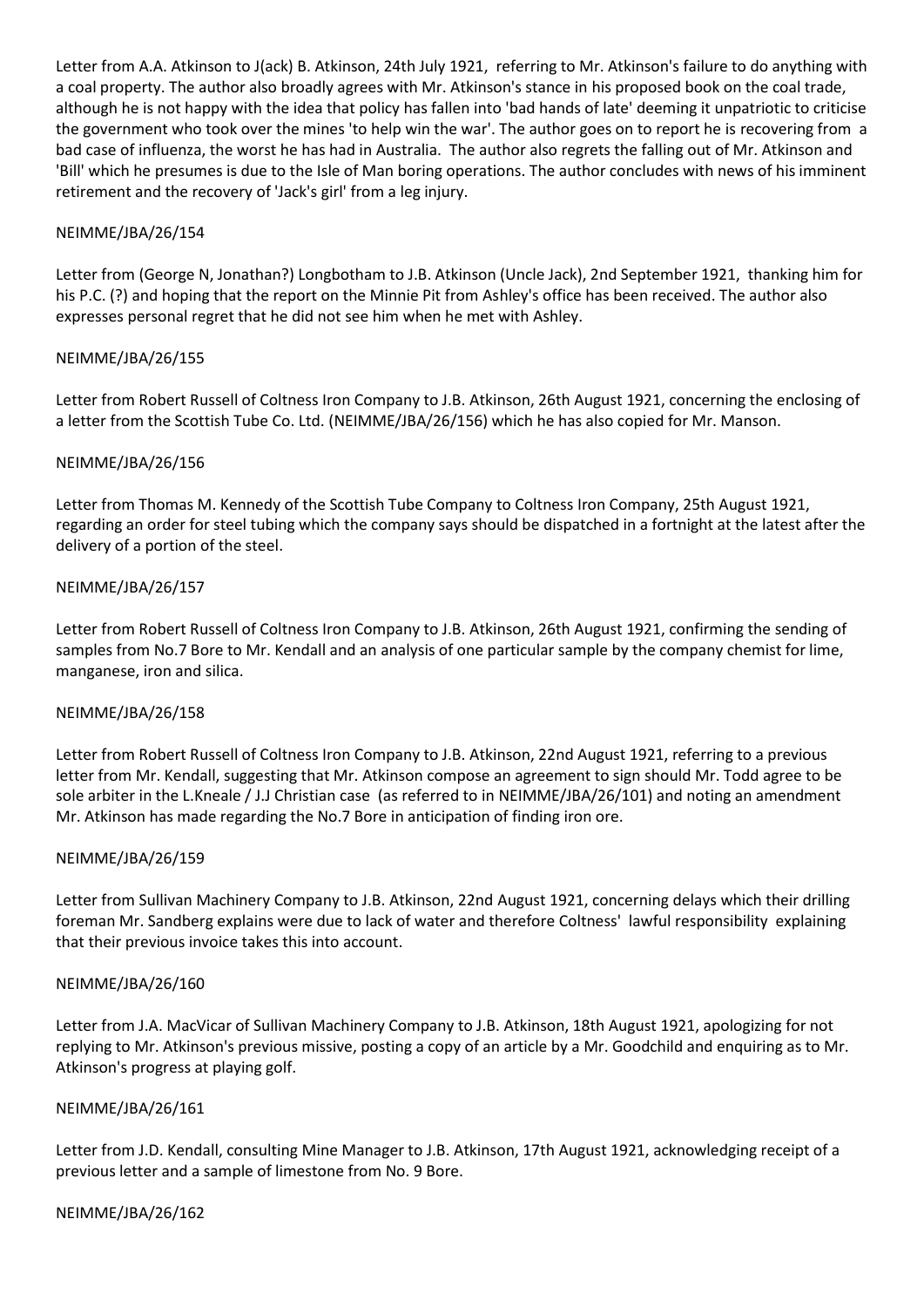Letter from A.A. Atkinson to J(ack) B. Atkinson, 24th July 1921, referring to Mr. Atkinson's failure to do anything with a coal property. The author also broadly agrees with Mr. Atkinson's stance in his proposed book on the coal trade, although he is not happy with the idea that policy has fallen into 'bad hands of late' deeming it unpatriotic to criticise the government who took over the mines 'to help win the war'. The author goes on to report he is recovering from a bad case of influenza, the worst he has had in Australia. The author also regrets the falling out of Mr. Atkinson and 'Bill' which he presumes is due to the Isle of Man boring operations. The author concludes with news of his imminent retirement and the recovery of 'Jack's girl' from a leg injury.

NEIMME/JBA/26/154

Letter from (George N, Jonathan?) Longbotham to J.B. Atkinson (Uncle Jack), 2nd September 1921, thanking him for his P.C. (?) and hoping that the report on the Minnie Pit from Ashley's office has been received. The author also expresses personal regret that he did not see him when he met with Ashley.

NEIMME/JBA/26/155

Letter from Robert Russell of Coltness Iron Company to J.B. Atkinson, 26th August 1921, concerning the enclosing of a letter from the Scottish Tube Co. Ltd. (NEIMME/JBA/26/156) which he has also copied for Mr. Manson.

NEIMME/JBA/26/156

Letter from Thomas M. Kennedy of the Scottish Tube Company to Coltness Iron Company, 25th August 1921, regarding an order for steel tubing which the company says should be dispatched in a fortnight at the latest after the delivery of a portion of the steel.

NEIMME/JBA/26/157

Letter from Robert Russell of Coltness Iron Company to J.B. Atkinson, 26th August 1921, confirming the sending of samples from No.7 Bore to Mr. Kendall and an analysis of one particular sample by the company chemist for lime, manganese, iron and silica.

NEIMME/JBA/26/158

Letter from Robert Russell of Coltness Iron Company to J.B. Atkinson, 22nd August 1921, referring to a previous letter from Mr. Kendall, suggesting that Mr. Atkinson compose an agreement to sign should Mr. Todd agree to be sole arbiter in the L.Kneale / J.J Christian case (as referred to in NEIMME/JBA/26/101) and noting an amendment Mr. Atkinson has made regarding the No.7 Bore in anticipation of finding iron ore.

NEIMME/JBA/26/159

Letter from Sullivan Machinery Company to J.B. Atkinson, 22nd August 1921, concerning delays which their drilling foreman Mr. Sandberg explains were due to lack of water and therefore Coltness' lawful responsibility explaining that their previous invoice takes this into account.

NEIMME/JBA/26/160

Letter from J.A. MacVicar of Sullivan Machinery Company to J.B. Atkinson, 18th August 1921, apologizing for not replying to Mr. Atkinson's previous missive, posting a copy of an article by a Mr. Goodchild and enquiring as to Mr. Atkinson's progress at playing golf.

NEIMME/JBA/26/161

Letter from J.D. Kendall, consulting Mine Manager to J.B. Atkinson, 17th August 1921, acknowledging receipt of a previous letter and a sample of limestone from No. 9 Bore.

NEIMME/JBA/26/162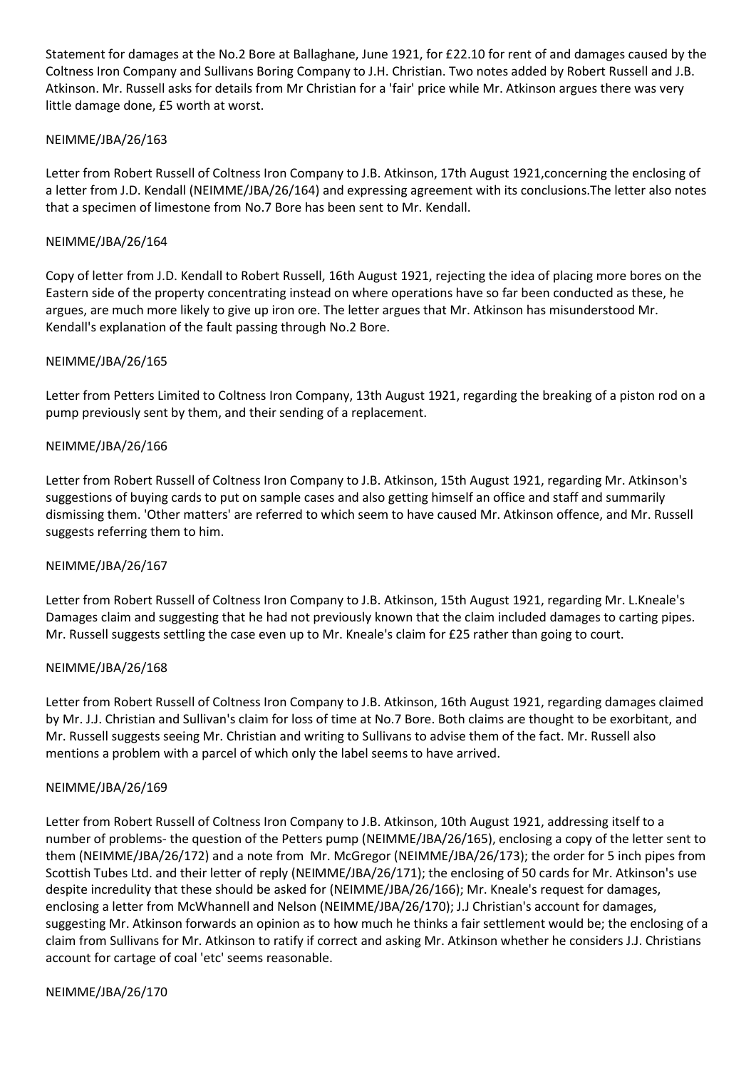Statement for damages at the No.2 Bore at Ballaghane, June 1921, for £22.10 for rent of and damages caused by the Coltness Iron Company and Sullivans Boring Company to J.H. Christian. Two notes added by Robert Russell and J.B. Atkinson. Mr. Russell asks for details from Mr Christian for a 'fair' price while Mr. Atkinson argues there was very little damage done, £5 worth at worst.

NEIMME/JBA/26/163

Letter from Robert Russell of Coltness Iron Company to J.B. Atkinson, 17th August 1921,concerning the enclosing of a letter from J.D. Kendall (NEIMME/JBA/26/164) and expressing agreement with its conclusions.The letter also notes that a specimen of limestone from No.7 Bore has been sent to Mr. Kendall.

NEIMME/JBA/26/164

Copy of letter from J.D. Kendall to Robert Russell, 16th August 1921, rejecting the idea of placing more bores on the Eastern side of the property concentrating instead on where operations have so far been conducted as these, he argues, are much more likely to give up iron ore. The letter argues that Mr. Atkinson has misunderstood Mr. Kendall's explanation of the fault passing through No.2 Bore.

NEIMME/JBA/26/165

Letter from Petters Limited to Coltness Iron Company, 13th August 1921, regarding the breaking of a piston rod on a pump previously sent by them, and their sending of a replacement.

NEIMME/JBA/26/166

Letter from Robert Russell of Coltness Iron Company to J.B. Atkinson, 15th August 1921, regarding Mr. Atkinson's suggestions of buying cards to put on sample cases and also getting himself an office and staff and summarily dismissing them. 'Other matters' are referred to which seem to have caused Mr. Atkinson offence, and Mr. Russell suggests referring them to him.

NEIMME/JBA/26/167

Letter from Robert Russell of Coltness Iron Company to J.B. Atkinson, 15th August 1921, regarding Mr. L.Kneale's Damages claim and suggesting that he had not previously known that the claim included damages to carting pipes. Mr. Russell suggests settling the case even up to Mr. Kneale's claim for £25 rather than going to court.

NEIMME/JBA/26/168

Letter from Robert Russell of Coltness Iron Company to J.B. Atkinson, 16th August 1921, regarding damages claimed by Mr. J.J. Christian and Sullivan's claim for loss of time at No.7 Bore. Both claims are thought to be exorbitant, and Mr. Russell suggests seeing Mr. Christian and writing to Sullivans to advise them of the fact. Mr. Russell also mentions a problem with a parcel of which only the label seems to have arrived.

NEIMME/JBA/26/169

Letter from Robert Russell of Coltness Iron Company to J.B. Atkinson, 10th August 1921, addressing itself to a number of problems- the question of the Petters pump (NEIMME/JBA/26/165), enclosing a copy of the letter sent to them (NEIMME/JBA/26/172) and a note from Mr. McGregor (NEIMME/JBA/26/173); the order for 5 inch pipes from Scottish Tubes Ltd. and their letter of reply (NEIMME/JBA/26/171); the enclosing of 50 cards for Mr. Atkinson's use despite incredulity that these should be asked for (NEIMME/JBA/26/166); Mr. Kneale's request for damages, enclosing a letter from McWhannell and Nelson (NEIMME/JBA/26/170); J.J Christian's account for damages, suggesting Mr. Atkinson forwards an opinion as to how much he thinks a fair settlement would be; the enclosing of a claim from Sullivans for Mr. Atkinson to ratify if correct and asking Mr. Atkinson whether he considers J.J. Christians account for cartage of coal 'etc' seems reasonable.

NEIMME/JBA/26/170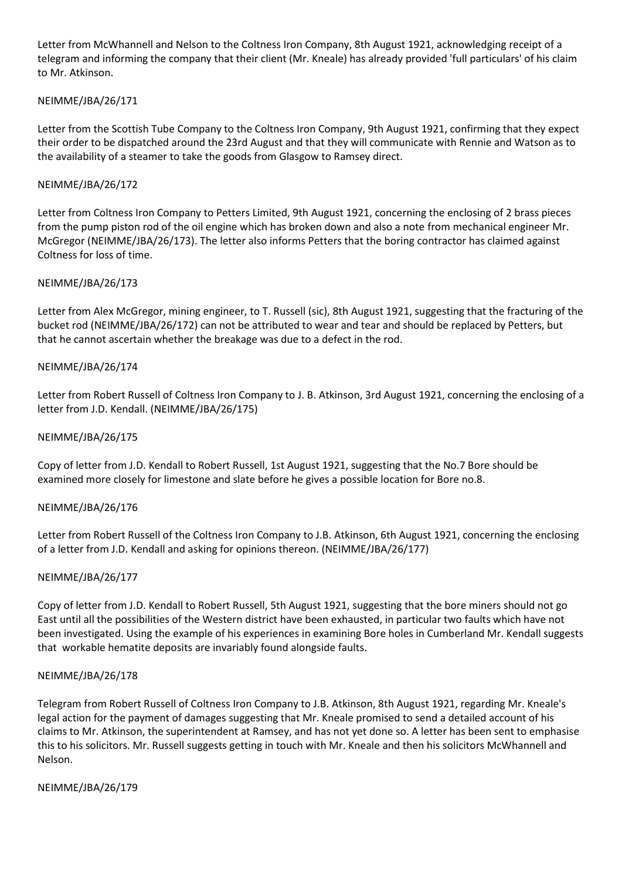Letter from McWhannell and Nelson to the Coltness Iron Company, 8th August 1921, acknowledging receipt of a telegram and informing the company that their client (Mr. Kneale) has already provided 'full particulars' of his claim to Mr. Atkinson.

NEIMME/JBA/26/171

Letter from the Scottish Tube Company to the Coltness Iron Company, 9th August 1921, confirming that they expect their order to be dispatched around the 23rd August and that they will communicate with Rennie and Watson as to the availability of a steamer to take the goods from Glasgow to Ramsey direct.

NEIMME/JBA/26/172

Letter from Coltness Iron Company to Petters Limited, 9th August 1921, concerning the enclosing of 2 brass pieces from the pump piston rod of the oil engine which has broken down and also a note from mechanical engineer Mr. McGregor (NEIMME/JBA/26/173). The letter also informs Petters that the boring contractor has claimed against Coltness for loss of time.

NEIMME/JBA/26/173

Letter from Alex McGregor, mining engineer, to T. Russell (sic), 8th August 1921, suggesting that the fracturing of the bucket rod (NEIMME/JBA/26/172) can not be attributed to wear and tear and should be replaced by Petters, but that he cannot ascertain whether the breakage was due to a defect in the rod.

NEIMME/JBA/26/174

Letter from Robert Russell of Coltness Iron Company to J. B. Atkinson, 3rd August 1921, concerning the enclosing of a letter from J.D. Kendall. (NEIMME/JBA/26/175)

NEIMME/JBA/26/175

Copy of letter from J.D. Kendall to Robert Russell, 1st August 1921, suggesting that the No.7 Bore should be examined more closely for limestone and slate before he gives a possible location for Bore no.8.

NEIMME/JBA/26/176

Letter from Robert Russell of the Coltness Iron Company to J.B. Atkinson, 6th August 1921, concerning the enclosing of a letter from J.D. Kendall and asking for opinions thereon. (NEIMME/JBA/26/177)

NEIMME/JBA/26/177

Copy of letter from J.D. Kendall to Robert Russell, 5th August 1921, suggesting that the bore miners should not go East until all the possibilities of the Western district have been exhausted, in particular two faults which have not been investigated. Using the example of his experiences in examining Bore holes in Cumberland Mr. Kendall suggests that workable hematite deposits are invariably found alongside faults.

NEIMME/JBA/26/178

Telegram from Robert Russell of Coltness Iron Company to J.B. Atkinson, 8th August 1921, regarding Mr. Kneale's legal action for the payment of damages suggesting that Mr. Kneale promised to send a detailed account of his claims to Mr. Atkinson, the superintendent at Ramsey, and has not yet done so. A letter has been sent to emphasise this to his solicitors. Mr. Russell suggests getting in touch with Mr. Kneale and then his solicitors McWhannell and Nelson.

NEIMME/JBA/26/179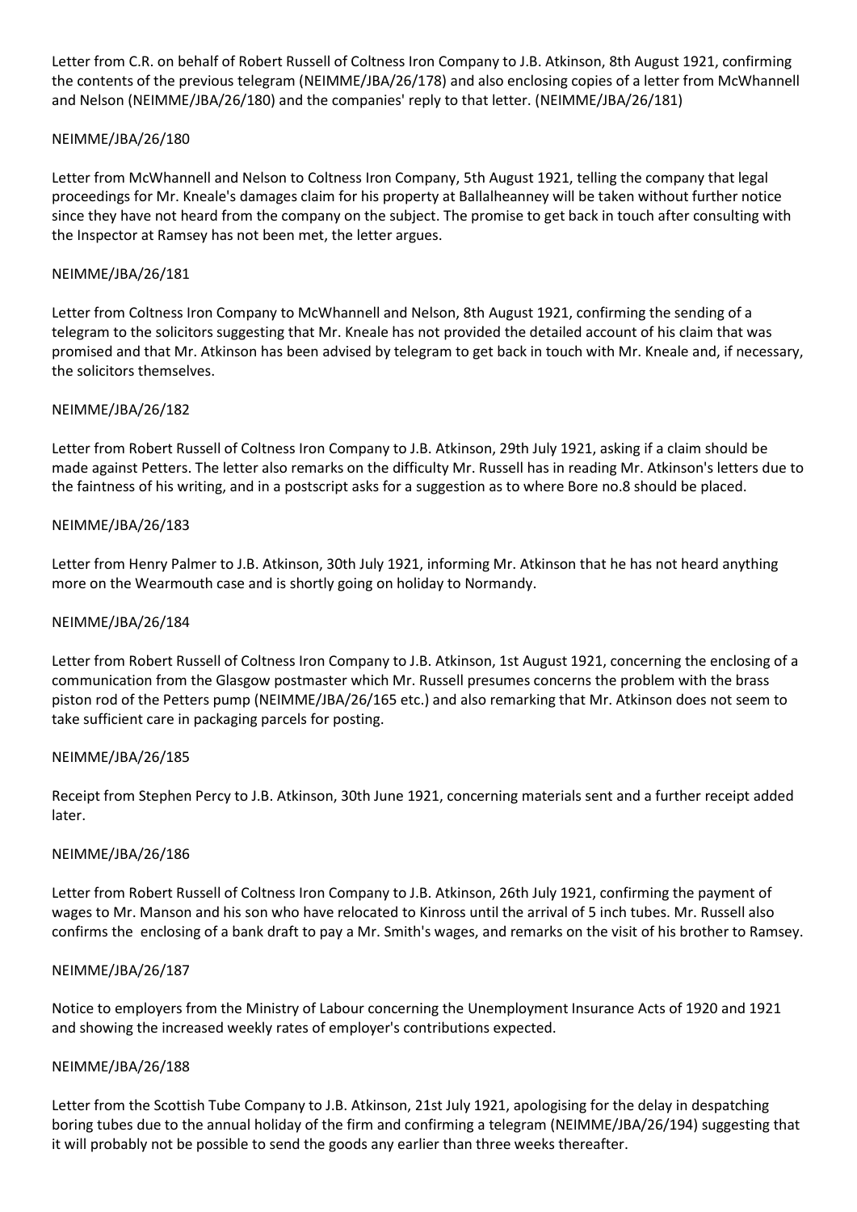Letter from C.R. on behalf of Robert Russell of Coltness Iron Company to J.B. Atkinson, 8th August 1921, confirming the contents of the previous telegram (NEIMME/JBA/26/178) and also enclosing copies of a letter from McWhannell and Nelson (NEIMME/JBA/26/180) and the companies' reply to that letter. (NEIMME/JBA/26/181)

NEIMME/JBA/26/180

Letter from McWhannell and Nelson to Coltness Iron Company, 5th August 1921, telling the company that legal proceedings for Mr. Kneale's damages claim for his property at Ballalheanney will be taken without further notice since they have not heard from the company on the subject. The promise to get back in touch after consulting with the Inspector at Ramsey has not been met, the letter argues.

NEIMME/JBA/26/181

Letter from Coltness Iron Company to McWhannell and Nelson, 8th August 1921, confirming the sending of a telegram to the solicitors suggesting that Mr. Kneale has not provided the detailed account of his claim that was promised and that Mr. Atkinson has been advised by telegram to get back in touch with Mr. Kneale and, if necessary, the solicitors themselves.

NEIMME/JBA/26/182

Letter from Robert Russell of Coltness Iron Company to J.B. Atkinson, 29th July 1921, asking if a claim should be made against Petters. The letter also remarks on the difficulty Mr. Russell has in reading Mr. Atkinson's letters due to the faintness of his writing, and in a postscript asks for a suggestion as to where Bore no.8 should be placed.

NEIMME/JBA/26/183

Letter from Henry Palmer to J.B. Atkinson, 30th July 1921, informing Mr. Atkinson that he has not heard anything more on the Wearmouth case and is shortly going on holiday to Normandy.

NEIMME/JBA/26/184

Letter from Robert Russell of Coltness Iron Company to J.B. Atkinson, 1st August 1921, concerning the enclosing of a communication from the Glasgow postmaster which Mr. Russell presumes concerns the problem with the brass piston rod of the Petters pump (NEIMME/JBA/26/165 etc.) and also remarking that Mr. Atkinson does not seem to take sufficient care in packaging parcels for posting.

NEIMME/JBA/26/185

Receipt from Stephen Percy to J.B. Atkinson, 30th June 1921, concerning materials sent and a further receipt added later.

NEIMME/JBA/26/186

Letter from Robert Russell of Coltness Iron Company to J.B. Atkinson, 26th July 1921, confirming the payment of wages to Mr. Manson and his son who have relocated to Kinross until the arrival of 5 inch tubes. Mr. Russell also confirms the enclosing of a bank draft to pay a Mr. Smith's wages, and remarks on the visit of his brother to Ramsey.

NEIMME/JBA/26/187

Notice to employers from the Ministry of Labour concerning the Unemployment Insurance Acts of 1920 and 1921 and showing the increased weekly rates of employer's contributions expected.

NEIMME/JBA/26/188

Letter from the Scottish Tube Company to J.B. Atkinson, 21st July 1921, apologising for the delay in despatching boring tubes due to the annual holiday of the firm and confirming a telegram (NEIMME/JBA/26/194) suggesting that it will probably not be possible to send the goods any earlier than three weeks thereafter.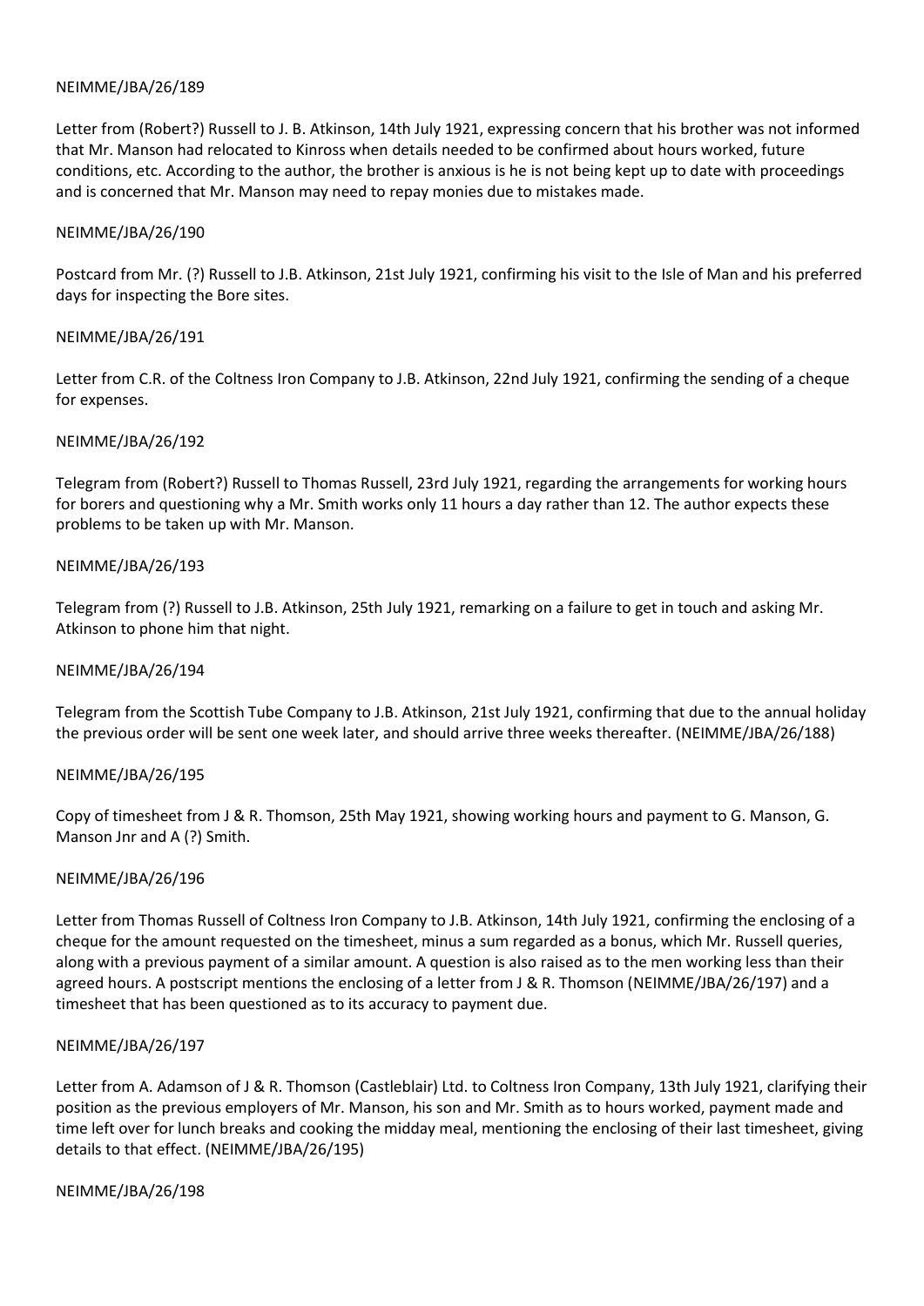NEIMME/JBA/26/189

Letter from (Robert?) Russell to J. B. Atkinson, 14th July 1921, expressing concern that his brother was not informed that Mr. Manson had relocated to Kinross when details needed to be confirmed about hours worked, future conditions, etc. According to the author, the brother is anxious is he is not being kept up to date with proceedings and is concerned that Mr. Manson may need to repay monies due to mistakes made.

NEIMME/JBA/26/190

Postcard from Mr. (?) Russell to J.B. Atkinson, 21st July 1921, confirming his visit to the Isle of Man and his preferred days for inspecting the Bore sites.

NEIMME/JBA/26/191

Letter from C.R. of the Coltness Iron Company to J.B. Atkinson, 22nd July 1921, confirming the sending of a cheque for expenses.

NEIMME/JBA/26/192

Telegram from (Robert?) Russell to Thomas Russell, 23rd July 1921, regarding the arrangements for working hours for borers and questioning why a Mr. Smith works only 11 hours a day rather than 12. The author expects these problems to be taken up with Mr. Manson.

NEIMME/JBA/26/193

Telegram from (?) Russell to J.B. Atkinson, 25th July 1921, remarking on a failure to get in touch and asking Mr. Atkinson to phone him that night.

NEIMME/JBA/26/194

Telegram from the Scottish Tube Company to J.B. Atkinson, 21st July 1921, confirming that due to the annual holiday the previous order will be sent one week later, and should arrive three weeks thereafter. (NEIMME/JBA/26/188)

NEIMME/JBA/26/195

Copy of timesheet from J & R. Thomson, 25th May 1921, showing working hours and payment to G. Manson, G. Manson Jnr and A (?) Smith.

NEIMME/JBA/26/196

Letter from Thomas Russell of Coltness Iron Company to J.B. Atkinson, 14th July 1921, confirming the enclosing of a cheque for the amount requested on the timesheet, minus a sum regarded as a bonus, which Mr. Russell queries, along with a previous payment of a similar amount. A question is also raised as to the men working less than their agreed hours. A postscript mentions the enclosing of a letter from J & R. Thomson (NEIMME/JBA/26/197) and a timesheet that has been questioned as to its accuracy to payment due.

NEIMME/JBA/26/197

Letter from A. Adamson of J & R. Thomson (Castleblair) Ltd. to Coltness Iron Company, 13th July 1921, clarifying their position as the previous employers of Mr. Manson, his son and Mr. Smith as to hours worked, payment made and time left over for lunch breaks and cooking the midday meal, mentioning the enclosing of their last timesheet, giving details to that effect. (NEIMME/JBA/26/195)

NEIMME/JBA/26/198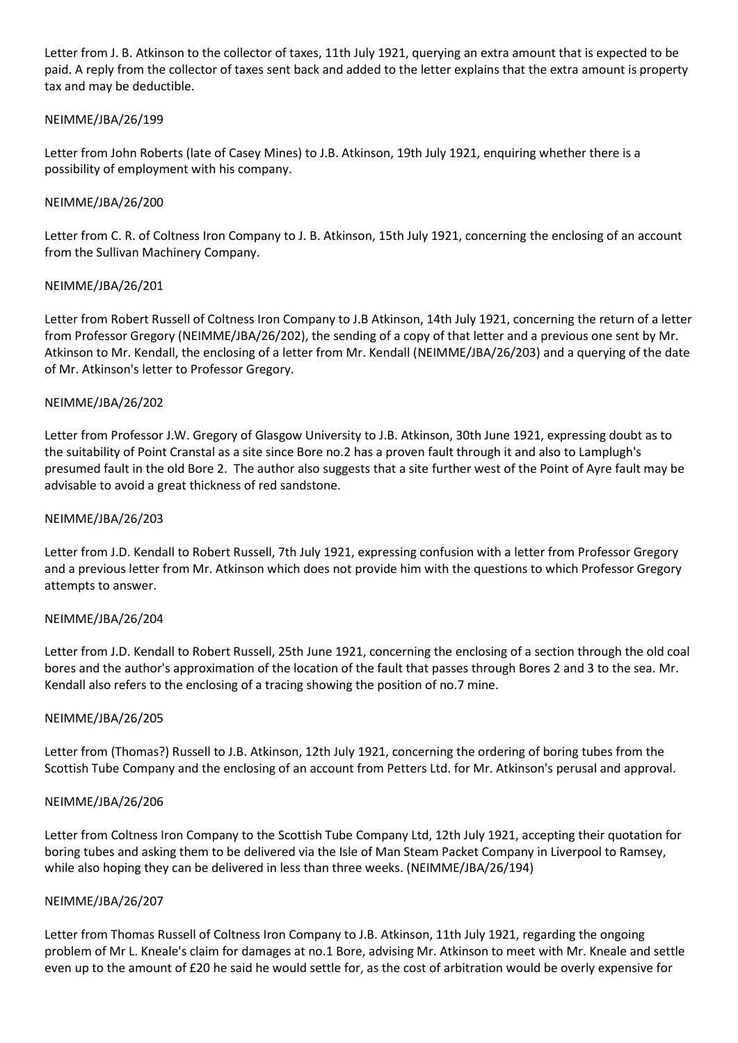Letter from J. B. Atkinson to the collector of taxes, 11th July 1921, querying an extra amount that is expected to be paid. A reply from the collector of taxes sent back and added to the letter explains that the extra amount is property tax and may be deductible.

NEIMME/JBA/26/199

Letter from John Roberts (late of Casey Mines) to J.B. Atkinson, 19th July 1921, enquiring whether there is a possibility of employment with his company.

NEIMME/JBA/26/200

Letter from C. R. of Coltness Iron Company to J. B. Atkinson, 15th July 1921, concerning the enclosing of an account from the Sullivan Machinery Company.

NEIMME/JBA/26/201

Letter from Robert Russell of Coltness Iron Company to J.B Atkinson, 14th July 1921, concerning the return of a letter from Professor Gregory (NEIMME/JBA/26/202), the sending of a copy of that letter and a previous one sent by Mr. Atkinson to Mr. Kendall, the enclosing of a letter from Mr. Kendall (NEIMME/JBA/26/203) and a querying of the date of Mr. Atkinson's letter to Professor Gregory.

NEIMME/JBA/26/202

Letter from Professor J.W. Gregory of Glasgow University to J.B. Atkinson, 30th June 1921, expressing doubt as to the suitability of Point Cranstal as a site since Bore no.2 has a proven fault through it and also to Lamplugh's presumed fault in the old Bore 2. The author also suggests that a site further west of the Point of Ayre fault may be advisable to avoid a great thickness of red sandstone.

NEIMME/JBA/26/203

Letter from J.D. Kendall to Robert Russell, 7th July 1921, expressing confusion with a letter from Professor Gregory and a previous letter from Mr. Atkinson which does not provide him with the questions to which Professor Gregory attempts to answer.

NEIMME/JBA/26/204

Letter from J.D. Kendall to Robert Russell, 25th June 1921, concerning the enclosing of a section through the old coal bores and the author's approximation of the location of the fault that passes through Bores 2 and 3 to the sea. Mr. Kendall also refers to the enclosing of a tracing showing the position of no.7 mine.

NEIMME/JBA/26/205

Letter from (Thomas?) Russell to J.B. Atkinson, 12th July 1921, concerning the ordering of boring tubes from the Scottish Tube Company and the enclosing of an account from Petters Ltd. for Mr. Atkinson's perusal and approval.

NEIMME/JBA/26/206

Letter from Coltness Iron Company to the Scottish Tube Company Ltd, 12th July 1921, accepting their quotation for boring tubes and asking them to be delivered via the Isle of Man Steam Packet Company in Liverpool to Ramsey, while also hoping they can be delivered in less than three weeks. (NEIMME/JBA/26/194)

NEIMME/JBA/26/207

Letter from Thomas Russell of Coltness Iron Company to J.B. Atkinson, 11th July 1921, regarding the ongoing problem of Mr L. Kneale's claim for damages at no.1 Bore, advising Mr. Atkinson to meet with Mr. Kneale and settle even up to the amount of £20 he said he would settle for, as the cost of arbitration would be overly expensive for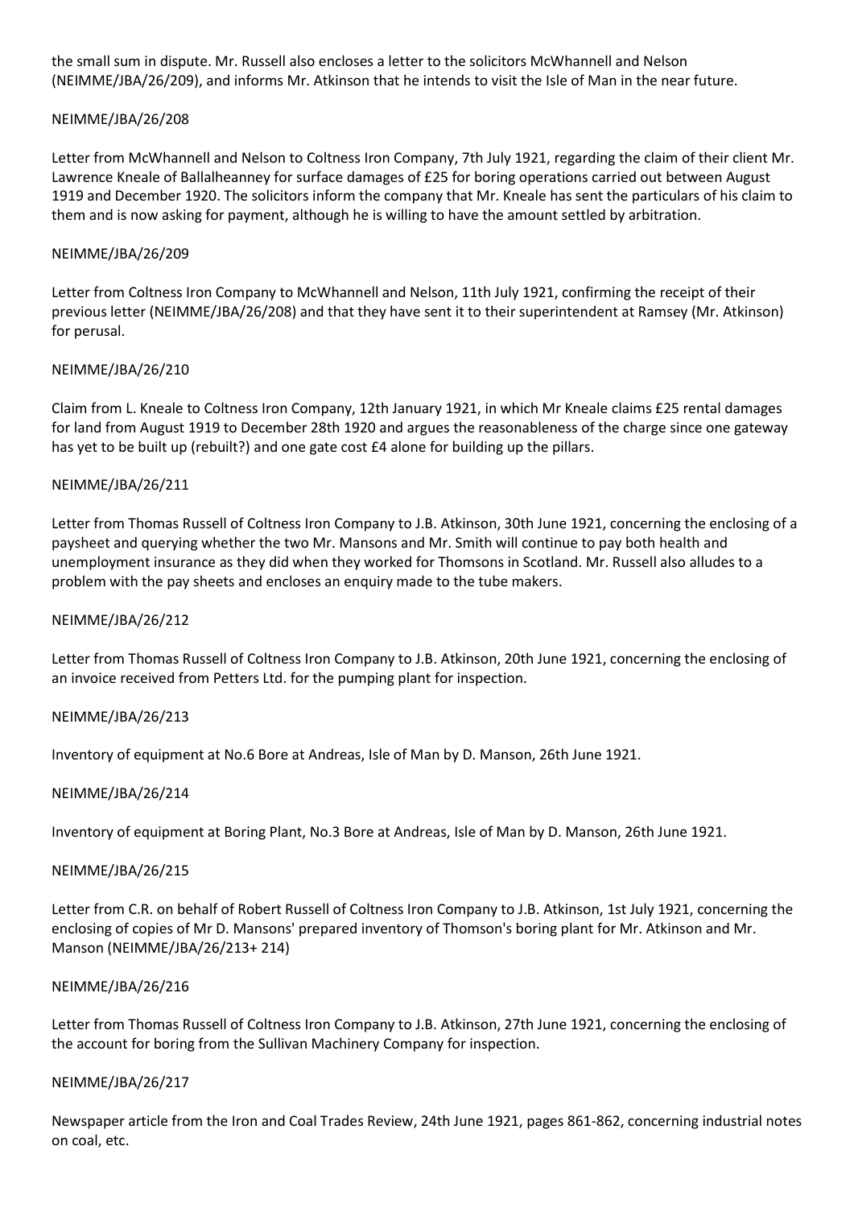the small sum in dispute. Mr. Russell also encloses a letter to the solicitors McWhannell and Nelson (NEIMME/JBA/26/209), and informs Mr. Atkinson that he intends to visit the Isle of Man in the near future.

NEIMME/JBA/26/208

Letter from McWhannell and Nelson to Coltness Iron Company, 7th July 1921, regarding the claim of their client Mr. Lawrence Kneale of Ballalheanney for surface damages of £25 for boring operations carried out between August 1919 and December 1920. The solicitors inform the company that Mr. Kneale has sent the particulars of his claim to them and is now asking for payment, although he is willing to have the amount settled by arbitration.

NEIMME/JBA/26/209

Letter from Coltness Iron Company to McWhannell and Nelson, 11th July 1921, confirming the receipt of their previous letter (NEIMME/JBA/26/208) and that they have sent it to their superintendent at Ramsey (Mr. Atkinson) for perusal.

NEIMME/JBA/26/210

Claim from L. Kneale to Coltness Iron Company, 12th January 1921, in which Mr Kneale claims £25 rental damages for land from August 1919 to December 28th 1920 and argues the reasonableness of the charge since one gateway has yet to be built up (rebuilt?) and one gate cost £4 alone for building up the pillars.

NEIMME/JBA/26/211

Letter from Thomas Russell of Coltness Iron Company to J.B. Atkinson, 30th June 1921, concerning the enclosing of a paysheet and querying whether the two Mr. Mansons and Mr. Smith will continue to pay both health and unemployment insurance as they did when they worked for Thomsons in Scotland. Mr. Russell also alludes to a problem with the pay sheets and encloses an enquiry made to the tube makers.

NEIMME/JBA/26/212

Letter from Thomas Russell of Coltness Iron Company to J.B. Atkinson, 20th June 1921, concerning the enclosing of an invoice received from Petters Ltd. for the pumping plant for inspection.

NEIMME/JBA/26/213

Inventory of equipment at No.6 Bore at Andreas, Isle of Man by D. Manson, 26th June 1921.

NEIMME/JBA/26/214

Inventory of equipment at Boring Plant, No.3 Bore at Andreas, Isle of Man by D. Manson, 26th June 1921.

NEIMME/JBA/26/215

Letter from C.R. on behalf of Robert Russell of Coltness Iron Company to J.B. Atkinson, 1st July 1921, concerning the enclosing of copies of Mr D. Mansons' prepared inventory of Thomson's boring plant for Mr. Atkinson and Mr. Manson (NEIMME/JBA/26/213+ 214)

NEIMME/JBA/26/216

Letter from Thomas Russell of Coltness Iron Company to J.B. Atkinson, 27th June 1921, concerning the enclosing of the account for boring from the Sullivan Machinery Company for inspection.

NEIMME/JBA/26/217

Newspaper article from the Iron and Coal Trades Review, 24th June 1921, pages 861-862, concerning industrial notes on coal, etc.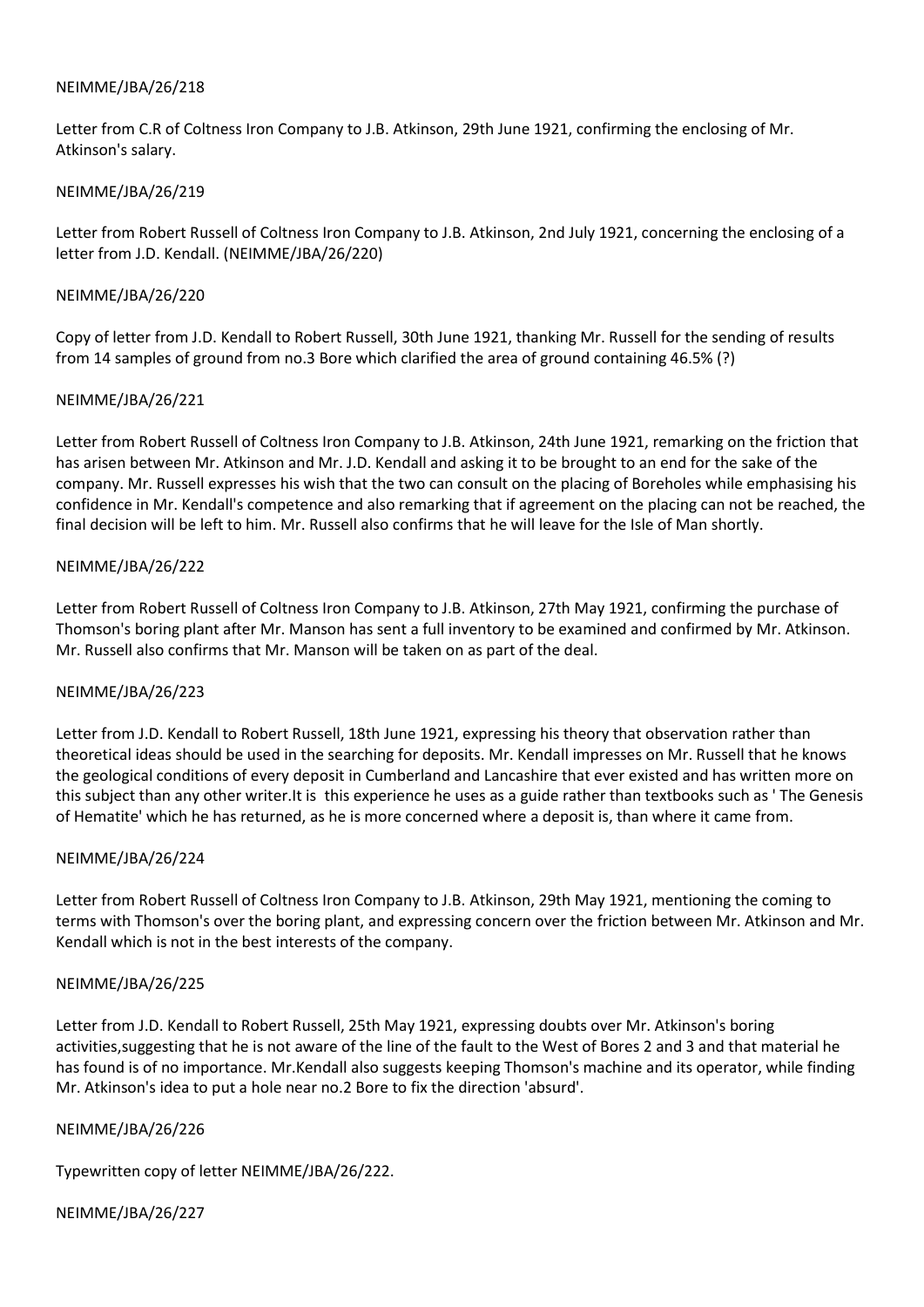NEIMME/JBA/26/218

Letter from C.R of Coltness Iron Company to J.B. Atkinson, 29th June 1921, confirming the enclosing of Mr. Atkinson's salary.

NEIMME/JBA/26/219

Letter from Robert Russell of Coltness Iron Company to J.B. Atkinson, 2nd July 1921, concerning the enclosing of a letter from J.D. Kendall. (NEIMME/JBA/26/220)

NEIMME/JBA/26/220

Copy of letter from J.D. Kendall to Robert Russell, 30th June 1921, thanking Mr. Russell for the sending of results from 14 samples of ground from no.3 Bore which clarified the area of ground containing 46.5% (?)

NEIMME/JBA/26/221

Letter from Robert Russell of Coltness Iron Company to J.B. Atkinson, 24th June 1921, remarking on the friction that has arisen between Mr. Atkinson and Mr. J.D. Kendall and asking it to be brought to an end for the sake of the company. Mr. Russell expresses his wish that the two can consult on the placing of Boreholes while emphasising his confidence in Mr. Kendall's competence and also remarking that if agreement on the placing can not be reached, the final decision will be left to him. Mr. Russell also confirms that he will leave for the Isle of Man shortly.

NEIMME/JBA/26/222

Letter from Robert Russell of Coltness Iron Company to J.B. Atkinson, 27th May 1921, confirming the purchase of Thomson's boring plant after Mr. Manson has sent a full inventory to be examined and confirmed by Mr. Atkinson. Mr. Russell also confirms that Mr. Manson will be taken on as part of the deal.

NEIMME/JBA/26/223

Letter from J.D. Kendall to Robert Russell, 18th June 1921, expressing his theory that observation rather than theoretical ideas should be used in the searching for deposits. Mr. Kendall impresses on Mr. Russell that he knows the geological conditions of every deposit in Cumberland and Lancashire that ever existed and has written more on this subject than any other writer.It is this experience he uses as a guide rather than textbooks such as ' The Genesis of Hematite' which he has returned, as he is more concerned where a deposit is, than where it came from.

NEIMME/JBA/26/224

Letter from Robert Russell of Coltness Iron Company to J.B. Atkinson, 29th May 1921, mentioning the coming to terms with Thomson's over the boring plant, and expressing concern over the friction between Mr. Atkinson and Mr. Kendall which is not in the best interests of the company.

NEIMME/JBA/26/225

Letter from J.D. Kendall to Robert Russell, 25th May 1921, expressing doubts over Mr. Atkinson's boring activities,suggesting that he is not aware of the line of the fault to the West of Bores 2 and 3 and that material he has found is of no importance. Mr.Kendall also suggests keeping Thomson's machine and its operator, while finding Mr. Atkinson's idea to put a hole near no.2 Bore to fix the direction 'absurd'.

NEIMME/JBA/26/226

Typewritten copy of letter NEIMME/JBA/26/222.

NEIMME/JBA/26/227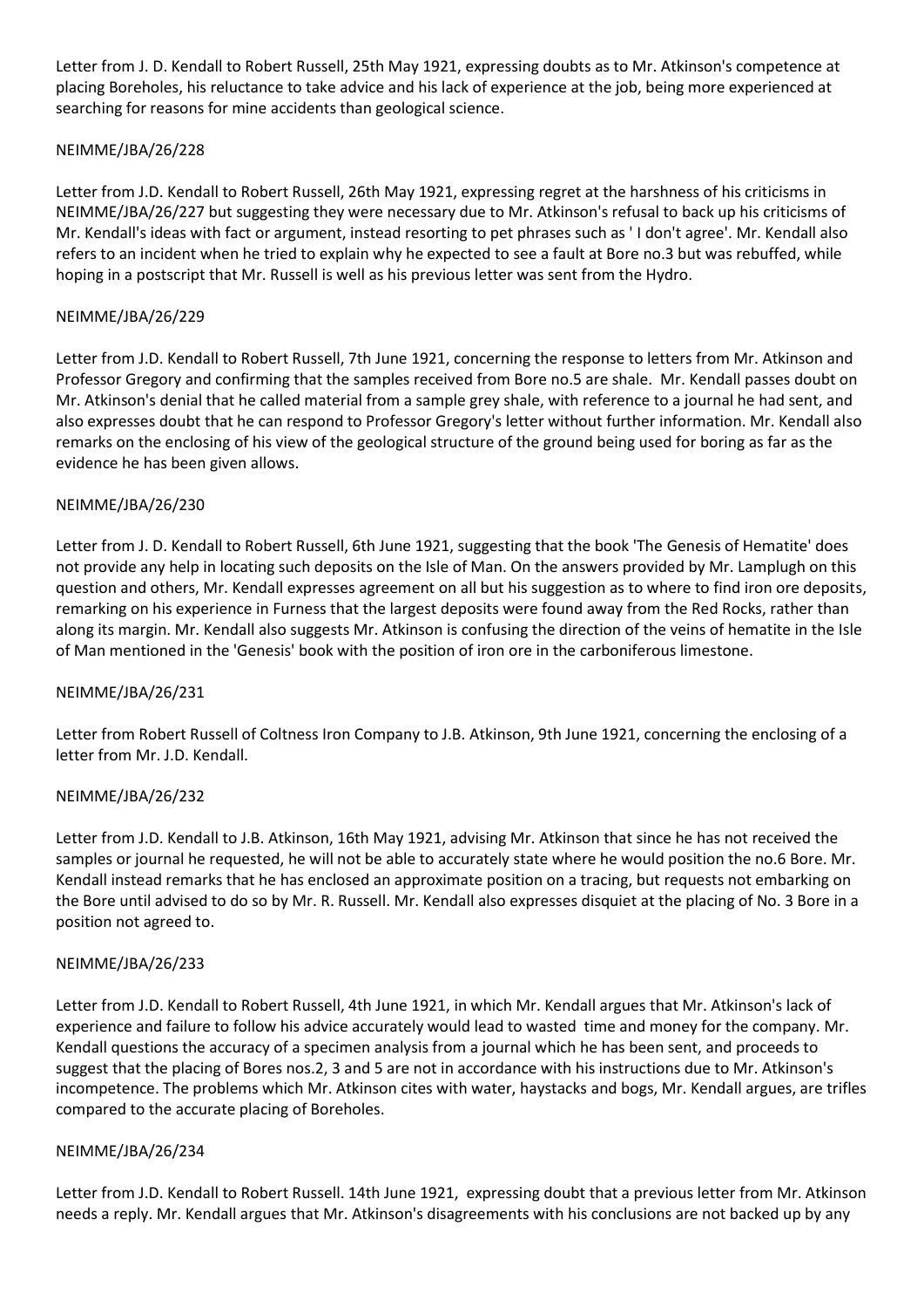Letter from J. D. Kendall to Robert Russell, 25th May 1921, expressing doubts as to Mr. Atkinson's competence at placing Boreholes, his reluctance to take advice and his lack of experience at the job, being more experienced at searching for reasons for mine accidents than geological science.

NEIMME/JBA/26/228

Letter from J.D. Kendall to Robert Russell, 26th May 1921, expressing regret at the harshness of his criticisms in NEIMME/JBA/26/227 but suggesting they were necessary due to Mr. Atkinson's refusal to back up his criticisms of Mr. Kendall's ideas with fact or argument, instead resorting to pet phrases such as ' I don't agree'. Mr. Kendall also refers to an incident when he tried to explain why he expected to see a fault at Bore no.3 but was rebuffed, while hoping in a postscript that Mr. Russell is well as his previous letter was sent from the Hydro.

NEIMME/JBA/26/229

Letter from J.D. Kendall to Robert Russell, 7th June 1921, concerning the response to letters from Mr. Atkinson and Professor Gregory and confirming that the samples received from Bore no.5 are shale. Mr. Kendall passes doubt on Mr. Atkinson's denial that he called material from a sample grey shale, with reference to a journal he had sent, and also expresses doubt that he can respond to Professor Gregory's letter without further information. Mr. Kendall also remarks on the enclosing of his view of the geological structure of the ground being used for boring as far as the evidence he has been given allows.

NEIMME/JBA/26/230

Letter from J. D. Kendall to Robert Russell, 6th June 1921, suggesting that the book 'The Genesis of Hematite' does not provide any help in locating such deposits on the Isle of Man. On the answers provided by Mr. Lamplugh on this question and others, Mr. Kendall expresses agreement on all but his suggestion as to where to find iron ore deposits, remarking on his experience in Furness that the largest deposits were found away from the Red Rocks, rather than along its margin. Mr. Kendall also suggests Mr. Atkinson is confusing the direction of the veins of hematite in the Isle of Man mentioned in the 'Genesis' book with the position of iron ore in the carboniferous limestone.

NEIMME/JBA/26/231

Letter from Robert Russell of Coltness Iron Company to J.B. Atkinson, 9th June 1921, concerning the enclosing of a letter from Mr. J.D. Kendall.

NEIMME/JBA/26/232

Letter from J.D. Kendall to J.B. Atkinson, 16th May 1921, advising Mr. Atkinson that since he has not received the samples or journal he requested, he will not be able to accurately state where he would position the no.6 Bore. Mr. Kendall instead remarks that he has enclosed an approximate position on a tracing, but requests not embarking on the Bore until advised to do so by Mr. R. Russell. Mr. Kendall also expresses disquiet at the placing of No. 3 Bore in a position not agreed to.

NEIMME/JBA/26/233

Letter from J.D. Kendall to Robert Russell, 4th June 1921, in which Mr. Kendall argues that Mr. Atkinson's lack of experience and failure to follow his advice accurately would lead to wasted time and money for the company. Mr. Kendall questions the accuracy of a specimen analysis from a journal which he has been sent, and proceeds to suggest that the placing of Bores nos.2, 3 and 5 are not in accordance with his instructions due to Mr. Atkinson's incompetence. The problems which Mr. Atkinson cites with water, haystacks and bogs, Mr. Kendall argues, are trifles compared to the accurate placing of Boreholes.

NEIMME/JBA/26/234

Letter from J.D. Kendall to Robert Russell. 14th June 1921, expressing doubt that a previous letter from Mr. Atkinson needs a reply. Mr. Kendall argues that Mr. Atkinson's disagreements with his conclusions are not backed up by any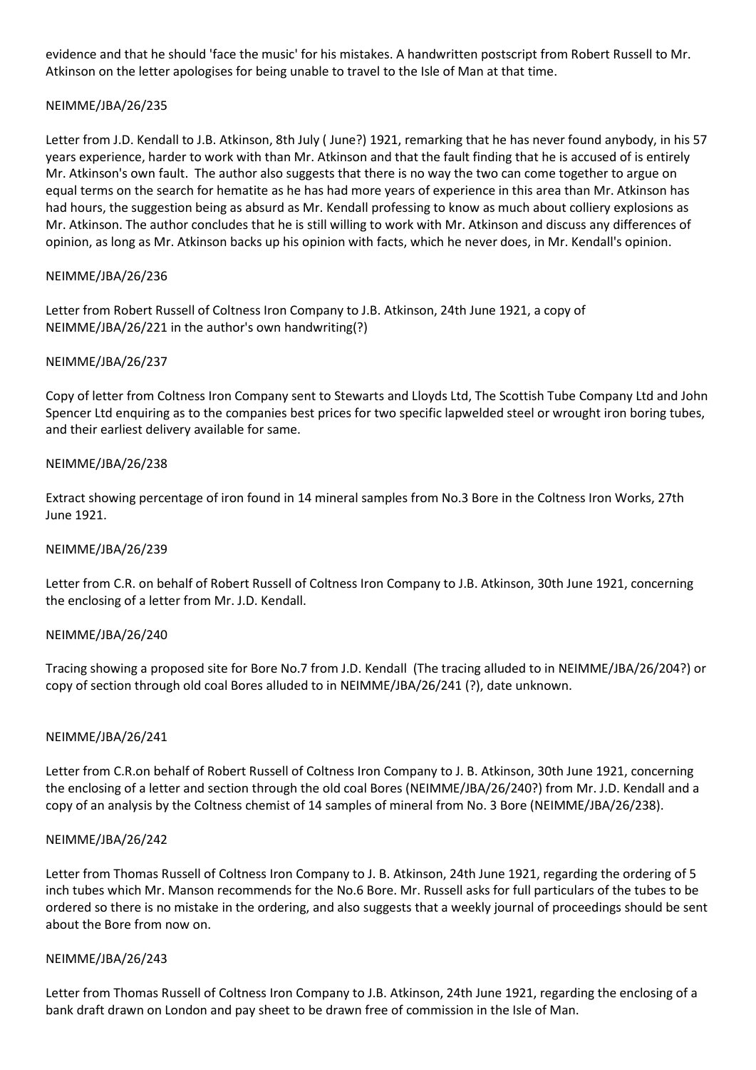evidence and that he should 'face the music' for his mistakes. A handwritten postscript from Robert Russell to Mr. Atkinson on the letter apologises for being unable to travel to the Isle of Man at that time.

NEIMME/JBA/26/235

Letter from J.D. Kendall to J.B. Atkinson, 8th July ( June?) 1921, remarking that he has never found anybody, in his 57 years experience, harder to work with than Mr. Atkinson and that the fault finding that he is accused of is entirely Mr. Atkinson's own fault. The author also suggests that there is no way the two can come together to argue on equal terms on the search for hematite as he has had more years of experience in this area than Mr. Atkinson has had hours, the suggestion being as absurd as Mr. Kendall professing to know as much about colliery explosions as Mr. Atkinson. The author concludes that he is still willing to work with Mr. Atkinson and discuss any differences of opinion, as long as Mr. Atkinson backs up his opinion with facts, which he never does, in Mr. Kendall's opinion.

NEIMME/JBA/26/236

Letter from Robert Russell of Coltness Iron Company to J.B. Atkinson, 24th June 1921, a copy of NEIMME/JBA/26/221 in the author's own handwriting(?)

NEIMME/JBA/26/237

Copy of letter from Coltness Iron Company sent to Stewarts and Lloyds Ltd, The Scottish Tube Company Ltd and John Spencer Ltd enquiring as to the companies best prices for two specific lapwelded steel or wrought iron boring tubes, and their earliest delivery available for same.

NEIMME/JBA/26/238

Extract showing percentage of iron found in 14 mineral samples from No.3 Bore in the Coltness Iron Works, 27th June 1921.

NEIMME/JBA/26/239

Letter from C.R. on behalf of Robert Russell of Coltness Iron Company to J.B. Atkinson, 30th June 1921, concerning the enclosing of a letter from Mr. J.D. Kendall.

NEIMME/JBA/26/240

Tracing showing a proposed site for Bore No.7 from J.D. Kendall (The tracing alluded to in NEIMME/JBA/26/204?) or copy of section through old coal Bores alluded to in NEIMME/JBA/26/241 (?), date unknown.

NEIMME/JBA/26/241

Letter from C.R.on behalf of Robert Russell of Coltness Iron Company to J. B. Atkinson, 30th June 1921, concerning the enclosing of a letter and section through the old coal Bores (NEIMME/JBA/26/240?) from Mr. J.D. Kendall and a copy of an analysis by the Coltness chemist of 14 samples of mineral from No. 3 Bore (NEIMME/JBA/26/238).

NEIMME/JBA/26/242

Letter from Thomas Russell of Coltness Iron Company to J. B. Atkinson, 24th June 1921, regarding the ordering of 5 inch tubes which Mr. Manson recommends for the No.6 Bore. Mr. Russell asks for full particulars of the tubes to be ordered so there is no mistake in the ordering, and also suggests that a weekly journal of proceedings should be sent about the Bore from now on.

NEIMME/JBA/26/243

Letter from Thomas Russell of Coltness Iron Company to J.B. Atkinson, 24th June 1921, regarding the enclosing of a bank draft drawn on London and pay sheet to be drawn free of commission in the Isle of Man.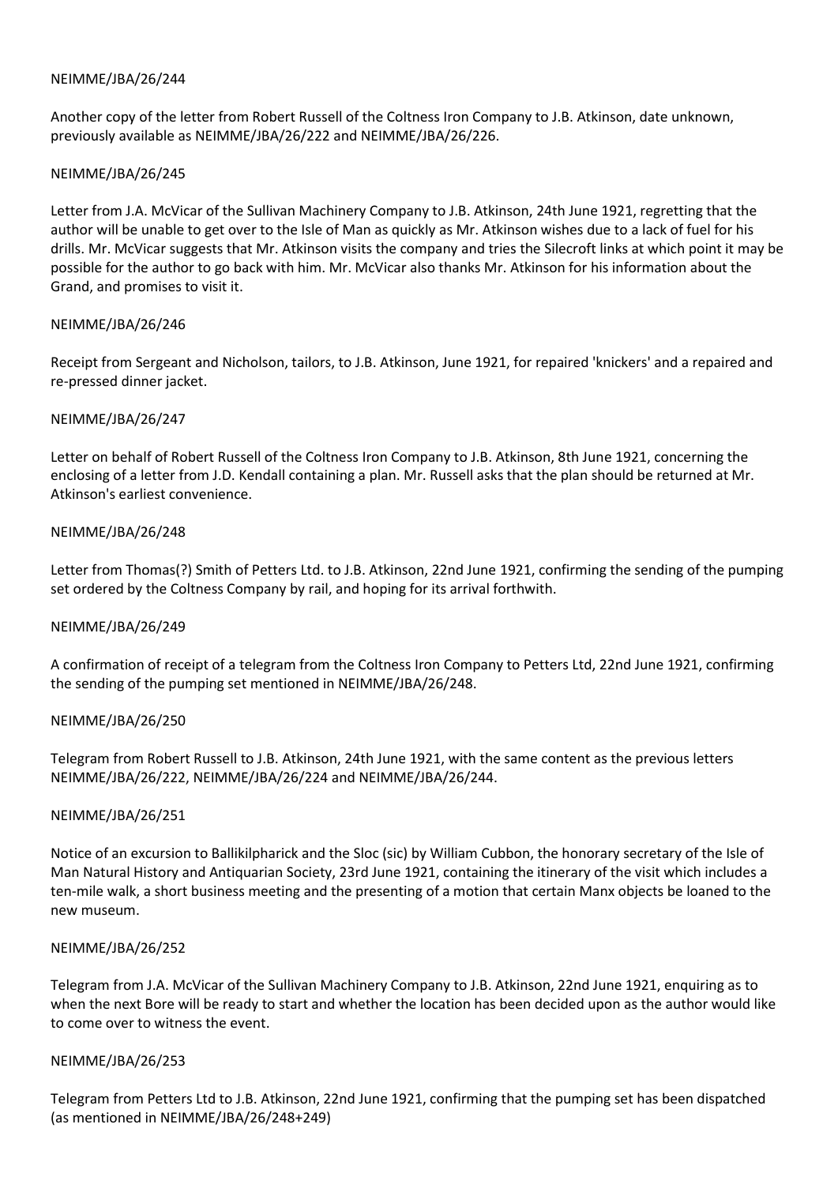NEIMME/JBA/26/244

Another copy of the letter from Robert Russell of the Coltness Iron Company to J.B. Atkinson, date unknown, previously available as NEIMME/JBA/26/222 and NEIMME/JBA/26/226.

NEIMME/JBA/26/245

Letter from J.A. McVicar of the Sullivan Machinery Company to J.B. Atkinson, 24th June 1921, regretting that the author will be unable to get over to the Isle of Man as quickly as Mr. Atkinson wishes due to a lack of fuel for his drills. Mr. McVicar suggests that Mr. Atkinson visits the company and tries the Silecroft links at which point it may be possible for the author to go back with him. Mr. McVicar also thanks Mr. Atkinson for his information about the Grand, and promises to visit it.

NEIMME/JBA/26/246

Receipt from Sergeant and Nicholson, tailors, to J.B. Atkinson, June 1921, for repaired 'knickers' and a repaired and re-pressed dinner jacket.

NEIMME/JBA/26/247

Letter on behalf of Robert Russell of the Coltness Iron Company to J.B. Atkinson, 8th June 1921, concerning the enclosing of a letter from J.D. Kendall containing a plan. Mr. Russell asks that the plan should be returned at Mr. Atkinson's earliest convenience.

NEIMME/JBA/26/248

Letter from Thomas(?) Smith of Petters Ltd. to J.B. Atkinson, 22nd June 1921, confirming the sending of the pumping set ordered by the Coltness Company by rail, and hoping for its arrival forthwith.

NEIMME/JBA/26/249

A confirmation of receipt of a telegram from the Coltness Iron Company to Petters Ltd, 22nd June 1921, confirming the sending of the pumping set mentioned in NEIMME/JBA/26/248.

NEIMME/JBA/26/250

Telegram from Robert Russell to J.B. Atkinson, 24th June 1921, with the same content as the previous letters NEIMME/JBA/26/222, NEIMME/JBA/26/224 and NEIMME/JBA/26/244.

NEIMME/JBA/26/251

Notice of an excursion to Ballikilpharick and the Sloc (sic) by William Cubbon, the honorary secretary of the Isle of Man Natural History and Antiquarian Society, 23rd June 1921, containing the itinerary of the visit which includes a ten-mile walk, a short business meeting and the presenting of a motion that certain Manx objects be loaned to the new museum.

NEIMME/JBA/26/252

Telegram from J.A. McVicar of the Sullivan Machinery Company to J.B. Atkinson, 22nd June 1921, enquiring as to when the next Bore will be ready to start and whether the location has been decided upon as the author would like to come over to witness the event.

NEIMME/JBA/26/253

Telegram from Petters Ltd to J.B. Atkinson, 22nd June 1921, confirming that the pumping set has been dispatched (as mentioned in NEIMME/JBA/26/248+249)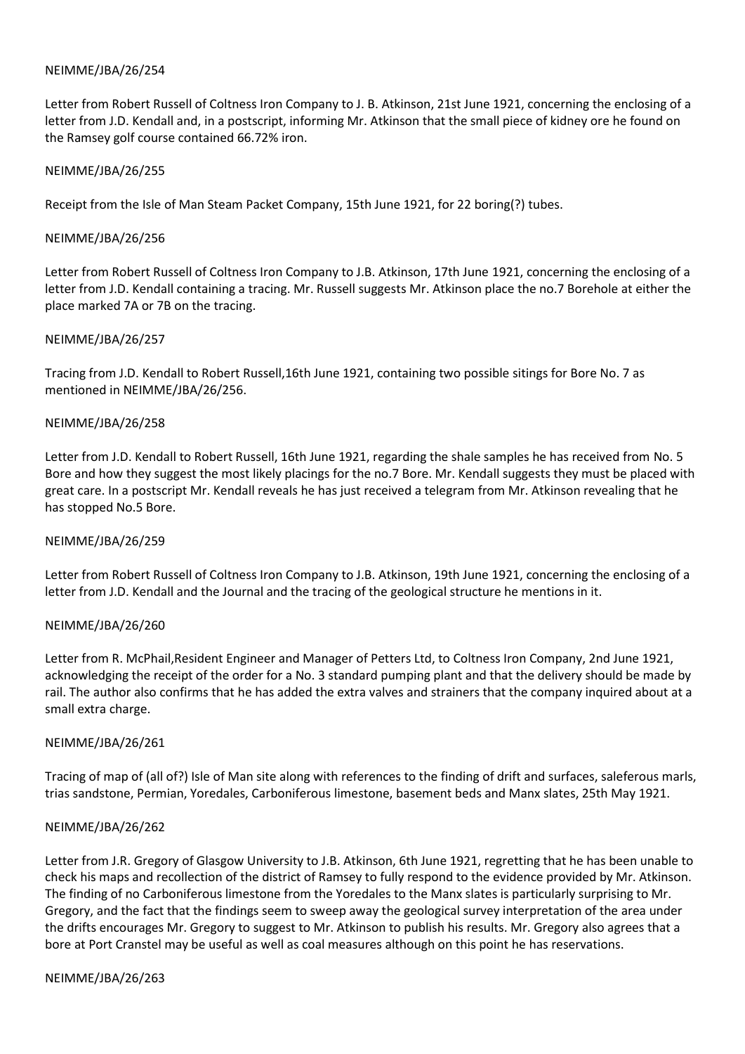NEIMME/JBA/26/254

Letter from Robert Russell of Coltness Iron Company to J. B. Atkinson, 21st June 1921, concerning the enclosing of a letter from J.D. Kendall and, in a postscript, informing Mr. Atkinson that the small piece of kidney ore he found on the Ramsey golf course contained 66.72% iron.

NEIMME/JBA/26/255

Receipt from the Isle of Man Steam Packet Company, 15th June 1921, for 22 boring(?) tubes.

NEIMME/JBA/26/256

Letter from Robert Russell of Coltness Iron Company to J.B. Atkinson, 17th June 1921, concerning the enclosing of a letter from J.D. Kendall containing a tracing. Mr. Russell suggests Mr. Atkinson place the no.7 Borehole at either the place marked 7A or 7B on the tracing.

NEIMME/JBA/26/257

Tracing from J.D. Kendall to Robert Russell,16th June 1921, containing two possible sitings for Bore No. 7 as mentioned in NEIMME/JBA/26/256.

NEIMME/JBA/26/258

Letter from J.D. Kendall to Robert Russell, 16th June 1921, regarding the shale samples he has received from No. 5 Bore and how they suggest the most likely placings for the no.7 Bore. Mr. Kendall suggests they must be placed with great care. In a postscript Mr. Kendall reveals he has just received a telegram from Mr. Atkinson revealing that he has stopped No.5 Bore.

NEIMME/JBA/26/259

Letter from Robert Russell of Coltness Iron Company to J.B. Atkinson, 19th June 1921, concerning the enclosing of a letter from J.D. Kendall and the Journal and the tracing of the geological structure he mentions in it.

NEIMME/JBA/26/260

Letter from R. McPhail,Resident Engineer and Manager of Petters Ltd, to Coltness Iron Company, 2nd June 1921, acknowledging the receipt of the order for a No. 3 standard pumping plant and that the delivery should be made by rail. The author also confirms that he has added the extra valves and strainers that the company inquired about at a small extra charge.

NEIMME/JBA/26/261

Tracing of map of (all of?) Isle of Man site along with references to the finding of drift and surfaces, saleferous marls, trias sandstone, Permian, Yoredales, Carboniferous limestone, basement beds and Manx slates, 25th May 1921.

NEIMME/JBA/26/262

Letter from J.R. Gregory of Glasgow University to J.B. Atkinson, 6th June 1921, regretting that he has been unable to check his maps and recollection of the district of Ramsey to fully respond to the evidence provided by Mr. Atkinson. The finding of no Carboniferous limestone from the Yoredales to the Manx slates is particularly surprising to Mr. Gregory, and the fact that the findings seem to sweep away the geological survey interpretation of the area under the drifts encourages Mr. Gregory to suggest to Mr. Atkinson to publish his results. Mr. Gregory also agrees that a bore at Port Cranstel may be useful as well as coal measures although on this point he has reservations.

NEIMME/JBA/26/263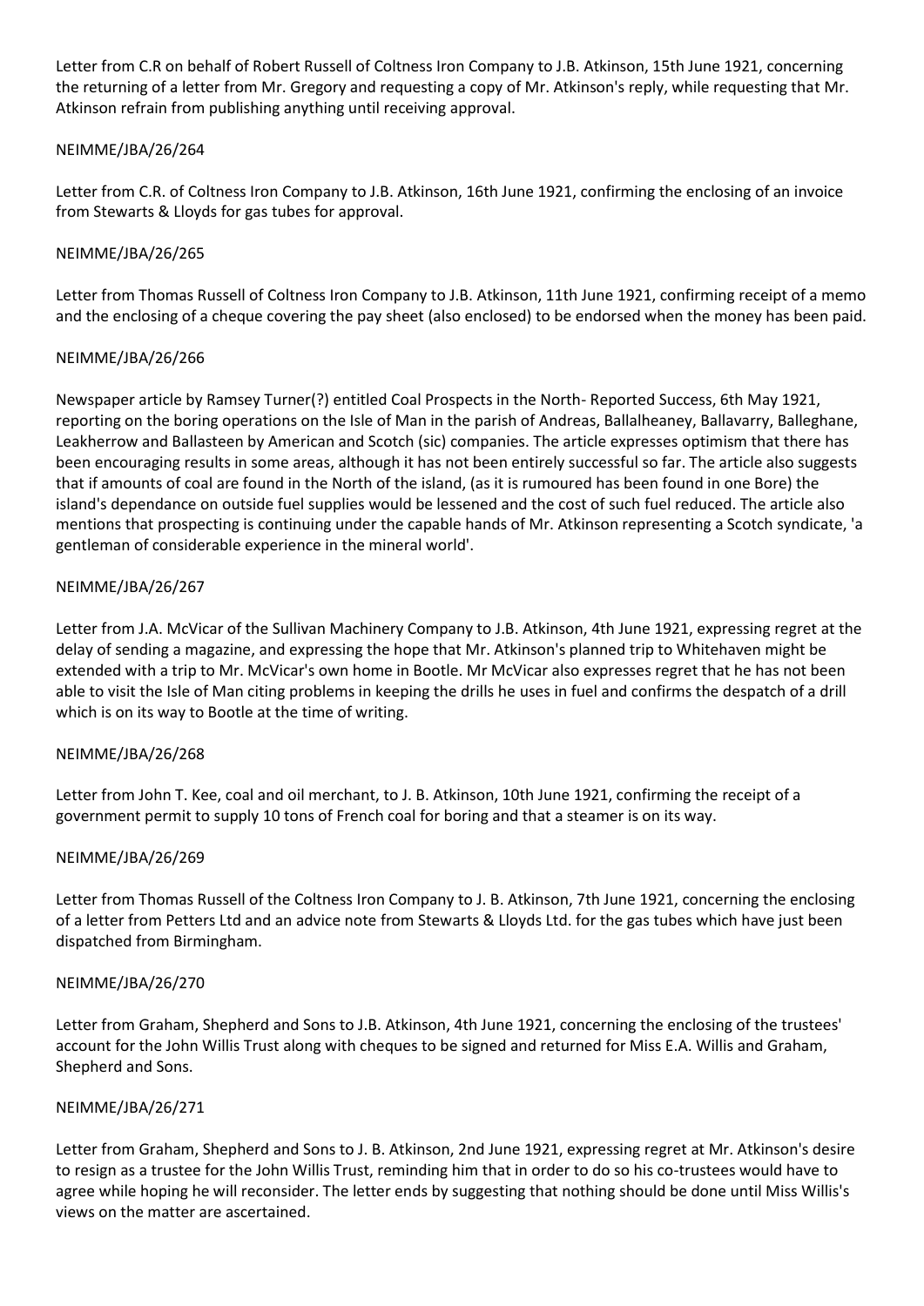Letter from C.R on behalf of Robert Russell of Coltness Iron Company to J.B. Atkinson, 15th June 1921, concerning the returning of a letter from Mr. Gregory and requesting a copy of Mr. Atkinson's reply, while requesting that Mr. Atkinson refrain from publishing anything until receiving approval.

NEIMME/JBA/26/264

Letter from C.R. of Coltness Iron Company to J.B. Atkinson, 16th June 1921, confirming the enclosing of an invoice from Stewarts & Lloyds for gas tubes for approval.

NEIMME/JBA/26/265

Letter from Thomas Russell of Coltness Iron Company to J.B. Atkinson, 11th June 1921, confirming receipt of a memo and the enclosing of a cheque covering the pay sheet (also enclosed) to be endorsed when the money has been paid.

NEIMME/JBA/26/266

Newspaper article by Ramsey Turner(?) entitled Coal Prospects in the North- Reported Success, 6th May 1921, reporting on the boring operations on the Isle of Man in the parish of Andreas, Ballalheaney, Ballavarry, Balleghane, Leakherrow and Ballasteen by American and Scotch (sic) companies. The article expresses optimism that there has been encouraging results in some areas, although it has not been entirely successful so far. The article also suggests that if amounts of coal are found in the North of the island, (as it is rumoured has been found in one Bore) the island's dependance on outside fuel supplies would be lessened and the cost of such fuel reduced. The article also mentions that prospecting is continuing under the capable hands of Mr. Atkinson representing a Scotch syndicate, 'a gentleman of considerable experience in the mineral world'.

NEIMME/JBA/26/267

Letter from J.A. McVicar of the Sullivan Machinery Company to J.B. Atkinson, 4th June 1921, expressing regret at the delay of sending a magazine, and expressing the hope that Mr. Atkinson's planned trip to Whitehaven might be extended with a trip to Mr. McVicar's own home in Bootle. Mr McVicar also expresses regret that he has not been able to visit the Isle of Man citing problems in keeping the drills he uses in fuel and confirms the despatch of a drill which is on its way to Bootle at the time of writing.

NEIMME/JBA/26/268

Letter from John T. Kee, coal and oil merchant, to J. B. Atkinson, 10th June 1921, confirming the receipt of a government permit to supply 10 tons of French coal for boring and that a steamer is on its way.

NEIMME/JBA/26/269

Letter from Thomas Russell of the Coltness Iron Company to J. B. Atkinson, 7th June 1921, concerning the enclosing of a letter from Petters Ltd and an advice note from Stewarts & Lloyds Ltd. for the gas tubes which have just been dispatched from Birmingham.

NEIMME/JBA/26/270

Letter from Graham, Shepherd and Sons to J.B. Atkinson, 4th June 1921, concerning the enclosing of the trustees' account for the John Willis Trust along with cheques to be signed and returned for Miss E.A. Willis and Graham, Shepherd and Sons.

NEIMME/JBA/26/271

Letter from Graham, Shepherd and Sons to J. B. Atkinson, 2nd June 1921, expressing regret at Mr. Atkinson's desire to resign as a trustee for the John Willis Trust, reminding him that in order to do so his co-trustees would have to agree while hoping he will reconsider. The letter ends by suggesting that nothing should be done until Miss Willis's views on the matter are ascertained.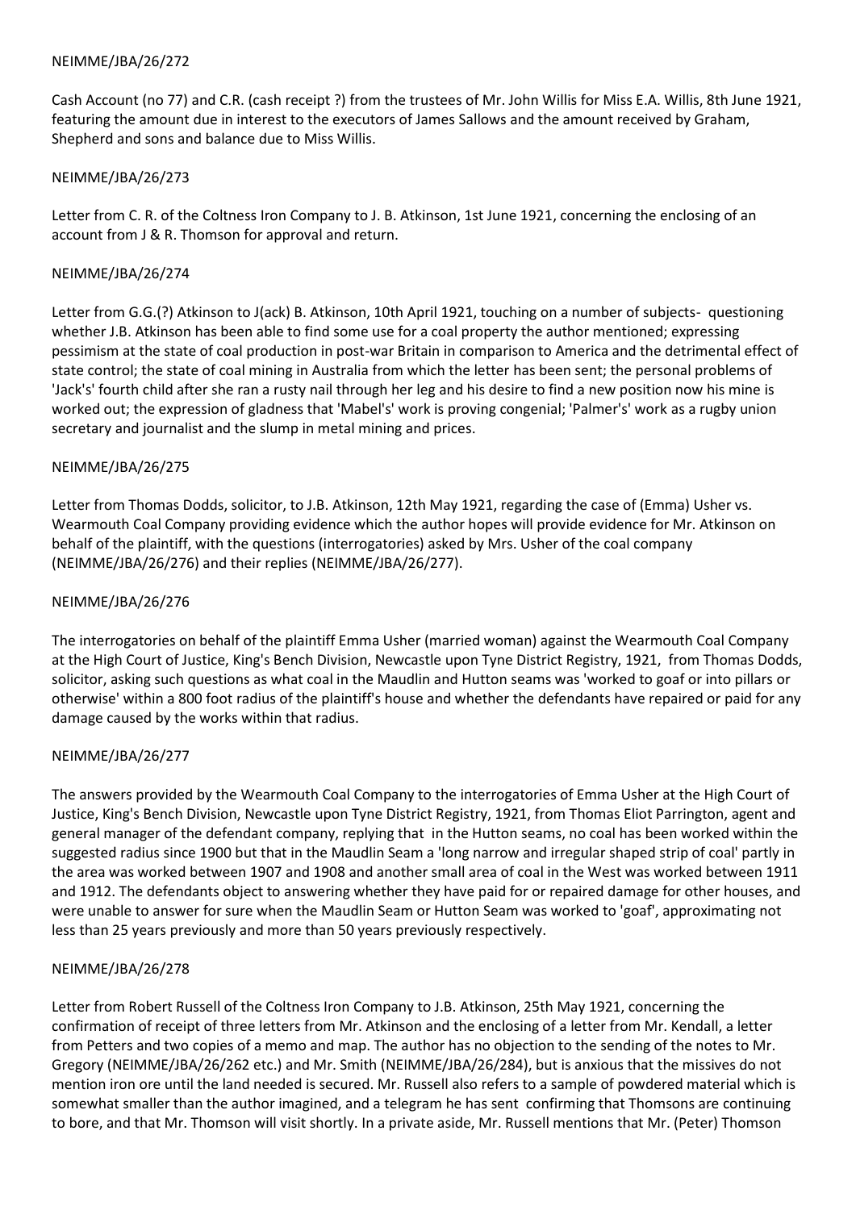NEIMME/JBA/26/272

Cash Account (no 77) and C.R. (cash receipt ?) from the trustees of Mr. John Willis for Miss E.A. Willis, 8th June 1921, featuring the amount due in interest to the executors of James Sallows and the amount received by Graham, Shepherd and sons and balance due to Miss Willis.

NEIMME/JBA/26/273

Letter from C. R. of the Coltness Iron Company to J. B. Atkinson, 1st June 1921, concerning the enclosing of an account from J & R. Thomson for approval and return.

NEIMME/JBA/26/274

Letter from G.G.(?) Atkinson to J(ack) B. Atkinson, 10th April 1921, touching on a number of subjects- questioning whether J.B. Atkinson has been able to find some use for a coal property the author mentioned; expressing pessimism at the state of coal production in post-war Britain in comparison to America and the detrimental effect of state control; the state of coal mining in Australia from which the letter has been sent; the personal problems of 'Jack's' fourth child after she ran a rusty nail through her leg and his desire to find a new position now his mine is worked out; the expression of gladness that 'Mabel's' work is proving congenial; 'Palmer's' work as a rugby union secretary and journalist and the slump in metal mining and prices.

NEIMME/JBA/26/275

Letter from Thomas Dodds, solicitor, to J.B. Atkinson, 12th May 1921, regarding the case of (Emma) Usher vs. Wearmouth Coal Company providing evidence which the author hopes will provide evidence for Mr. Atkinson on behalf of the plaintiff, with the questions (interrogatories) asked by Mrs. Usher of the coal company (NEIMME/JBA/26/276) and their replies (NEIMME/JBA/26/277).

NEIMME/JBA/26/276

The interrogatories on behalf of the plaintiff Emma Usher (married woman) against the Wearmouth Coal Company at the High Court of Justice, King's Bench Division, Newcastle upon Tyne District Registry, 1921, from Thomas Dodds, solicitor, asking such questions as what coal in the Maudlin and Hutton seams was 'worked to goaf or into pillars or otherwise' within a 800 foot radius of the plaintiff's house and whether the defendants have repaired or paid for any damage caused by the works within that radius.

NEIMME/JBA/26/277

The answers provided by the Wearmouth Coal Company to the interrogatories of Emma Usher at the High Court of Justice, King's Bench Division, Newcastle upon Tyne District Registry, 1921, from Thomas Eliot Parrington, agent and general manager of the defendant company, replying that in the Hutton seams, no coal has been worked within the suggested radius since 1900 but that in the Maudlin Seam a 'long narrow and irregular shaped strip of coal' partly in the area was worked between 1907 and 1908 and another small area of coal in the West was worked between 1911 and 1912. The defendants object to answering whether they have paid for or repaired damage for other houses, and were unable to answer for sure when the Maudlin Seam or Hutton Seam was worked to 'goaf', approximating not less than 25 years previously and more than 50 years previously respectively.

NEIMME/JBA/26/278

Letter from Robert Russell of the Coltness Iron Company to J.B. Atkinson, 25th May 1921, concerning the confirmation of receipt of three letters from Mr. Atkinson and the enclosing of a letter from Mr. Kendall, a letter from Petters and two copies of a memo and map. The author has no objection to the sending of the notes to Mr. Gregory (NEIMME/JBA/26/262 etc.) and Mr. Smith (NEIMME/JBA/26/284), but is anxious that the missives do not mention iron ore until the land needed is secured. Mr. Russell also refers to a sample of powdered material which is somewhat smaller than the author imagined, and a telegram he has sent confirming that Thomsons are continuing to bore, and that Mr. Thomson will visit shortly. In a private aside, Mr. Russell mentions that Mr. (Peter) Thomson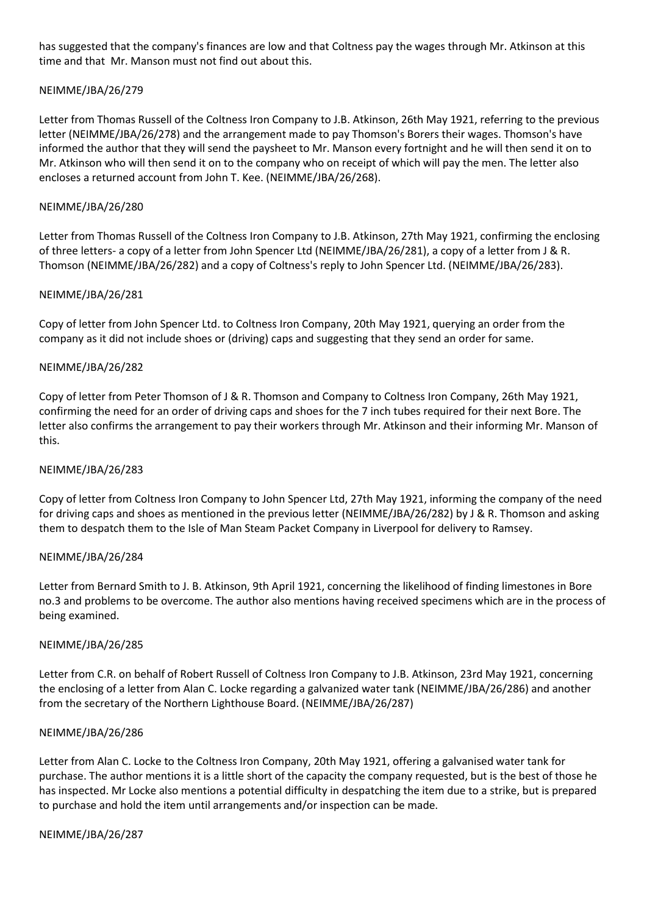has suggested that the company's finances are low and that Coltness pay the wages through Mr. Atkinson at this time and that  Mr. Manson must not find out about this.

NEIMME/JBA/26/279

Letter from Thomas Russell of the Coltness Iron Company to J.B. Atkinson, 26th May 1921, referring to the previous letter (NEIMME/JBA/26/278) and the arrangement made to pay Thomson's Borers their wages. Thomson's have informed the author that they will send the paysheet to Mr. Manson every fortnight and he will then send it on to Mr. Atkinson who will then send it on to the company who on receipt of which will pay the men. The letter also encloses a returned account from John T. Kee. (NEIMME/JBA/26/268).

NEIMME/JBA/26/280

Letter from Thomas Russell of the Coltness Iron Company to J.B. Atkinson, 27th May 1921, confirming the enclosing of three letters- a copy of a letter from John Spencer Ltd (NEIMME/JBA/26/281), a copy of a letter from J & R. Thomson (NEIMME/JBA/26/282) and a copy of Coltness's reply to John Spencer Ltd. (NEIMME/JBA/26/283).

NEIMME/JBA/26/281

Copy of letter from John Spencer Ltd. to Coltness Iron Company, 20th May 1921, querying an order from the company as it did not include shoes or (driving) caps and suggesting that they send an order for same.

NEIMME/JBA/26/282

Copy of letter from Peter Thomson of J & R. Thomson and Company to Coltness Iron Company, 26th May 1921, confirming the need for an order of driving caps and shoes for the 7 inch tubes required for their next Bore. The letter also confirms the arrangement to pay their workers through Mr. Atkinson and their informing Mr. Manson of this.

NEIMME/JBA/26/283

Copy of letter from Coltness Iron Company to John Spencer Ltd, 27th May 1921, informing the company of the need for driving caps and shoes as mentioned in the previous letter (NEIMME/JBA/26/282) by J & R. Thomson and asking them to despatch them to the Isle of Man Steam Packet Company in Liverpool for delivery to Ramsey.

NEIMME/JBA/26/284

Letter from Bernard Smith to J. B. Atkinson, 9th April 1921, concerning the likelihood of finding limestones in Bore no.3 and problems to be overcome. The author also mentions having received specimens which are in the process of being examined.

NEIMME/JBA/26/285

Letter from C.R. on behalf of Robert Russell of Coltness Iron Company to J.B. Atkinson, 23rd May 1921, concerning the enclosing of a letter from Alan C. Locke regarding a galvanized water tank (NEIMME/JBA/26/286) and another from the secretary of the Northern Lighthouse Board. (NEIMME/JBA/26/287)

NEIMME/JBA/26/286

Letter from Alan C. Locke to the Coltness Iron Company, 20th May 1921, offering a galvanised water tank for purchase. The author mentions it is a little short of the capacity the company requested, but is the best of those he has inspected. Mr Locke also mentions a potential difficulty in despatching the item due to a strike, but is prepared to purchase and hold the item until arrangements and/or inspection can be made.

NEIMME/JBA/26/287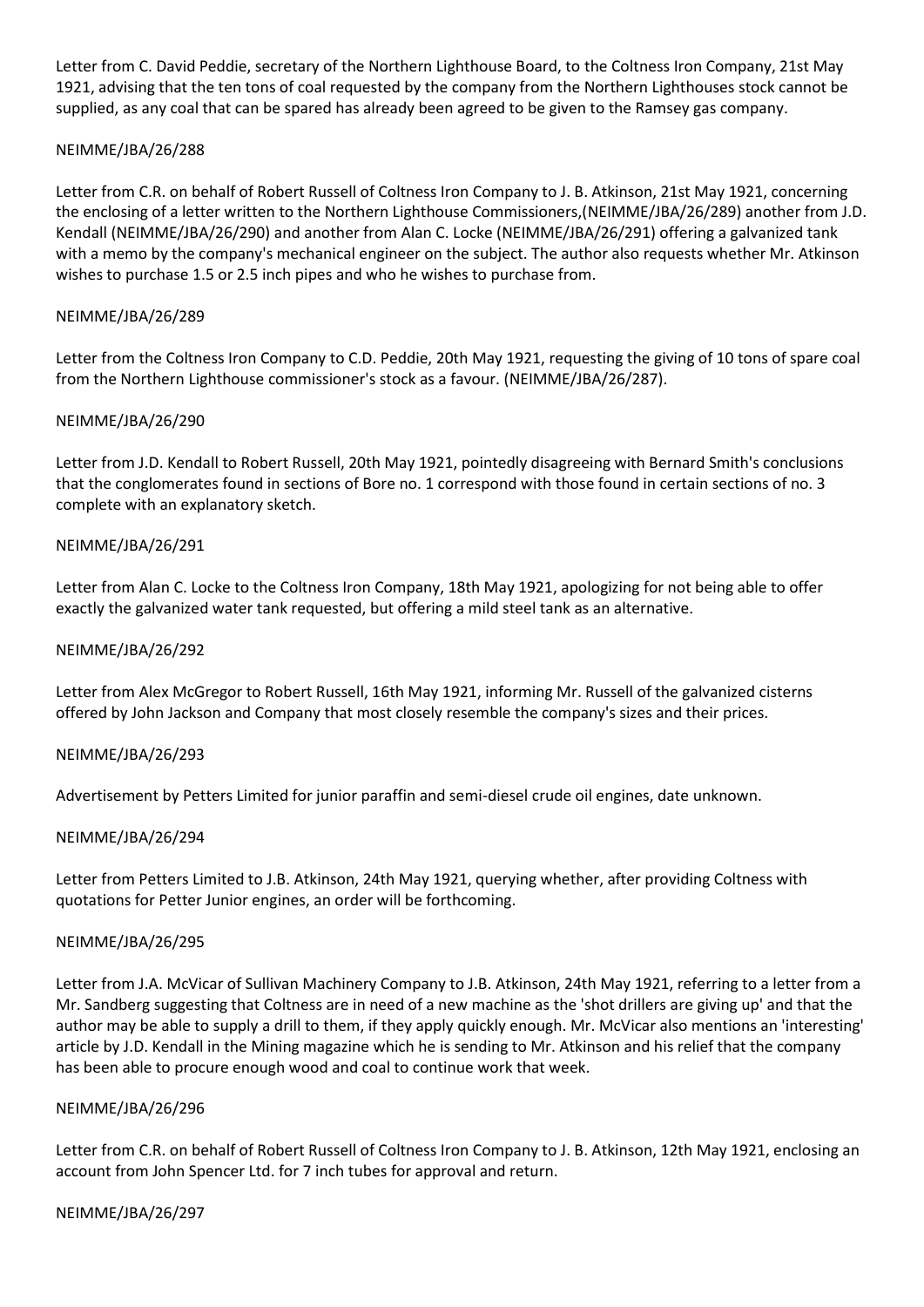Letter from C. David Peddie, secretary of the Northern Lighthouse Board, to the Coltness Iron Company, 21st May 1921, advising that the ten tons of coal requested by the company from the Northern Lighthouses stock cannot be supplied, as any coal that can be spared has already been agreed to be given to the Ramsey gas company.

NEIMME/JBA/26/288

Letter from C.R. on behalf of Robert Russell of Coltness Iron Company to J. B. Atkinson, 21st May 1921, concerning the enclosing of a letter written to the Northern Lighthouse Commissioners,(NEIMME/JBA/26/289) another from J.D. Kendall (NEIMME/JBA/26/290) and another from Alan C. Locke (NEIMME/JBA/26/291) offering a galvanized tank with a memo by the company's mechanical engineer on the subject. The author also requests whether Mr. Atkinson wishes to purchase 1.5 or 2.5 inch pipes and who he wishes to purchase from.

NEIMME/JBA/26/289

Letter from the Coltness Iron Company to C.D. Peddie, 20th May 1921, requesting the giving of 10 tons of spare coal from the Northern Lighthouse commissioner's stock as a favour. (NEIMME/JBA/26/287).

NEIMME/JBA/26/290

Letter from J.D. Kendall to Robert Russell, 20th May 1921, pointedly disagreeing with Bernard Smith's conclusions that the conglomerates found in sections of Bore no. 1 correspond with those found in certain sections of no. 3 complete with an explanatory sketch.

NEIMME/JBA/26/291

Letter from Alan C. Locke to the Coltness Iron Company, 18th May 1921, apologizing for not being able to offer exactly the galvanized water tank requested, but offering a mild steel tank as an alternative.

NEIMME/JBA/26/292

Letter from Alex McGregor to Robert Russell, 16th May 1921, informing Mr. Russell of the galvanized cisterns offered by John Jackson and Company that most closely resemble the company's sizes and their prices.

NEIMME/JBA/26/293

Advertisement by Petters Limited for junior paraffin and semi-diesel crude oil engines, date unknown.

NEIMME/JBA/26/294

Letter from Petters Limited to J.B. Atkinson, 24th May 1921, querying whether, after providing Coltness with quotations for Petter Junior engines, an order will be forthcoming.

NEIMME/JBA/26/295

Letter from J.A. McVicar of Sullivan Machinery Company to J.B. Atkinson, 24th May 1921, referring to a letter from a Mr. Sandberg suggesting that Coltness are in need of a new machine as the 'shot drillers are giving up' and that the author may be able to supply a drill to them, if they apply quickly enough. Mr. McVicar also mentions an 'interesting' article by J.D. Kendall in the Mining magazine which he is sending to Mr. Atkinson and his relief that the company has been able to procure enough wood and coal to continue work that week.

NEIMME/JBA/26/296

Letter from C.R. on behalf of Robert Russell of Coltness Iron Company to J. B. Atkinson, 12th May 1921, enclosing an account from John Spencer Ltd. for 7 inch tubes for approval and return.

NEIMME/JBA/26/297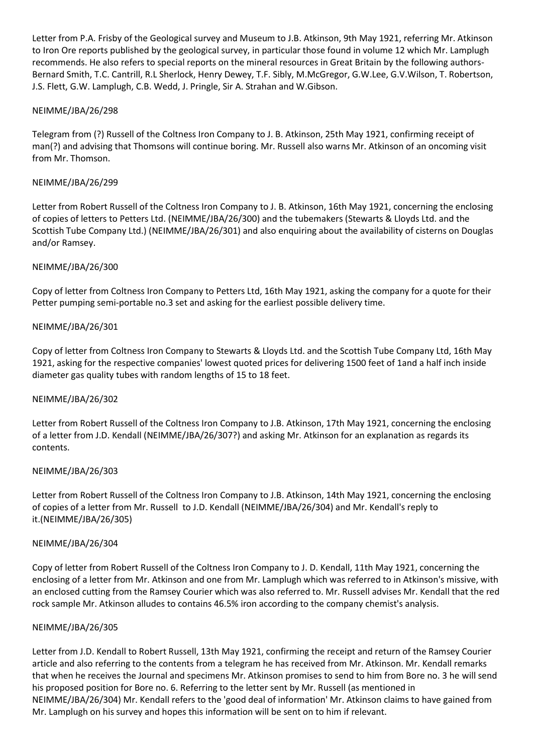Letter from P.A. Frisby of the Geological survey and Museum to J.B. Atkinson, 9th May 1921, referring Mr. Atkinson to Iron Ore reports published by the geological survey, in particular those found in volume 12 which Mr. Lamplugh recommends. He also refers to special reports on the mineral resources in Great Britain by the following authors- Bernard Smith, T.C. Cantrill, R.L Sherlock, Henry Dewey, T.F. Sibly, M.McGregor, G.W.Lee, G.V.Wilson, T. Robertson, J.S. Flett, G.W. Lamplugh, C.B. Wedd, J. Pringle, Sir A. Strahan and W.Gibson.

NEIMME/JBA/26/298

Telegram from (?) Russell of the Coltness Iron Company to J. B. Atkinson, 25th May 1921, confirming receipt of man(?) and advising that Thomsons will continue boring. Mr. Russell also warns Mr. Atkinson of an oncoming visit from Mr. Thomson.

NEIMME/JBA/26/299

Letter from Robert Russell of the Coltness Iron Company to J. B. Atkinson, 16th May 1921, concerning the enclosing of copies of letters to Petters Ltd. (NEIMME/JBA/26/300) and the tubemakers (Stewarts & Lloyds Ltd. and the Scottish Tube Company Ltd.) (NEIMME/JBA/26/301) and also enquiring about the availability of cisterns on Douglas and/or Ramsey.

NEIMME/JBA/26/300

Copy of letter from Coltness Iron Company to Petters Ltd, 16th May 1921, asking the company for a quote for their Petter pumping semi-portable no.3 set and asking for the earliest possible delivery time.

NEIMME/JBA/26/301

Copy of letter from Coltness Iron Company to Stewarts & Lloyds Ltd. and the Scottish Tube Company Ltd, 16th May 1921, asking for the respective companies' lowest quoted prices for delivering 1500 feet of 1and a half inch inside diameter gas quality tubes with random lengths of 15 to 18 feet.

NEIMME/JBA/26/302

Letter from Robert Russell of the Coltness Iron Company to J.B. Atkinson, 17th May 1921, concerning the enclosing of a letter from J.D. Kendall (NEIMME/JBA/26/307?) and asking Mr. Atkinson for an explanation as regards its contents.

NEIMME/JBA/26/303

Letter from Robert Russell of the Coltness Iron Company to J.B. Atkinson, 14th May 1921, concerning the enclosing of copies of a letter from Mr. Russell to J.D. Kendall (NEIMME/JBA/26/304) and Mr. Kendall's reply to it.(NEIMME/JBA/26/305)

NEIMME/JBA/26/304

Copy of letter from Robert Russell of the Coltness Iron Company to J. D. Kendall, 11th May 1921, concerning the enclosing of a letter from Mr. Atkinson and one from Mr. Lamplugh which was referred to in Atkinson's missive, with an enclosed cutting from the Ramsey Courier which was also referred to. Mr. Russell advises Mr. Kendall that the red rock sample Mr. Atkinson alludes to contains 46.5% iron according to the company chemist's analysis.

NEIMME/JBA/26/305

Letter from J.D. Kendall to Robert Russell, 13th May 1921, confirming the receipt and return of the Ramsey Courier article and also referring to the contents from a telegram he has received from Mr. Atkinson. Mr. Kendall remarks that when he receives the Journal and specimens Mr. Atkinson promises to send to him from Bore no. 3 he will send his proposed position for Bore no. 6. Referring to the letter sent by Mr. Russell (as mentioned in NEIMME/JBA/26/304) Mr. Kendall refers to the 'good deal of information' Mr. Atkinson claims to have gained from Mr. Lamplugh on his survey and hopes this information will be sent on to him if relevant.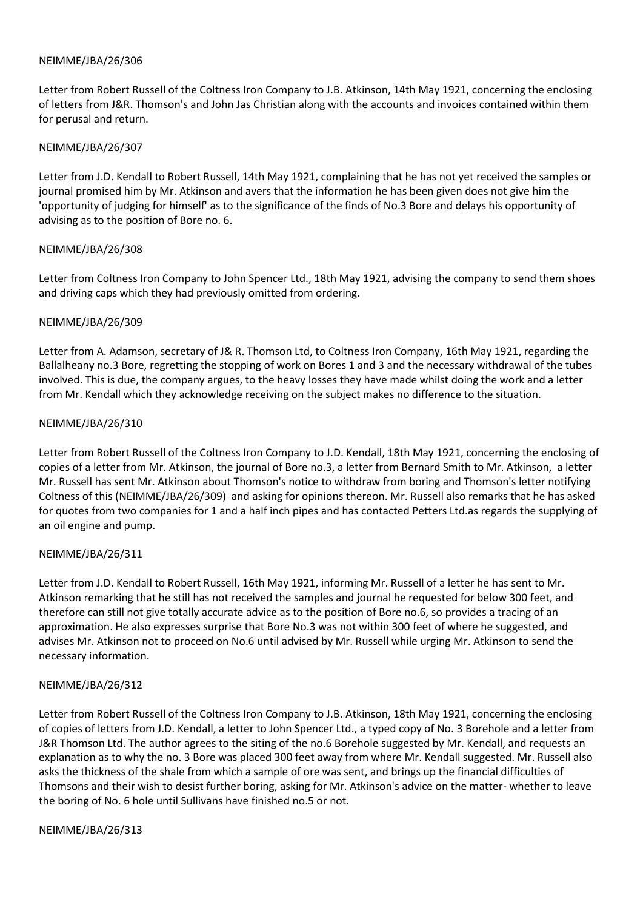NEIMME/JBA/26/306

Letter from Robert Russell of the Coltness Iron Company to J.B. Atkinson, 14th May 1921, concerning the enclosing of letters from J&R. Thomson's and John Jas Christian along with the accounts and invoices contained within them for perusal and return.

NEIMME/JBA/26/307

Letter from J.D. Kendall to Robert Russell, 14th May 1921, complaining that he has not yet received the samples or journal promised him by Mr. Atkinson and avers that the information he has been given does not give him the 'opportunity of judging for himself' as to the significance of the finds of No.3 Bore and delays his opportunity of advising as to the position of Bore no. 6.

NEIMME/JBA/26/308

Letter from Coltness Iron Company to John Spencer Ltd., 18th May 1921, advising the company to send them shoes and driving caps which they had previously omitted from ordering.

NEIMME/JBA/26/309

Letter from A. Adamson, secretary of J& R. Thomson Ltd, to Coltness Iron Company, 16th May 1921, regarding the Ballalheany no.3 Bore, regretting the stopping of work on Bores 1 and 3 and the necessary withdrawal of the tubes involved. This is due, the company argues, to the heavy losses they have made whilst doing the work and a letter from Mr. Kendall which they acknowledge receiving on the subject makes no difference to the situation.

NEIMME/JBA/26/310

Letter from Robert Russell of the Coltness Iron Company to J.D. Kendall, 18th May 1921, concerning the enclosing of copies of a letter from Mr. Atkinson, the journal of Bore no.3, a letter from Bernard Smith to Mr. Atkinson, a letter Mr. Russell has sent Mr. Atkinson about Thomson's notice to withdraw from boring and Thomson's letter notifying Coltness of this (NEIMME/JBA/26/309) and asking for opinions thereon. Mr. Russell also remarks that he has asked for quotes from two companies for 1 and a half inch pipes and has contacted Petters Ltd.as regards the supplying of an oil engine and pump.

NEIMME/JBA/26/311

Letter from J.D. Kendall to Robert Russell, 16th May 1921, informing Mr. Russell of a letter he has sent to Mr. Atkinson remarking that he still has not received the samples and journal he requested for below 300 feet, and therefore can still not give totally accurate advice as to the position of Bore no.6, so provides a tracing of an approximation. He also expresses surprise that Bore No.3 was not within 300 feet of where he suggested, and advises Mr. Atkinson not to proceed on No.6 until advised by Mr. Russell while urging Mr. Atkinson to send the necessary information.

NEIMME/JBA/26/312

Letter from Robert Russell of the Coltness Iron Company to J.B. Atkinson, 18th May 1921, concerning the enclosing of copies of letters from J.D. Kendall, a letter to John Spencer Ltd., a typed copy of No. 3 Borehole and a letter from J&R Thomson Ltd. The author agrees to the siting of the no.6 Borehole suggested by Mr. Kendall, and requests an explanation as to why the no. 3 Bore was placed 300 feet away from where Mr. Kendall suggested. Mr. Russell also asks the thickness of the shale from which a sample of ore was sent, and brings up the financial difficulties of Thomsons and their wish to desist further boring, asking for Mr. Atkinson's advice on the matter- whether to leave the boring of No. 6 hole until Sullivans have finished no.5 or not.

NEIMME/JBA/26/313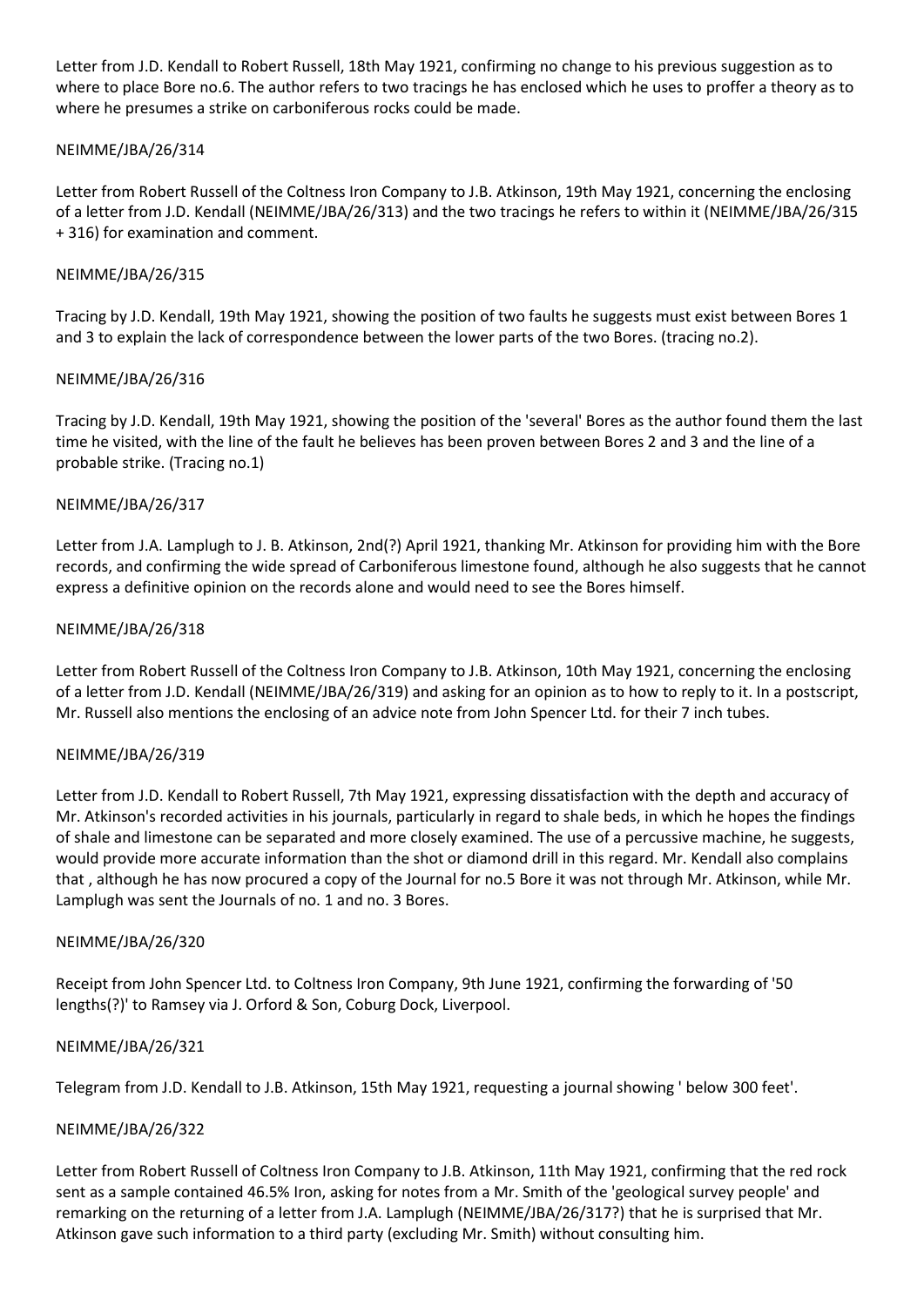Letter from J.D. Kendall to Robert Russell, 18th May 1921, confirming no change to his previous suggestion as to where to place Bore no.6. The author refers to two tracings he has enclosed which he uses to proffer a theory as to where he presumes a strike on carboniferous rocks could be made.

NEIMME/JBA/26/314

Letter from Robert Russell of the Coltness Iron Company to J.B. Atkinson, 19th May 1921, concerning the enclosing of a letter from J.D. Kendall (NEIMME/JBA/26/313) and the two tracings he refers to within it (NEIMME/JBA/26/315 + 316) for examination and comment.

NEIMME/JBA/26/315

Tracing by J.D. Kendall, 19th May 1921, showing the position of two faults he suggests must exist between Bores 1 and 3 to explain the lack of correspondence between the lower parts of the two Bores. (tracing no.2).

NEIMME/JBA/26/316

Tracing by J.D. Kendall, 19th May 1921, showing the position of the 'several' Bores as the author found them the last time he visited, with the line of the fault he believes has been proven between Bores 2 and 3 and the line of a probable strike. (Tracing no.1)

NEIMME/JBA/26/317

Letter from J.A. Lamplugh to J. B. Atkinson, 2nd(?) April 1921, thanking Mr. Atkinson for providing him with the Bore records, and confirming the wide spread of Carboniferous limestone found, although he also suggests that he cannot express a definitive opinion on the records alone and would need to see the Bores himself.

NEIMME/JBA/26/318

Letter from Robert Russell of the Coltness Iron Company to J.B. Atkinson, 10th May 1921, concerning the enclosing of a letter from J.D. Kendall (NEIMME/JBA/26/319) and asking for an opinion as to how to reply to it. In a postscript, Mr. Russell also mentions the enclosing of an advice note from John Spencer Ltd. for their 7 inch tubes.

NEIMME/JBA/26/319

Letter from J.D. Kendall to Robert Russell, 7th May 1921, expressing dissatisfaction with the depth and accuracy of Mr. Atkinson's recorded activities in his journals, particularly in regard to shale beds, in which he hopes the findings of shale and limestone can be separated and more closely examined. The use of a percussive machine, he suggests, would provide more accurate information than the shot or diamond drill in this regard. Mr. Kendall also complains that , although he has now procured a copy of the Journal for no.5 Bore it was not through Mr. Atkinson, while Mr. Lamplugh was sent the Journals of no. 1 and no. 3 Bores.

NEIMME/JBA/26/320

Receipt from John Spencer Ltd. to Coltness Iron Company, 9th June 1921, confirming the forwarding of '50 lengths(?)' to Ramsey via J. Orford & Son, Coburg Dock, Liverpool.

NEIMME/JBA/26/321

Telegram from J.D. Kendall to J.B. Atkinson, 15th May 1921, requesting a journal showing ' below 300 feet'.

NEIMME/JBA/26/322

Letter from Robert Russell of Coltness Iron Company to J.B. Atkinson, 11th May 1921, confirming that the red rock sent as a sample contained 46.5% Iron, asking for notes from a Mr. Smith of the 'geological survey people' and remarking on the returning of a letter from J.A. Lamplugh (NEIMME/JBA/26/317?) that he is surprised that Mr. Atkinson gave such information to a third party (excluding Mr. Smith) without consulting him.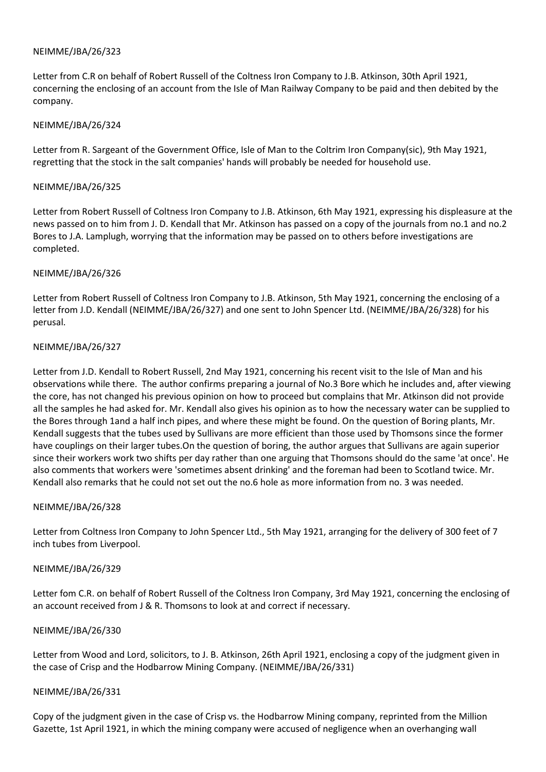NEIMME/JBA/26/323

Letter from C.R on behalf of Robert Russell of the Coltness Iron Company to J.B. Atkinson, 30th April 1921, concerning the enclosing of an account from the Isle of Man Railway Company to be paid and then debited by the company.

NEIMME/JBA/26/324

Letter from R. Sargeant of the Government Office, Isle of Man to the Coltrim Iron Company(sic), 9th May 1921, regretting that the stock in the salt companies' hands will probably be needed for household use.

NEIMME/JBA/26/325

Letter from Robert Russell of Coltness Iron Company to J.B. Atkinson, 6th May 1921, expressing his displeasure at the news passed on to him from J. D. Kendall that Mr. Atkinson has passed on a copy of the journals from no.1 and no.2 Bores to J.A. Lamplugh, worrying that the information may be passed on to others before investigations are completed.

NEIMME/JBA/26/326

Letter from Robert Russell of Coltness Iron Company to J.B. Atkinson, 5th May 1921, concerning the enclosing of a letter from J.D. Kendall (NEIMME/JBA/26/327) and one sent to John Spencer Ltd. (NEIMME/JBA/26/328) for his perusal.

NEIMME/JBA/26/327

Letter from J.D. Kendall to Robert Russell, 2nd May 1921, concerning his recent visit to the Isle of Man and his observations while there. The author confirms preparing a journal of No.3 Bore which he includes and, after viewing the core, has not changed his previous opinion on how to proceed but complains that Mr. Atkinson did not provide all the samples he had asked for. Mr. Kendall also gives his opinion as to how the necessary water can be supplied to the Bores through 1and a half inch pipes, and where these might be found. On the question of Boring plants, Mr. Kendall suggests that the tubes used by Sullivans are more efficient than those used by Thomsons since the former have couplings on their larger tubes.On the question of boring, the author argues that Sullivans are again superior since their workers work two shifts per day rather than one arguing that Thomsons should do the same 'at once'. He also comments that workers were 'sometimes absent drinking' and the foreman had been to Scotland twice. Mr. Kendall also remarks that he could not set out the no.6 hole as more information from no. 3 was needed.

NEIMME/JBA/26/328

Letter from Coltness Iron Company to John Spencer Ltd., 5th May 1921, arranging for the delivery of 300 feet of 7 inch tubes from Liverpool.

NEIMME/JBA/26/329

Letter fom C.R. on behalf of Robert Russell of the Coltness Iron Company, 3rd May 1921, concerning the enclosing of an account received from J & R. Thomsons to look at and correct if necessary.

NEIMME/JBA/26/330

Letter from Wood and Lord, solicitors, to J. B. Atkinson, 26th April 1921, enclosing a copy of the judgment given in the case of Crisp and the Hodbarrow Mining Company. (NEIMME/JBA/26/331)

NEIMME/JBA/26/331

Copy of the judgment given in the case of Crisp vs. the Hodbarrow Mining company, reprinted from the Million Gazette, 1st April 1921, in which the mining company were accused of negligence when an overhanging wall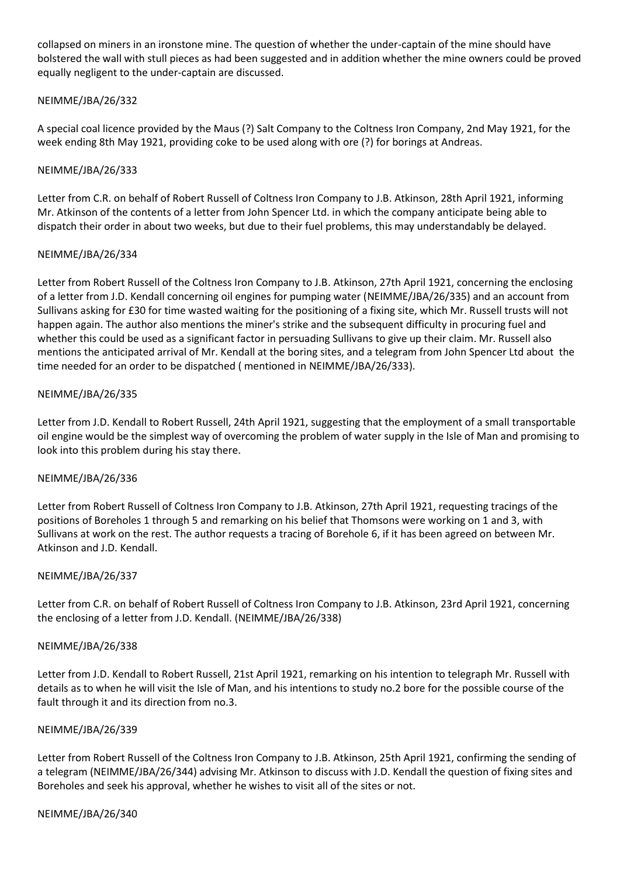collapsed on miners in an ironstone mine. The question of whether the under-captain of the mine should have bolstered the wall with stull pieces as had been suggested and in addition whether the mine owners could be proved equally negligent to the under-captain are discussed.

NEIMME/JBA/26/332

A special coal licence provided by the Maus (?) Salt Company to the Coltness Iron Company, 2nd May 1921, for the week ending 8th May 1921, providing coke to be used along with ore (?) for borings at Andreas.

NEIMME/JBA/26/333

Letter from C.R. on behalf of Robert Russell of Coltness Iron Company to J.B. Atkinson, 28th April 1921, informing Mr. Atkinson of the contents of a letter from John Spencer Ltd. in which the company anticipate being able to dispatch their order in about two weeks, but due to their fuel problems, this may understandably be delayed.

NEIMME/JBA/26/334

Letter from Robert Russell of the Coltness Iron Company to J.B. Atkinson, 27th April 1921, concerning the enclosing of a letter from J.D. Kendall concerning oil engines for pumping water (NEIMME/JBA/26/335) and an account from Sullivans asking for £30 for time wasted waiting for the positioning of a fixing site, which Mr. Russell trusts will not happen again. The author also mentions the miner's strike and the subsequent difficulty in procuring fuel and whether this could be used as a significant factor in persuading Sullivans to give up their claim. Mr. Russell also mentions the anticipated arrival of Mr. Kendall at the boring sites, and a telegram from John Spencer Ltd about the time needed for an order to be dispatched ( mentioned in NEIMME/JBA/26/333).

NEIMME/JBA/26/335

Letter from J.D. Kendall to Robert Russell, 24th April 1921, suggesting that the employment of a small transportable oil engine would be the simplest way of overcoming the problem of water supply in the Isle of Man and promising to look into this problem during his stay there.

NEIMME/JBA/26/336

Letter from Robert Russell of Coltness Iron Company to J.B. Atkinson, 27th April 1921, requesting tracings of the positions of Boreholes 1 through 5 and remarking on his belief that Thomsons were working on 1 and 3, with Sullivans at work on the rest. The author requests a tracing of Borehole 6, if it has been agreed on between Mr. Atkinson and J.D. Kendall.

NEIMME/JBA/26/337

Letter from C.R. on behalf of Robert Russell of Coltness Iron Company to J.B. Atkinson, 23rd April 1921, concerning the enclosing of a letter from J.D. Kendall. (NEIMME/JBA/26/338)

NEIMME/JBA/26/338

Letter from J.D. Kendall to Robert Russell, 21st April 1921, remarking on his intention to telegraph Mr. Russell with details as to when he will visit the Isle of Man, and his intentions to study no.2 bore for the possible course of the fault through it and its direction from no.3.

NEIMME/JBA/26/339

Letter from Robert Russell of the Coltness Iron Company to J.B. Atkinson, 25th April 1921, confirming the sending of a telegram (NEIMME/JBA/26/344) advising Mr. Atkinson to discuss with J.D. Kendall the question of fixing sites and Boreholes and seek his approval, whether he wishes to visit all of the sites or not.

NEIMME/JBA/26/340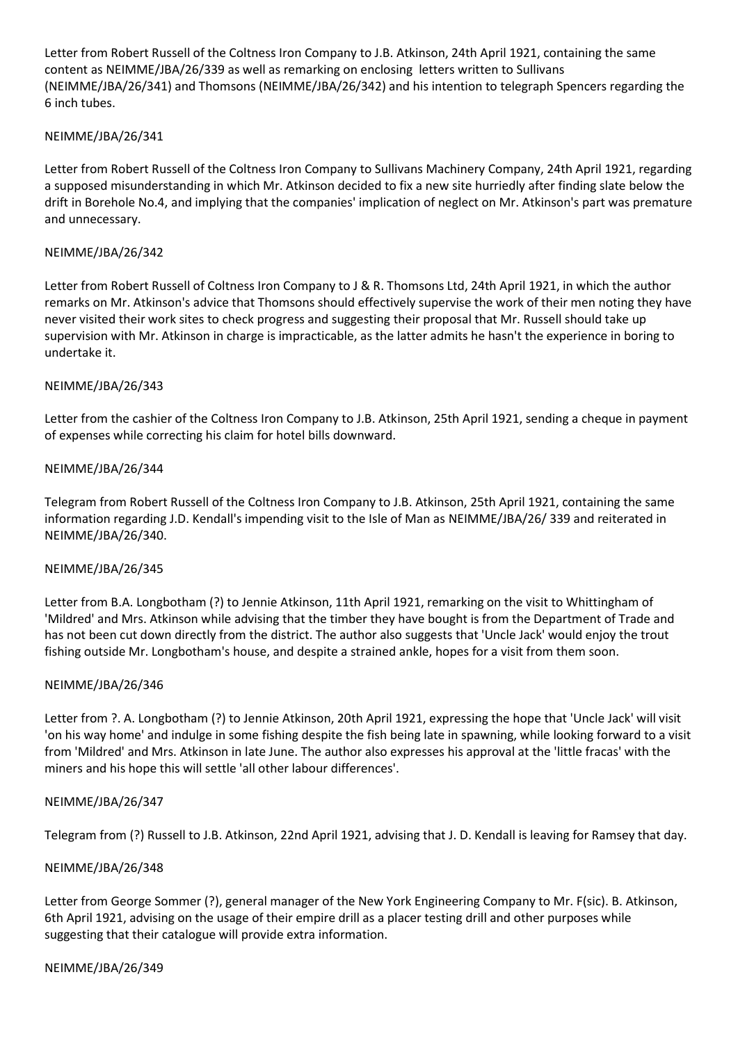Letter from Robert Russell of the Coltness Iron Company to J.B. Atkinson, 24th April 1921, containing the same content as NEIMME/JBA/26/339 as well as remarking on enclosing letters written to Sullivans (NEIMME/JBA/26/341) and Thomsons (NEIMME/JBA/26/342) and his intention to telegraph Spencers regarding the 6 inch tubes.

NEIMME/JBA/26/341

Letter from Robert Russell of the Coltness Iron Company to Sullivans Machinery Company, 24th April 1921, regarding a supposed misunderstanding in which Mr. Atkinson decided to fix a new site hurriedly after finding slate below the drift in Borehole No.4, and implying that the companies' implication of neglect on Mr. Atkinson's part was premature and unnecessary.

NEIMME/JBA/26/342

Letter from Robert Russell of Coltness Iron Company to J & R. Thomsons Ltd, 24th April 1921, in which the author remarks on Mr. Atkinson's advice that Thomsons should effectively supervise the work of their men noting they have never visited their work sites to check progress and suggesting their proposal that Mr. Russell should take up supervision with Mr. Atkinson in charge is impracticable, as the latter admits he hasn't the experience in boring to undertake it.

NEIMME/JBA/26/343

Letter from the cashier of the Coltness Iron Company to J.B. Atkinson, 25th April 1921, sending a cheque in payment of expenses while correcting his claim for hotel bills downward.

NEIMME/JBA/26/344

Telegram from Robert Russell of the Coltness Iron Company to J.B. Atkinson, 25th April 1921, containing the same information regarding J.D. Kendall's impending visit to the Isle of Man as NEIMME/JBA/26/ 339 and reiterated in NEIMME/JBA/26/340.

NEIMME/JBA/26/345

Letter from B.A. Longbotham (?) to Jennie Atkinson, 11th April 1921, remarking on the visit to Whittingham of 'Mildred' and Mrs. Atkinson while advising that the timber they have bought is from the Department of Trade and has not been cut down directly from the district. The author also suggests that 'Uncle Jack' would enjoy the trout fishing outside Mr. Longbotham's house, and despite a strained ankle, hopes for a visit from them soon.

NEIMME/JBA/26/346

Letter from ?. A. Longbotham (?) to Jennie Atkinson, 20th April 1921, expressing the hope that 'Uncle Jack' will visit 'on his way home' and indulge in some fishing despite the fish being late in spawning, while looking forward to a visit from 'Mildred' and Mrs. Atkinson in late June. The author also expresses his approval at the 'little fracas' with the miners and his hope this will settle 'all other labour differences'.

NEIMME/JBA/26/347

Telegram from (?) Russell to J.B. Atkinson, 22nd April 1921, advising that J. D. Kendall is leaving for Ramsey that day.

NEIMME/JBA/26/348

Letter from George Sommer (?), general manager of the New York Engineering Company to Mr. F(sic). B. Atkinson, 6th April 1921, advising on the usage of their empire drill as a placer testing drill and other purposes while suggesting that their catalogue will provide extra information.

NEIMME/JBA/26/349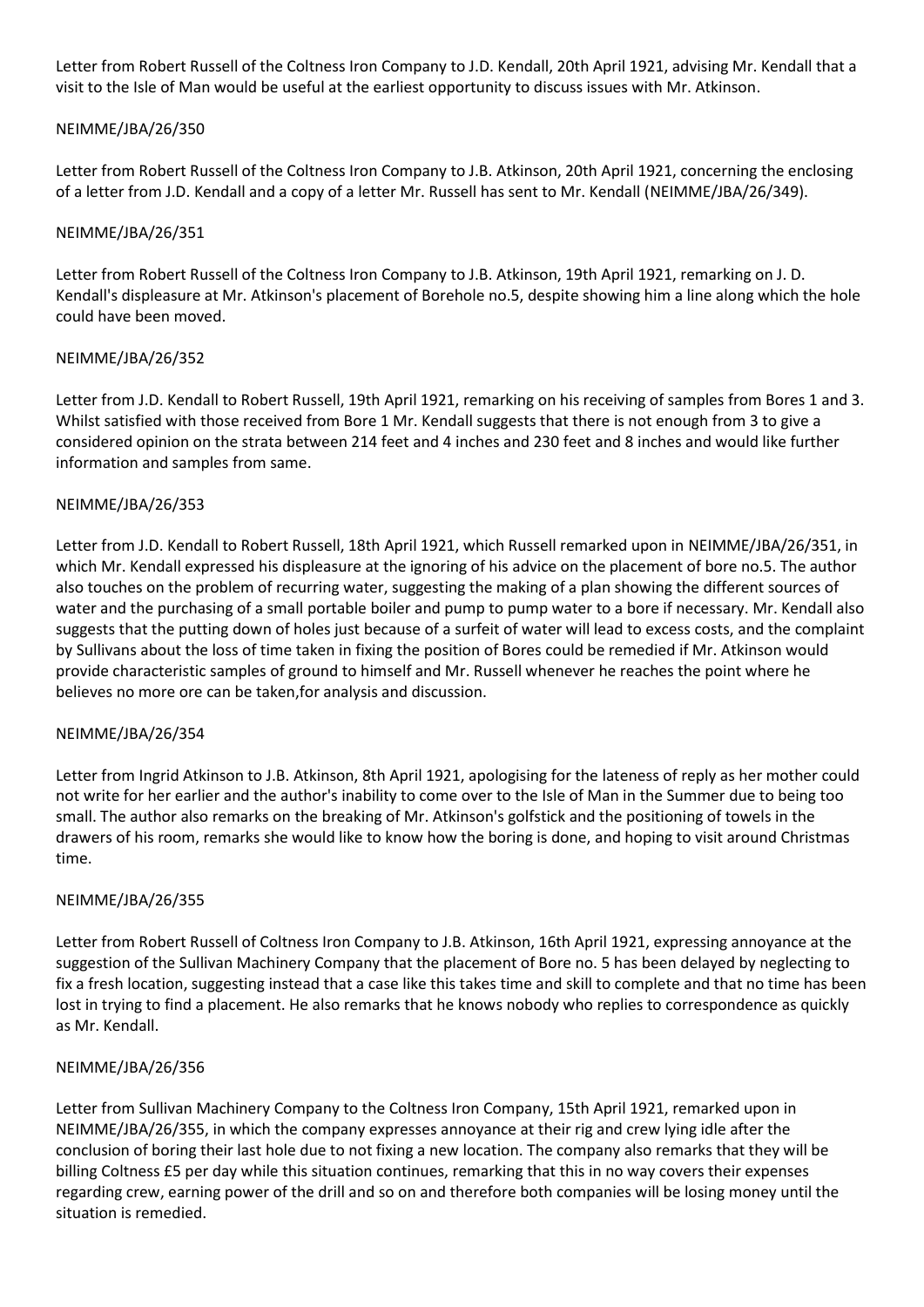Letter from Robert Russell of the Coltness Iron Company to J.D. Kendall, 20th April 1921, advising Mr. Kendall that a visit to the Isle of Man would be useful at the earliest opportunity to discuss issues with Mr. Atkinson.

NEIMME/JBA/26/350

Letter from Robert Russell of the Coltness Iron Company to J.B. Atkinson, 20th April 1921, concerning the enclosing of a letter from J.D. Kendall and a copy of a letter Mr. Russell has sent to Mr. Kendall (NEIMME/JBA/26/349).

NEIMME/JBA/26/351

Letter from Robert Russell of the Coltness Iron Company to J.B. Atkinson, 19th April 1921, remarking on J. D. Kendall's displeasure at Mr. Atkinson's placement of Borehole no.5, despite showing him a line along which the hole could have been moved.

NEIMME/JBA/26/352

Letter from J.D. Kendall to Robert Russell, 19th April 1921, remarking on his receiving of samples from Bores 1 and 3. Whilst satisfied with those received from Bore 1 Mr. Kendall suggests that there is not enough from 3 to give a considered opinion on the strata between 214 feet and 4 inches and 230 feet and 8 inches and would like further information and samples from same.

NEIMME/JBA/26/353

Letter from J.D. Kendall to Robert Russell, 18th April 1921, which Russell remarked upon in NEIMME/JBA/26/351, in which Mr. Kendall expressed his displeasure at the ignoring of his advice on the placement of bore no.5. The author also touches on the problem of recurring water, suggesting the making of a plan showing the different sources of water and the purchasing of a small portable boiler and pump to pump water to a bore if necessary. Mr. Kendall also suggests that the putting down of holes just because of a surfeit of water will lead to excess costs, and the complaint by Sullivans about the loss of time taken in fixing the position of Bores could be remedied if Mr. Atkinson would provide characteristic samples of ground to himself and Mr. Russell whenever he reaches the point where he believes no more ore can be taken,for analysis and discussion.

NEIMME/JBA/26/354

Letter from Ingrid Atkinson to J.B. Atkinson, 8th April 1921, apologising for the lateness of reply as her mother could not write for her earlier and the author's inability to come over to the Isle of Man in the Summer due to being too small. The author also remarks on the breaking of Mr. Atkinson's golfstick and the positioning of towels in the drawers of his room, remarks she would like to know how the boring is done, and hoping to visit around Christmas time.

NEIMME/JBA/26/355

Letter from Robert Russell of Coltness Iron Company to J.B. Atkinson, 16th April 1921, expressing annoyance at the suggestion of the Sullivan Machinery Company that the placement of Bore no. 5 has been delayed by neglecting to fix a fresh location, suggesting instead that a case like this takes time and skill to complete and that no time has been lost in trying to find a placement. He also remarks that he knows nobody who replies to correspondence as quickly as Mr. Kendall.

NEIMME/JBA/26/356

Letter from Sullivan Machinery Company to the Coltness Iron Company, 15th April 1921, remarked upon in NEIMME/JBA/26/355, in which the company expresses annoyance at their rig and crew lying idle after the conclusion of boring their last hole due to not fixing a new location. The company also remarks that they will be billing Coltness £5 per day while this situation continues, remarking that this in no way covers their expenses regarding crew, earning power of the drill and so on and therefore both companies will be losing money until the situation is remedied.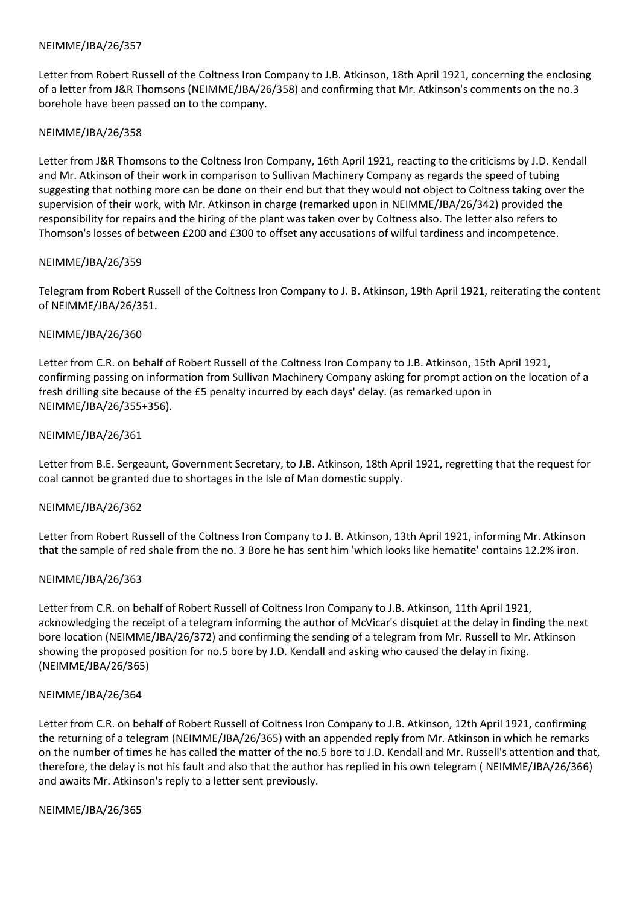NEIMME/JBA/26/357

Letter from Robert Russell of the Coltness Iron Company to J.B. Atkinson, 18th April 1921, concerning the enclosing of a letter from J&R Thomsons (NEIMME/JBA/26/358) and confirming that Mr. Atkinson's comments on the no.3 borehole have been passed on to the company.

NEIMME/JBA/26/358

Letter from J&R Thomsons to the Coltness Iron Company, 16th April 1921, reacting to the criticisms by J.D. Kendall and Mr. Atkinson of their work in comparison to Sullivan Machinery Company as regards the speed of tubing suggesting that nothing more can be done on their end but that they would not object to Coltness taking over the supervision of their work, with Mr. Atkinson in charge (remarked upon in NEIMME/JBA/26/342) provided the responsibility for repairs and the hiring of the plant was taken over by Coltness also. The letter also refers to Thomson's losses of between £200 and £300 to offset any accusations of wilful tardiness and incompetence.

NEIMME/JBA/26/359

Telegram from Robert Russell of the Coltness Iron Company to J. B. Atkinson, 19th April 1921, reiterating the content of NEIMME/JBA/26/351.

NEIMME/JBA/26/360

Letter from C.R. on behalf of Robert Russell of the Coltness Iron Company to J.B. Atkinson, 15th April 1921, confirming passing on information from Sullivan Machinery Company asking for prompt action on the location of a fresh drilling site because of the £5 penalty incurred by each days' delay. (as remarked upon in NEIMME/JBA/26/355+356).

NEIMME/JBA/26/361

Letter from B.E. Sergeaunt, Government Secretary, to J.B. Atkinson, 18th April 1921, regretting that the request for coal cannot be granted due to shortages in the Isle of Man domestic supply.

NEIMME/JBA/26/362

Letter from Robert Russell of the Coltness Iron Company to J. B. Atkinson, 13th April 1921, informing Mr. Atkinson that the sample of red shale from the no. 3 Bore he has sent him 'which looks like hematite' contains 12.2% iron.

NEIMME/JBA/26/363

Letter from C.R. on behalf of Robert Russell of Coltness Iron Company to J.B. Atkinson, 11th April 1921, acknowledging the receipt of a telegram informing the author of McVicar's disquiet at the delay in finding the next bore location (NEIMME/JBA/26/372) and confirming the sending of a telegram from Mr. Russell to Mr. Atkinson showing the proposed position for no.5 bore by J.D. Kendall and asking who caused the delay in fixing. (NEIMME/JBA/26/365)

NEIMME/JBA/26/364

Letter from C.R. on behalf of Robert Russell of Coltness Iron Company to J.B. Atkinson, 12th April 1921, confirming the returning of a telegram (NEIMME/JBA/26/365) with an appended reply from Mr. Atkinson in which he remarks on the number of times he has called the matter of the no.5 bore to J.D. Kendall and Mr. Russell's attention and that, therefore, the delay is not his fault and also that the author has replied in his own telegram ( NEIMME/JBA/26/366) and awaits Mr. Atkinson's reply to a letter sent previously.

NEIMME/JBA/26/365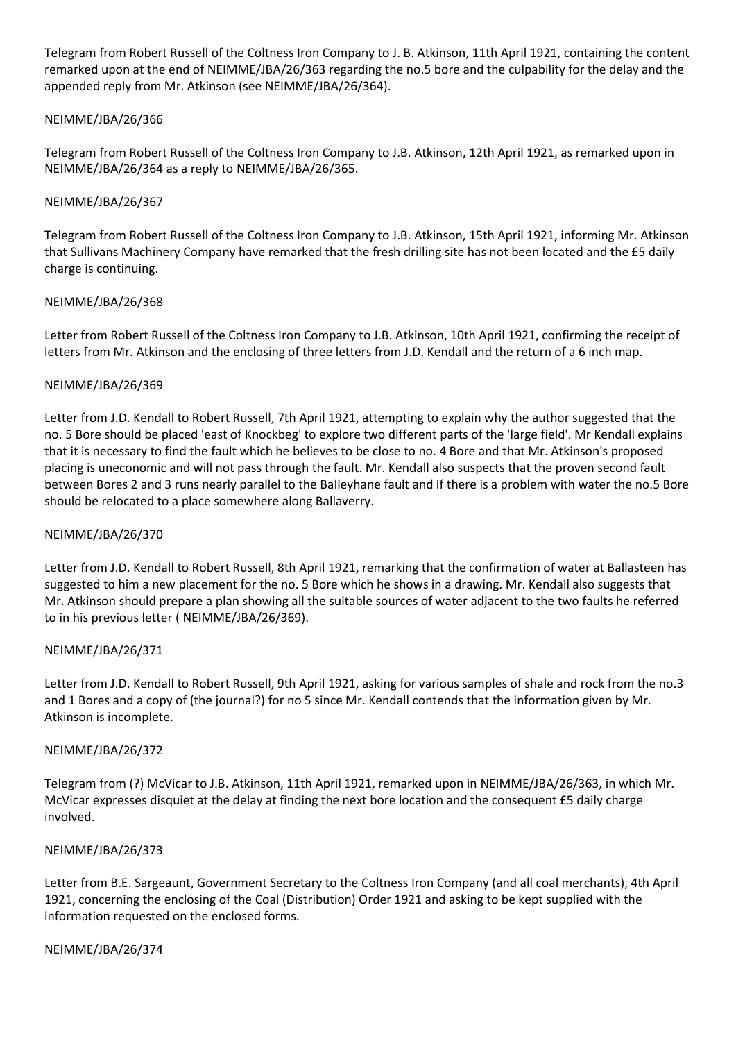Telegram from Robert Russell of the Coltness Iron Company to J. B. Atkinson, 11th April 1921, containing the content remarked upon at the end of NEIMME/JBA/26/363 regarding the no.5 bore and the culpability for the delay and the appended reply from Mr. Atkinson (see NEIMME/JBA/26/364).

NEIMME/JBA/26/366

Telegram from Robert Russell of the Coltness Iron Company to J.B. Atkinson, 12th April 1921, as remarked upon in NEIMME/JBA/26/364 as a reply to NEIMME/JBA/26/365.

NEIMME/JBA/26/367

Telegram from Robert Russell of the Coltness Iron Company to J.B. Atkinson, 15th April 1921, informing Mr. Atkinson that Sullivans Machinery Company have remarked that the fresh drilling site has not been located and the £5 daily charge is continuing.

NEIMME/JBA/26/368

Letter from Robert Russell of the Coltness Iron Company to J.B. Atkinson, 10th April 1921, confirming the receipt of letters from Mr. Atkinson and the enclosing of three letters from J.D. Kendall and the return of a 6 inch map.

NEIMME/JBA/26/369

Letter from J.D. Kendall to Robert Russell, 7th April 1921, attempting to explain why the author suggested that the no. 5 Bore should be placed 'east of Knockbeg' to explore two different parts of the 'large field'. Mr Kendall explains that it is necessary to find the fault which he believes to be close to no. 4 Bore and that Mr. Atkinson's proposed placing is uneconomic and will not pass through the fault. Mr. Kendall also suspects that the proven second fault between Bores 2 and 3 runs nearly parallel to the Balleyhane fault and if there is a problem with water the no.5 Bore should be relocated to a place somewhere along Ballaverry.

NEIMME/JBA/26/370

Letter from J.D. Kendall to Robert Russell, 8th April 1921, remarking that the confirmation of water at Ballasteen has suggested to him a new placement for the no. 5 Bore which he shows in a drawing. Mr. Kendall also suggests that Mr. Atkinson should prepare a plan showing all the suitable sources of water adjacent to the two faults he referred to in his previous letter ( NEIMME/JBA/26/369).

NEIMME/JBA/26/371

Letter from J.D. Kendall to Robert Russell, 9th April 1921, asking for various samples of shale and rock from the no.3 and 1 Bores and a copy of (the journal?) for no 5 since Mr. Kendall contends that the information given by Mr. Atkinson is incomplete.

NEIMME/JBA/26/372

Telegram from (?) McVicar to J.B. Atkinson, 11th April 1921, remarked upon in NEIMME/JBA/26/363, in which Mr. McVicar expresses disquiet at the delay at finding the next bore location and the consequent £5 daily charge involved.

NEIMME/JBA/26/373

Letter from B.E. Sargeaunt, Government Secretary to the Coltness Iron Company (and all coal merchants), 4th April 1921, concerning the enclosing of the Coal (Distribution) Order 1921 and asking to be kept supplied with the information requested on the enclosed forms.

NEIMME/JBA/26/374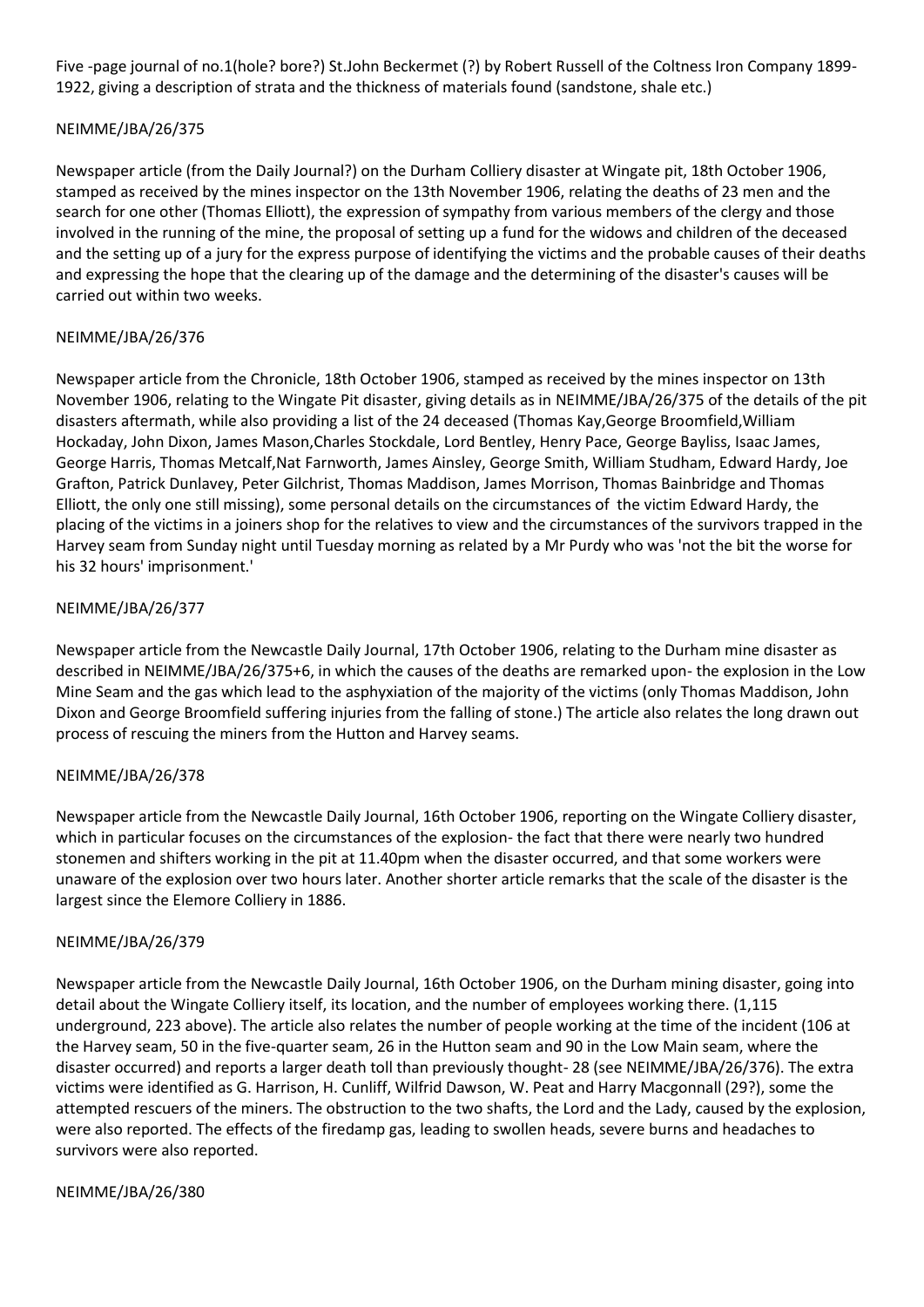Five -page journal of no.1(hole? bore?) St.John Beckermet (?) by Robert Russell of the Coltness Iron Company 1899-1922, giving a description of strata and the thickness of materials found (sandstone, shale etc.)

NEIMME/JBA/26/375

Newspaper article (from the Daily Journal?) on the Durham Colliery disaster at Wingate pit, 18th October 1906, stamped as received by the mines inspector on the 13th November 1906, relating the deaths of 23 men and the search for one other (Thomas Elliott), the expression of sympathy from various members of the clergy and those involved in the running of the mine, the proposal of setting up a fund for the widows and children of the deceased and the setting up of a jury for the express purpose of identifying the victims and the probable causes of their deaths and expressing the hope that the clearing up of the damage and the determining of the disaster's causes will be carried out within two weeks.

NEIMME/JBA/26/376

Newspaper article from the Chronicle, 18th October 1906, stamped as received by the mines inspector on 13th November 1906, relating to the Wingate Pit disaster, giving details as in NEIMME/JBA/26/375 of the details of the pit disasters aftermath, while also providing a list of the 24 deceased (Thomas Kay,George Broomfield,William Hockaday, John Dixon, James Mason,Charles Stockdale, Lord Bentley, Henry Pace, George Bayliss, Isaac James, George Harris, Thomas Metcalf,Nat Farnworth, James Ainsley, George Smith, William Studham, Edward Hardy, Joe Grafton, Patrick Dunlavey, Peter Gilchrist, Thomas Maddison, James Morrison, Thomas Bainbridge and Thomas Elliott, the only one still missing), some personal details on the circumstances of the victim Edward Hardy, the placing of the victims in a joiners shop for the relatives to view and the circumstances of the survivors trapped in the Harvey seam from Sunday night until Tuesday morning as related by a Mr Purdy who was 'not the bit the worse for his 32 hours' imprisonment.'

NEIMME/JBA/26/377

Newspaper article from the Newcastle Daily Journal, 17th October 1906, relating to the Durham mine disaster as described in NEIMME/JBA/26/375+6, in which the causes of the deaths are remarked upon- the explosion in the Low Mine Seam and the gas which lead to the asphyxiation of the majority of the victims (only Thomas Maddison, John Dixon and George Broomfield suffering injuries from the falling of stone.) The article also relates the long drawn out process of rescuing the miners from the Hutton and Harvey seams.

NEIMME/JBA/26/378

Newspaper article from the Newcastle Daily Journal, 16th October 1906, reporting on the Wingate Colliery disaster, which in particular focuses on the circumstances of the explosion- the fact that there were nearly two hundred stonemen and shifters working in the pit at 11.40pm when the disaster occurred, and that some workers were unaware of the explosion over two hours later. Another shorter article remarks that the scale of the disaster is the largest since the Elemore Colliery in 1886.

NEIMME/JBA/26/379

Newspaper article from the Newcastle Daily Journal, 16th October 1906, on the Durham mining disaster, going into detail about the Wingate Colliery itself, its location, and the number of employees working there. (1,115 underground, 223 above). The article also relates the number of people working at the time of the incident (106 at the Harvey seam, 50 in the five-quarter seam, 26 in the Hutton seam and 90 in the Low Main seam, where the disaster occurred) and reports a larger death toll than previously thought- 28 (see NEIMME/JBA/26/376). The extra victims were identified as G. Harrison, H. Cunliff, Wilfrid Dawson, W. Peat and Harry Macgonnall (29?), some the attempted rescuers of the miners. The obstruction to the two shafts, the Lord and the Lady, caused by the explosion, were also reported. The effects of the firedamp gas, leading to swollen heads, severe burns and headaches to survivors were also reported.

NEIMME/JBA/26/380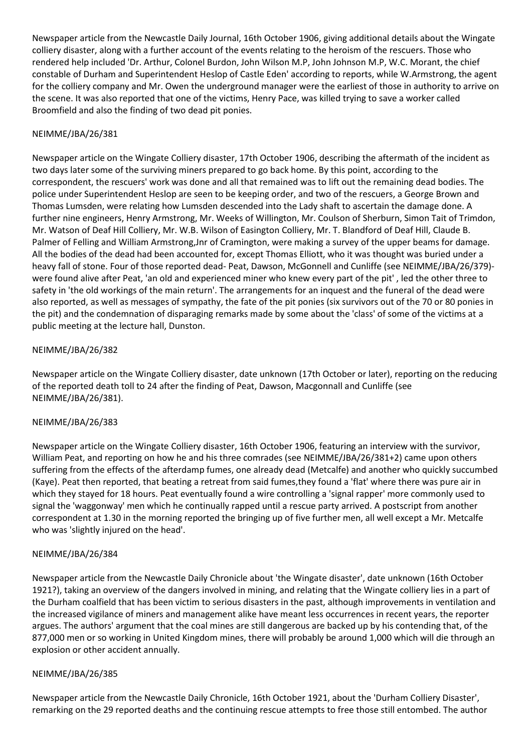Newspaper article from the Newcastle Daily Journal, 16th October 1906, giving additional details about the Wingate colliery disaster, along with a further account of the events relating to the heroism of the rescuers. Those who rendered help included 'Dr. Arthur, Colonel Burdon, John Wilson M.P, John Johnson M.P, W.C. Morant, the chief constable of Durham and Superintendent Heslop of Castle Eden' according to reports, while W.Armstrong, the agent for the colliery company and Mr. Owen the underground manager were the earliest of those in authority to arrive on the scene. It was also reported that one of the victims, Henry Pace, was killed trying to save a worker called Broomfield and also the finding of two dead pit ponies.

NEIMME/JBA/26/381

Newspaper article on the Wingate Colliery disaster, 17th October 1906, describing the aftermath of the incident as two days later some of the surviving miners prepared to go back home. By this point, according to the correspondent, the rescuers' work was done and all that remained was to lift out the remaining dead bodies. The police under Superintendent Heslop are seen to be keeping order, and two of the rescuers, a George Brown and Thomas Lumsden, were relating how Lumsden descended into the Lady shaft to ascertain the damage done. A further nine engineers, Henry Armstrong, Mr. Weeks of Willington, Mr. Coulson of Sherburn, Simon Tait of Trimdon, Mr. Watson of Deaf Hill Colliery, Mr. W.B. Wilson of Easington Colliery, Mr. T. Blandford of Deaf Hill, Claude B. Palmer of Felling and William Armstrong,Jnr of Cramington, were making a survey of the upper beams for damage. All the bodies of the dead had been accounted for, except Thomas Elliott, who it was thought was buried under a heavy fall of stone. Four of those reported dead- Peat, Dawson, McGonnell and Cunliffe (see NEIMME/JBA/26/379)- were found alive after Peat, 'an old and experienced miner who knew every part of the pit' , led the other three to safety in 'the old workings of the main return'. The arrangements for an inquest and the funeral of the dead were also reported, as well as messages of sympathy, the fate of the pit ponies (six survivors out of the 70 or 80 ponies in the pit) and the condemnation of disparaging remarks made by some about the 'class' of some of the victims at a public meeting at the lecture hall, Dunston.

NEIMME/JBA/26/382

Newspaper article on the Wingate Colliery disaster, date unknown (17th October or later), reporting on the reducing of the reported death toll to 24 after the finding of Peat, Dawson, Macgonnall and Cunliffe (see NEIMME/JBA/26/381).

NEIMME/JBA/26/383

Newspaper article on the Wingate Colliery disaster, 16th October 1906, featuring an interview with the survivor, William Peat, and reporting on how he and his three comrades (see NEIMME/JBA/26/381+2) came upon others suffering from the effects of the afterdamp fumes, one already dead (Metcalfe) and another who quickly succumbed (Kaye). Peat then reported, that beating a retreat from said fumes,they found a 'flat' where there was pure air in which they stayed for 18 hours. Peat eventually found a wire controlling a 'signal rapper' more commonly used to signal the 'waggonway' men which he continually rapped until a rescue party arrived. A postscript from another correspondent at 1.30 in the morning reported the bringing up of five further men, all well except a Mr. Metcalfe who was 'slightly injured on the head'.

NEIMME/JBA/26/384

Newspaper article from the Newcastle Daily Chronicle about 'the Wingate disaster', date unknown (16th October 1921?), taking an overview of the dangers involved in mining, and relating that the Wingate colliery lies in a part of the Durham coalfield that has been victim to serious disasters in the past, although improvements in ventilation and the increased vigilance of miners and management alike have meant less occurrences in recent years, the reporter argues. The authors' argument that the coal mines are still dangerous are backed up by his contending that, of the 877,000 men or so working in United Kingdom mines, there will probably be around 1,000 which will die through an explosion or other accident annually.

NEIMME/JBA/26/385

Newspaper article from the Newcastle Daily Chronicle, 16th October 1921, about the 'Durham Colliery Disaster', remarking on the 29 reported deaths and the continuing rescue attempts to free those still entombed. The author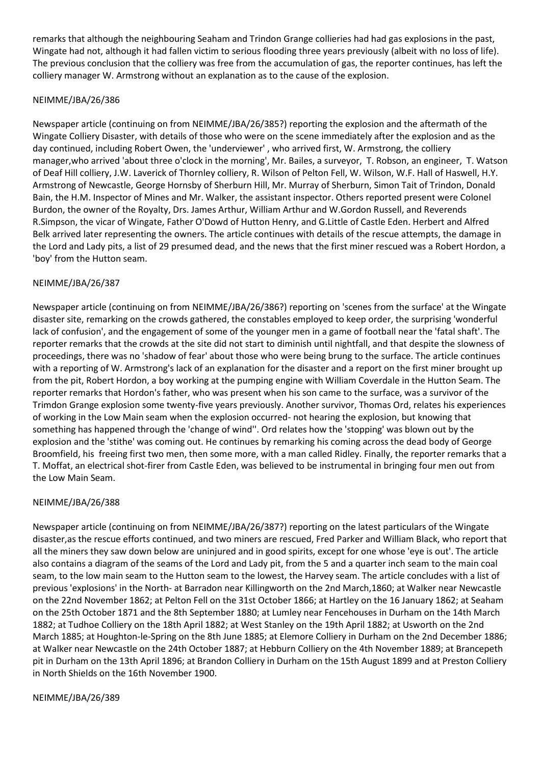remarks that although the neighbouring Seaham and Trindon Grange collieries had had gas explosions in the past, Wingate had not, although it had fallen victim to serious flooding three years previously (albeit with no loss of life). The previous conclusion that the colliery was free from the accumulation of gas, the reporter continues, has left the colliery manager W. Armstrong without an explanation as to the cause of the explosion.

NEIMME/JBA/26/386

Newspaper article (continuing on from NEIMME/JBA/26/385?) reporting the explosion and the aftermath of the Wingate Colliery Disaster, with details of those who were on the scene immediately after the explosion and as the day continued, including Robert Owen, the 'underviewer' , who arrived first, W. Armstrong, the colliery manager,who arrived 'about three o'clock in the morning', Mr. Bailes, a surveyor, T. Robson, an engineer, T. Watson of Deaf Hill colliery, J.W. Laverick of Thornley colliery, R. Wilson of Pelton Fell, W. Wilson, W.F. Hall of Haswell, H.Y. Armstrong of Newcastle, George Hornsby of Sherburn Hill, Mr. Murray of Sherburn, Simon Tait of Trindon, Donald Bain, the H.M. Inspector of Mines and Mr. Walker, the assistant inspector. Others reported present were Colonel Burdon, the owner of the Royalty, Drs. James Arthur, William Arthur and W.Gordon Russell, and Reverends R.Simpson, the vicar of Wingate, Father O'Dowd of Hutton Henry, and G.Little of Castle Eden. Herbert and Alfred Belk arrived later representing the owners. The article continues with details of the rescue attempts, the damage in the Lord and Lady pits, a list of 29 presumed dead, and the news that the first miner rescued was a Robert Hordon, a 'boy' from the Hutton seam.

NEIMME/JBA/26/387

Newspaper article (continuing on from NEIMME/JBA/26/386?) reporting on 'scenes from the surface' at the Wingate disaster site, remarking on the crowds gathered, the constables employed to keep order, the surprising 'wonderful lack of confusion', and the engagement of some of the younger men in a game of football near the 'fatal shaft'. The reporter remarks that the crowds at the site did not start to diminish until nightfall, and that despite the slowness of proceedings, there was no 'shadow of fear' about those who were being brung to the surface. The article continues with a reporting of W. Armstrong's lack of an explanation for the disaster and a report on the first miner brought up from the pit, Robert Hordon, a boy working at the pumping engine with William Coverdale in the Hutton Seam. The reporter remarks that Hordon's father, who was present when his son came to the surface, was a survivor of the Trimdon Grange explosion some twenty-five years previously. Another survivor, Thomas Ord, relates his experiences of working in the Low Main seam when the explosion occurred- not hearing the explosion, but knowing that something has happened through the 'change of wind''. Ord relates how the 'stopping' was blown out by the explosion and the 'stithe' was coming out. He continues by remarking his coming across the dead body of George Broomfield, his freeing first two men, then some more, with a man called Ridley. Finally, the reporter remarks that a T. Moffat, an electrical shot-firer from Castle Eden, was believed to be instrumental in bringing four men out from the Low Main Seam.

NEIMME/JBA/26/388

Newspaper article (continuing on from NEIMME/JBA/26/387?) reporting on the latest particulars of the Wingate disaster,as the rescue efforts continued, and two miners are rescued, Fred Parker and William Black, who report that all the miners they saw down below are uninjured and in good spirits, except for one whose 'eye is out'. The article also contains a diagram of the seams of the Lord and Lady pit, from the 5 and a quarter inch seam to the main coal seam, to the low main seam to the Hutton seam to the lowest, the Harvey seam. The article concludes with a list of previous 'explosions' in the North- at Barradon near Killingworth on the 2nd March,1860; at Walker near Newcastle on the 22nd November 1862; at Pelton Fell on the 31st October 1866; at Hartley on the 16 January 1862; at Seaham on the 25th October 1871 and the 8th September 1880; at Lumley near Fencehouses in Durham on the 14th March 1882; at Tudhoe Colliery on the 18th April 1882; at West Stanley on the 19th April 1882; at Usworth on the 2nd March 1885; at Houghton-le-Spring on the 8th June 1885; at Elemore Colliery in Durham on the 2nd December 1886; at Walker near Newcastle on the 24th October 1887; at Hebburn Colliery on the 4th November 1889; at Brancepeth pit in Durham on the 13th April 1896; at Brandon Colliery in Durham on the 15th August 1899 and at Preston Colliery in North Shields on the 16th November 1900.

NEIMME/JBA/26/389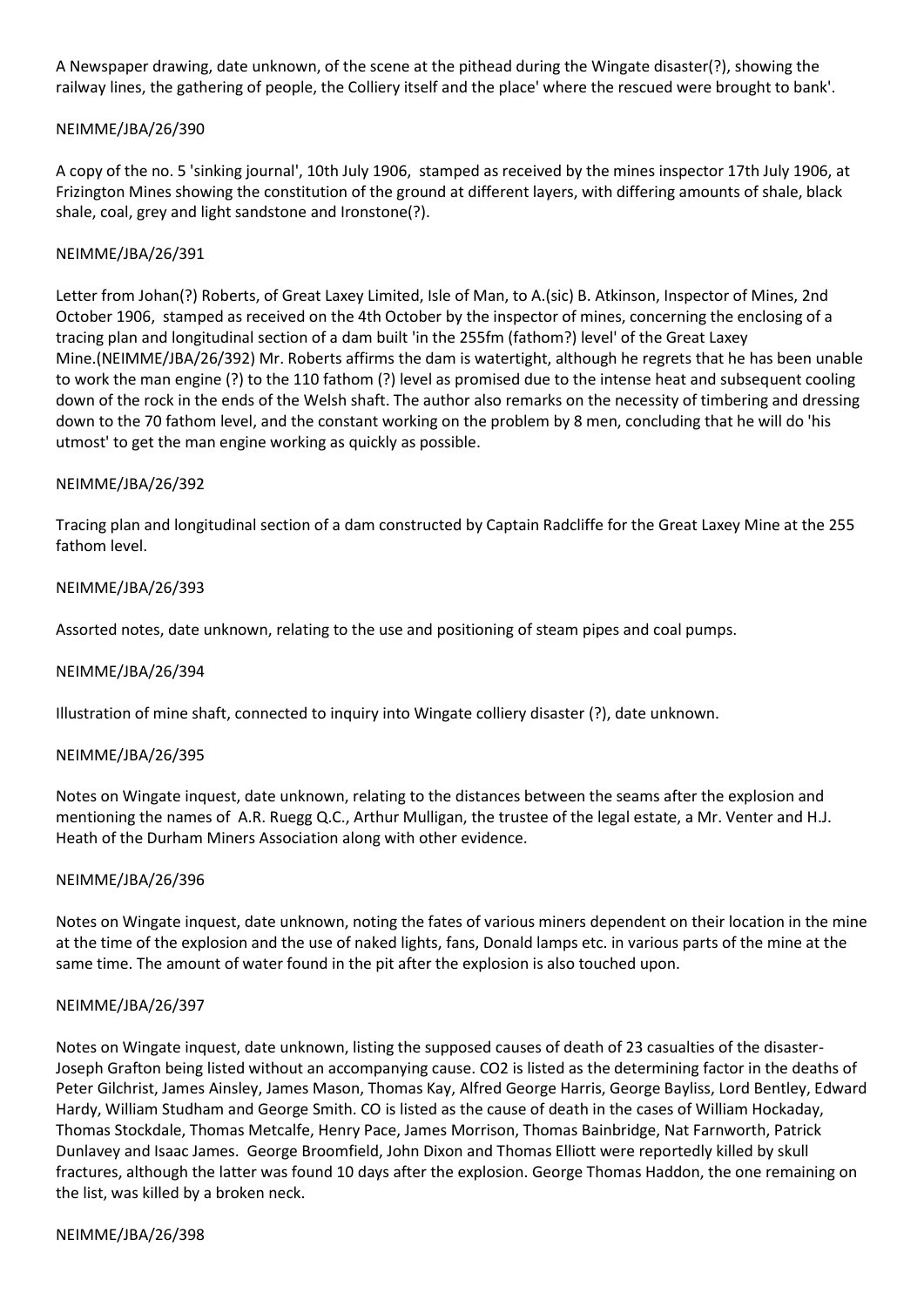A Newspaper drawing, date unknown, of the scene at the pithead during the Wingate disaster(?), showing the railway lines, the gathering of people, the Colliery itself and the place' where the rescued were brought to bank'.

NEIMME/JBA/26/390

A copy of the no. 5 'sinking journal', 10th July 1906, stamped as received by the mines inspector 17th July 1906, at Frizington Mines showing the constitution of the ground at different layers, with differing amounts of shale, black shale, coal, grey and light sandstone and Ironstone(?).

NEIMME/JBA/26/391

Letter from Johan(?) Roberts, of Great Laxey Limited, Isle of Man, to A.(sic) B. Atkinson, Inspector of Mines, 2nd October 1906, stamped as received on the 4th October by the inspector of mines, concerning the enclosing of a tracing plan and longitudinal section of a dam built 'in the 255fm (fathom?) level' of the Great Laxey Mine.(NEIMME/JBA/26/392) Mr. Roberts affirms the dam is watertight, although he regrets that he has been unable to work the man engine (?) to the 110 fathom (?) level as promised due to the intense heat and subsequent cooling down of the rock in the ends of the Welsh shaft. The author also remarks on the necessity of timbering and dressing down to the 70 fathom level, and the constant working on the problem by 8 men, concluding that he will do 'his utmost' to get the man engine working as quickly as possible.

NEIMME/JBA/26/392

Tracing plan and longitudinal section of a dam constructed by Captain Radcliffe for the Great Laxey Mine at the 255 fathom level.

NEIMME/JBA/26/393

Assorted notes, date unknown, relating to the use and positioning of steam pipes and coal pumps.

NEIMME/JBA/26/394

Illustration of mine shaft, connected to inquiry into Wingate colliery disaster (?), date unknown.

NEIMME/JBA/26/395

Notes on Wingate inquest, date unknown, relating to the distances between the seams after the explosion and mentioning the names of A.R. Ruegg Q.C., Arthur Mulligan, the trustee of the legal estate, a Mr. Venter and H.J. Heath of the Durham Miners Association along with other evidence.

NEIMME/JBA/26/396

Notes on Wingate inquest, date unknown, noting the fates of various miners dependent on their location in the mine at the time of the explosion and the use of naked lights, fans, Donald lamps etc. in various parts of the mine at the same time. The amount of water found in the pit after the explosion is also touched upon.

NEIMME/JBA/26/397

Notes on Wingate inquest, date unknown, listing the supposed causes of death of 23 casualties of the disaster-Joseph Grafton being listed without an accompanying cause. $CO_2$ is listed as the determining factor in the deaths of Peter Gilchrist, James Ainsley, James Mason, Thomas Kay, Alfred George Harris, George Bayliss, Lord Bentley, Edward Hardy, William Studham and George Smith. CO is listed as the cause of death in the cases of William Hockaday, Thomas Stockdale, Thomas Metcalfe, Henry Pace, James Morrison, Thomas Bainbridge, Nat Farnworth, Patrick Dunlavey and Isaac James. George Broomfield, John Dixon and Thomas Elliott were reportedly killed by skull fractures, although the latter was found 10 days after the explosion. George Thomas Haddon, the one remaining on the list, was killed by a broken neck.

NEIMME/JBA/26/398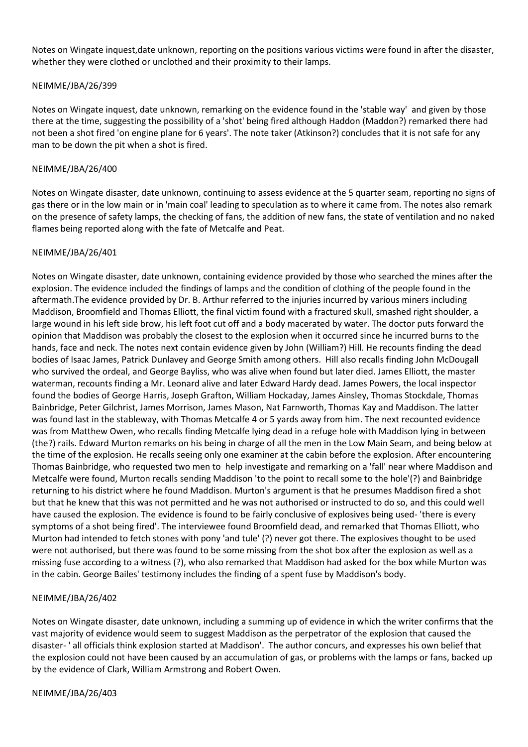Notes on Wingate inquest,date unknown, reporting on the positions various victims were found in after the disaster, whether they were clothed or unclothed and their proximity to their lamps.

NEIMME/JBA/26/399

Notes on Wingate inquest, date unknown, remarking on the evidence found in the 'stable way' and given by those there at the time, suggesting the possibility of a 'shot' being fired although Haddon (Maddon?) remarked there had not been a shot fired 'on engine plane for 6 years'. The note taker (Atkinson?) concludes that it is not safe for any man to be down the pit when a shot is fired.

NEIMME/JBA/26/400

Notes on Wingate disaster, date unknown, continuing to assess evidence at the 5 quarter seam, reporting no signs of gas there or in the low main or in 'main coal' leading to speculation as to where it came from. The notes also remark on the presence of safety lamps, the checking of fans, the addition of new fans, the state of ventilation and no naked flames being reported along with the fate of Metcalfe and Peat.

NEIMME/JBA/26/401

Notes on Wingate disaster, date unknown, containing evidence provided by those who searched the mines after the explosion. The evidence included the findings of lamps and the condition of clothing of the people found in the aftermath.The evidence provided by Dr. B. Arthur referred to the injuries incurred by various miners including Maddison, Broomfield and Thomas Elliott, the final victim found with a fractured skull, smashed right shoulder, a large wound in his left side brow, his left foot cut off and a body macerated by water. The doctor puts forward the opinion that Maddison was probably the closest to the explosion when it occurred since he incurred burns to the hands, face and neck. The notes next contain evidence given by John (William?) Hill. He recounts finding the dead bodies of Isaac James, Patrick Dunlavey and George Smith among others. Hill also recalls finding John McDougall who survived the ordeal, and George Bayliss, who was alive when found but later died. James Elliott, the master waterman, recounts finding a Mr. Leonard alive and later Edward Hardy dead. James Powers, the local inspector found the bodies of George Harris, Joseph Grafton, William Hockaday, James Ainsley, Thomas Stockdale, Thomas Bainbridge, Peter Gilchrist, James Morrison, James Mason, Nat Farnworth, Thomas Kay and Maddison. The latter was found last in the stableway, with Thomas Metcalfe 4 or 5 yards away from him. The next recounted evidence was from Matthew Owen, who recalls finding Metcalfe lying dead in a refuge hole with Maddison lying in between (the?) rails. Edward Murton remarks on his being in charge of all the men in the Low Main Seam, and being below at the time of the explosion. He recalls seeing only one examiner at the cabin before the explosion. After encountering Thomas Bainbridge, who requested two men to help investigate and remarking on a 'fall' near where Maddison and Metcalfe were found, Murton recalls sending Maddison 'to the point to recall some to the hole'(?) and Bainbridge returning to his district where he found Maddison. Murton's argument is that he presumes Maddison fired a shot but that he knew that this was not permitted and he was not authorised or instructed to do so, and this could well have caused the explosion. The evidence is found to be fairly conclusive of explosives being used- 'there is every symptoms of a shot being fired'. The interviewee found Broomfield dead, and remarked that Thomas Elliott, who Murton had intended to fetch stones with pony 'and tule' (?) never got there. The explosives thought to be used were not authorised, but there was found to be some missing from the shot box after the explosion as well as a missing fuse according to a witness (?), who also remarked that Maddison had asked for the box while Murton was in the cabin. George Bailes' testimony includes the finding of a spent fuse by Maddison's body.

NEIMME/JBA/26/402

Notes on Wingate disaster, date unknown, including a summing up of evidence in which the writer confirms that the vast majority of evidence would seem to suggest Maddison as the perpetrator of the explosion that caused the disaster- ' all officials think explosion started at Maddison'. The author concurs, and expresses his own belief that the explosion could not have been caused by an accumulation of gas, or problems with the lamps or fans, backed up by the evidence of Clark, William Armstrong and Robert Owen.

NEIMME/JBA/26/403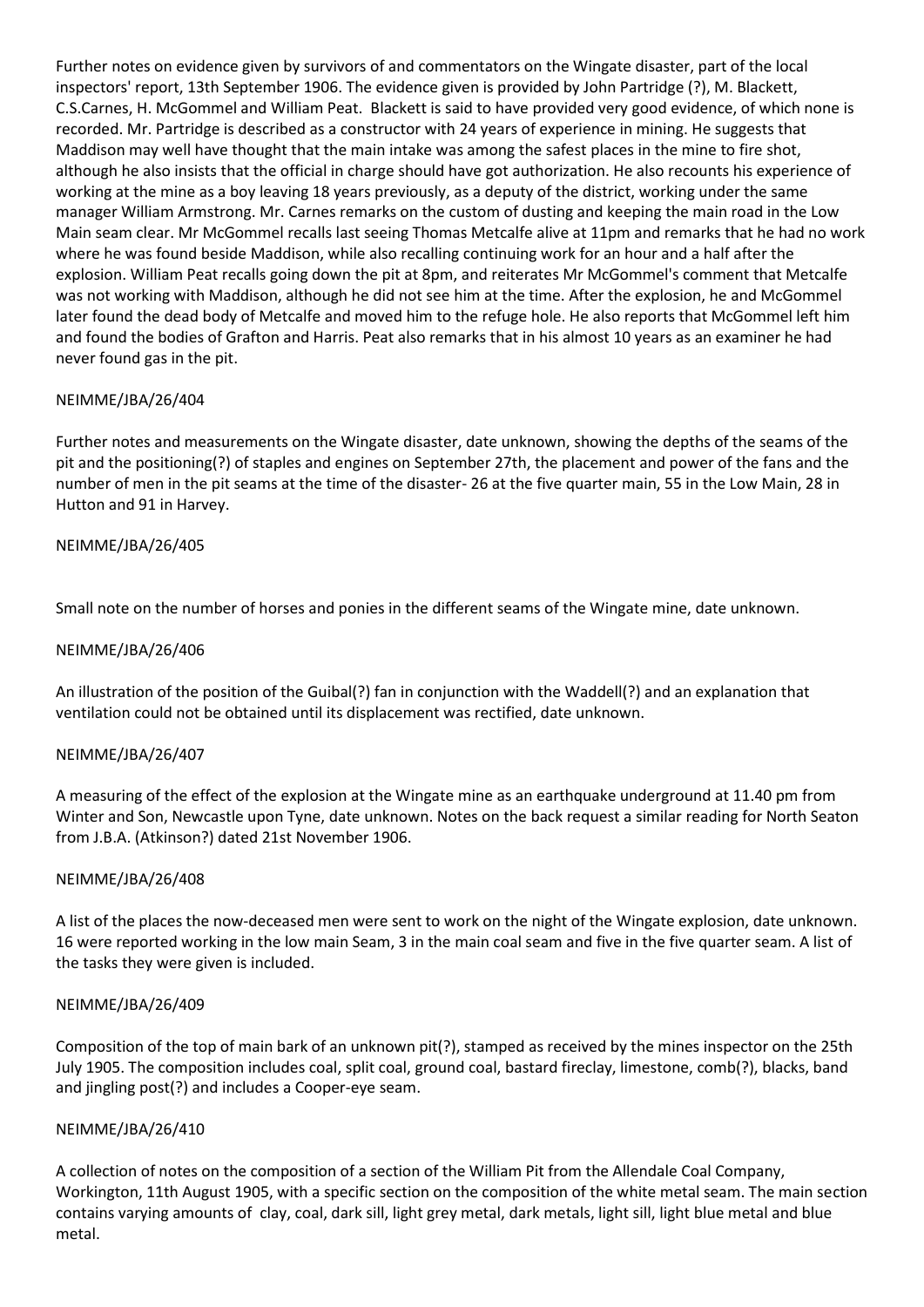Further notes on evidence given by survivors of and commentators on the Wingate disaster, part of the local inspectors' report, 13th September 1906. The evidence given is provided by John Partridge (?), M. Blackett, C.S.Carnes, H. McGommel and William Peat. Blackett is said to have provided very good evidence, of which none is recorded. Mr. Partridge is described as a constructor with 24 years of experience in mining. He suggests that Maddison may well have thought that the main intake was among the safest places in the mine to fire shot, although he also insists that the official in charge should have got authorization. He also recounts his experience of working at the mine as a boy leaving 18 years previously, as a deputy of the district, working under the same manager William Armstrong. Mr. Carnes remarks on the custom of dusting and keeping the main road in the Low Main seam clear. Mr McGommel recalls last seeing Thomas Metcalfe alive at 11pm and remarks that he had no work where he was found beside Maddison, while also recalling continuing work for an hour and a half after the explosion. William Peat recalls going down the pit at 8pm, and reiterates Mr McGommel's comment that Metcalfe was not working with Maddison, although he did not see him at the time. After the explosion, he and McGommel later found the dead body of Metcalfe and moved him to the refuge hole. He also reports that McGommel left him and found the bodies of Grafton and Harris. Peat also remarks that in his almost 10 years as an examiner he had never found gas in the pit.

NEIMME/JBA/26/404

Further notes and measurements on the Wingate disaster, date unknown, showing the depths of the seams of the pit and the positioning(?) of staples and engines on September 27th, the placement and power of the fans and the number of men in the pit seams at the time of the disaster- 26 at the five quarter main, 55 in the Low Main, 28 in Hutton and 91 in Harvey.

NEIMME/JBA/26/405

Small note on the number of horses and ponies in the different seams of the Wingate mine, date unknown.

NEIMME/JBA/26/406

An illustration of the position of the Guibal(?) fan in conjunction with the Waddell(?) and an explanation that ventilation could not be obtained until its displacement was rectified, date unknown.

NEIMME/JBA/26/407

A measuring of the effect of the explosion at the Wingate mine as an earthquake underground at 11.40 pm from Winter and Son, Newcastle upon Tyne, date unknown. Notes on the back request a similar reading for North Seaton from J.B.A. (Atkinson?) dated 21st November 1906.

NEIMME/JBA/26/408

A list of the places the now-deceased men were sent to work on the night of the Wingate explosion, date unknown. 16 were reported working in the low main Seam, 3 in the main coal seam and five in the five quarter seam. A list of the tasks they were given is included.

NEIMME/JBA/26/409

Composition of the top of main bark of an unknown pit(?), stamped as received by the mines inspector on the 25th July 1905. The composition includes coal, split coal, ground coal, bastard fireclay, limestone, comb(?), blacks, band and jingling post(?) and includes a Cooper-eye seam.

NEIMME/JBA/26/410

A collection of notes on the composition of a section of the William Pit from the Allendale Coal Company, Workington, 11th August 1905, with a specific section on the composition of the white metal seam. The main section contains varying amounts of clay, coal, dark sill, light grey metal, dark metals, light sill, light blue metal and blue metal.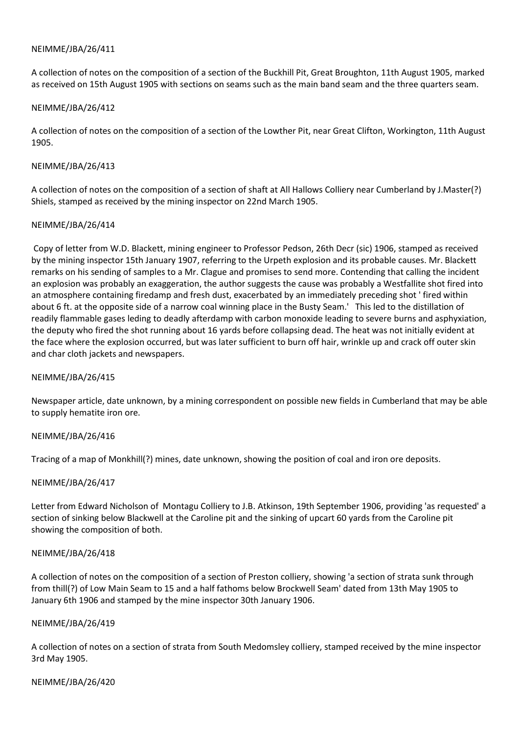NEIMME/JBA/26/411

A collection of notes on the composition of a section of the Buckhill Pit, Great Broughton, 11th August 1905, marked as received on 15th August 1905 with sections on seams such as the main band seam and the three quarters seam.

NEIMME/JBA/26/412

A collection of notes on the composition of a section of the Lowther Pit, near Great Clifton, Workington, 11th August 1905.

NEIMME/JBA/26/413

A collection of notes on the composition of a section of shaft at All Hallows Colliery near Cumberland by J.Master(?) Shiels, stamped as received by the mining inspector on 22nd March 1905.

NEIMME/JBA/26/414

Copy of letter from W.D. Blackett, mining engineer to Professor Pedson, 26th Decr (sic) 1906, stamped as received by the mining inspector 15th January 1907, referring to the Urpeth explosion and its probable causes. Mr. Blackett remarks on his sending of samples to a Mr. Clague and promises to send more. Contending that calling the incident an explosion was probably an exaggeration, the author suggests the cause was probably a Westfallite shot fired into an atmosphere containing firedamp and fresh dust, exacerbated by an immediately preceding shot ' fired within about 6 ft. at the opposite side of a narrow coal winning place in the Busty Seam.' This led to the distillation of readily flammable gases leding to deadly afterdamp with carbon monoxide leading to severe burns and asphyxiation, the deputy who fired the shot running about 16 yards before collapsing dead. The heat was not initially evident at the face where the explosion occurred, but was later sufficient to burn off hair, wrinkle up and crack off outer skin and char cloth jackets and newspapers.

NEIMME/JBA/26/415

Newspaper article, date unknown, by a mining correspondent on possible new fields in Cumberland that may be able to supply hematite iron ore.

NEIMME/JBA/26/416

Tracing of a map of Monkhill(?) mines, date unknown, showing the position of coal and iron ore deposits.

NEIMME/JBA/26/417

Letter from Edward Nicholson of Montagu Colliery to J.B. Atkinson, 19th September 1906, providing 'as requested' a section of sinking below Blackwell at the Caroline pit and the sinking of upcart 60 yards from the Caroline pit showing the composition of both.

NEIMME/JBA/26/418

A collection of notes on the composition of a section of Preston colliery, showing 'a section of strata sunk through from thill(?) of Low Main Seam to 15 and a half fathoms below Brockwell Seam' dated from 13th May 1905 to January 6th 1906 and stamped by the mine inspector 30th January 1906.

NEIMME/JBA/26/419

A collection of notes on a section of strata from South Medomsley colliery, stamped received by the mine inspector 3rd May 1905.

NEIMME/JBA/26/420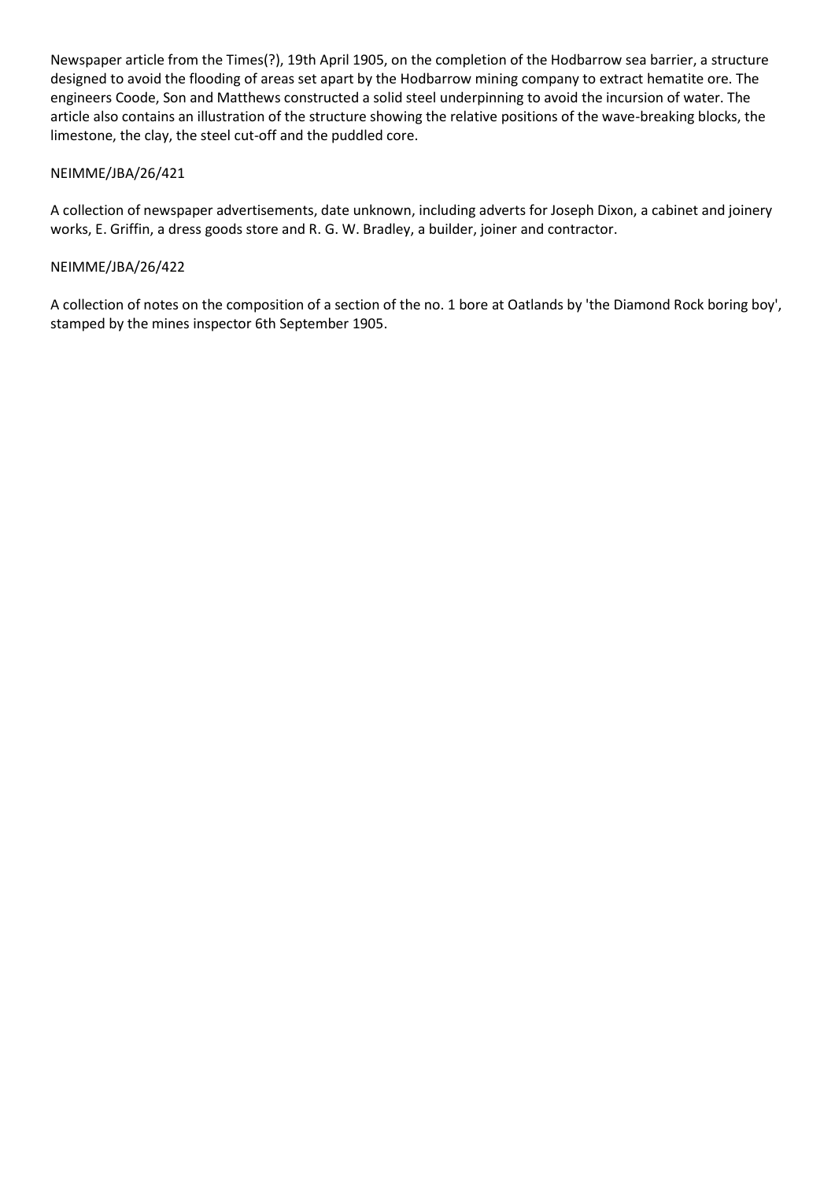Newspaper article from the Times(?), 19th April 1905, on the completion of the Hodbarrow sea barrier, a structure designed to avoid the flooding of areas set apart by the Hodbarrow mining company to extract hematite ore. The engineers Coode, Son and Matthews constructed a solid steel underpinning to avoid the incursion of water. The article also contains an illustration of the structure showing the relative positions of the wave-breaking blocks, the limestone, the clay, the steel cut-off and the puddled core.

NEIMME/JBA/26/421

A collection of newspaper advertisements, date unknown, including adverts for Joseph Dixon, a cabinet and joinery works, E. Griffin, a dress goods store and R. G. W. Bradley, a builder, joiner and contractor.

NEIMME/JBA/26/422

A collection of notes on the composition of a section of the no. 1 bore at Oatlands by 'the Diamond Rock boring boy', stamped by the mines inspector 6th September 1905.